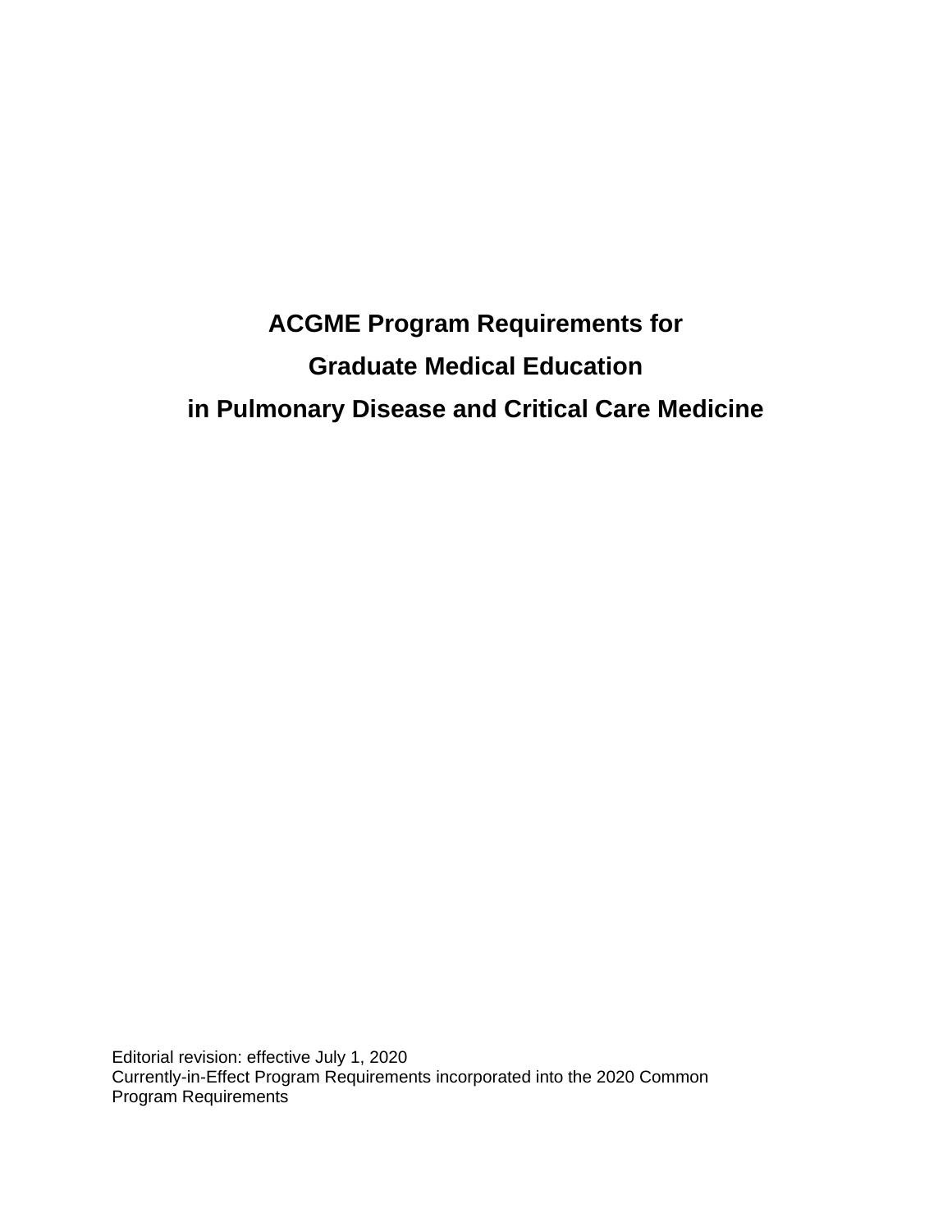# ACGME Program Requirements for Graduate Medical Education in Pulmonary Disease and Critical Care Medicine

Editorial revision: effective July 1, 2020
Currently-in-Effect Program Requirements incorporated into the 2020 Common Program Requirements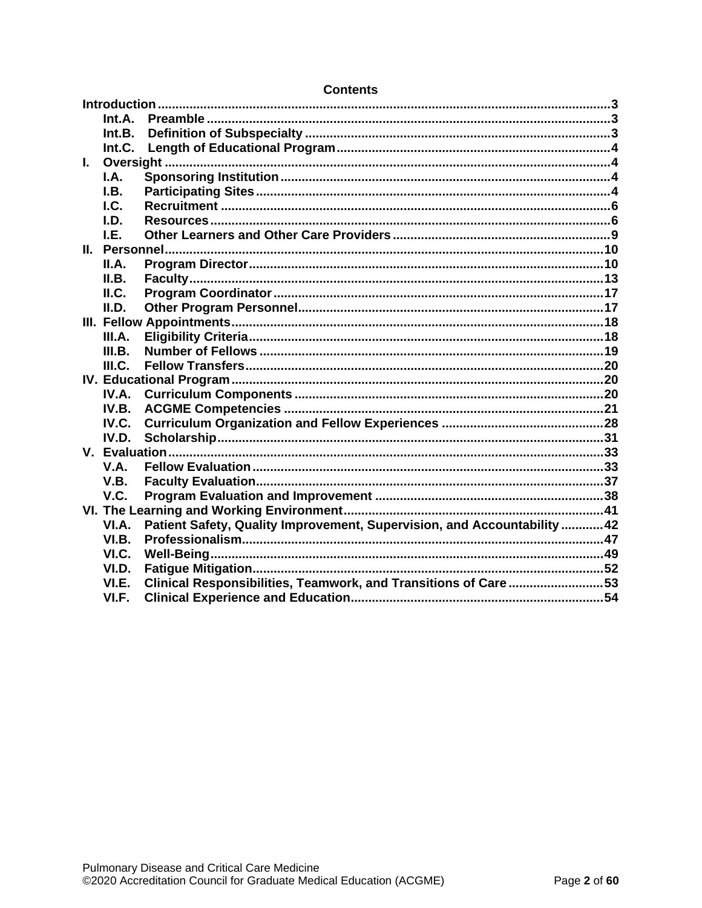## Contents

**Introduction** ............................................................................................................. 3
- **Int.A. Preamble** ................................................................................................. 3
- **Int.B. Definition of Subspecialty** ...................................................................... 3
- **Int.C. Length of Educational Program** ............................................................. 4

**I. Oversight** ................................................................................................................ 4
- **I.A. Sponsoring Institution** ................................................................................. 4
- **I.B. Participating Sites** ...................................................................................... 4
- **I.C. Recruitment** ................................................................................................ 6
- **I.D. Resources** ................................................................................................... 6
- **I.E. Other Learners and Other Care Providers** .................................................. 9

**II. Personnel** ............................................................................................................. 10
- **II.A. Program Director** ...................................................................................... 10
- **II.B. Faculty** ..................................................................................................... 13
- **II.C. Program Coordinator** ............................................................................... 17
- **II.D. Other Program Personnel** ......................................................................... 17

**III. Fellow Appointments** .......................................................................................... 18
- **III.A. Eligibility Criteria** .................................................................................... 18
- **III.B. Number of Fellows** ................................................................................... 19
- **III.C. Fellow Transfers** ...................................................................................... 20

**IV. Educational Program** .......................................................................................... 20
- **IV.A. Curriculum Components** ......................................................................... 20
- **IV.B. ACGME Competencies** ............................................................................ 21
- **IV.C. Curriculum Organization and Fellow Experiences** ................................... 28
- **IV.D. Scholarship** .............................................................................................. 31

**V. Evaluation** ............................................................................................................ 33
- **V.A. Fellow Evaluation** ...................................................................................... 33
- **V.B. Faculty Evaluation** .................................................................................... 37
- **V.C. Program Evaluation and Improvement** ..................................................... 38

**VI. The Learning and Working Environment** ........................................................... 41
- **VI.A. Patient Safety, Quality Improvement, Supervision, and Accountability** ...... 42
- **VI.B. Professionalism** ........................................................................................ 47
- **VI.C. Well-Being** ................................................................................................ 49
- **VI.D. Fatigue Mitigation** .................................................................................... 52
- **VI.E. Clinical Responsibilities, Teamwork, and Transitions of Care** ................... 53
- **VI.F. Clinical Experience and Education** ........................................................... 54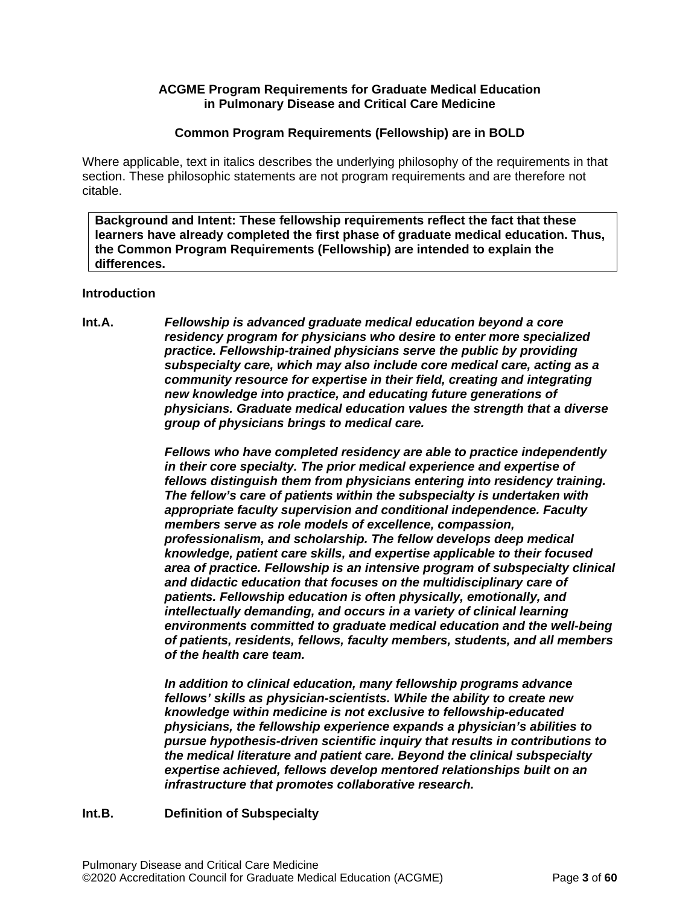**ACGME Program Requirements for Graduate Medical Education in Pulmonary Disease and Critical Care Medicine**

**Common Program Requirements (Fellowship) are in BOLD**

Where applicable, text in italics describes the underlying philosophy of the requirements in that section. These philosophic statements are not program requirements and are therefore not citable.

> **Background and Intent: These fellowship requirements reflect the fact that these learners have already completed the first phase of graduate medical education. Thus, the Common Program Requirements (Fellowship) are intended to explain the differences.**

**Introduction**

**Int.A.** ***Fellowship is advanced graduate medical education beyond a core residency program for physicians who desire to enter more specialized practice. Fellowship-trained physicians serve the public by providing subspecialty care, which may also include core medical care, acting as a community resource for expertise in their field, creating and integrating new knowledge into practice, and educating future generations of physicians. Graduate medical education values the strength that a diverse group of physicians brings to medical care.***

***Fellows who have completed residency are able to practice independently in their core specialty. The prior medical experience and expertise of fellows distinguish them from physicians entering into residency training. The fellow's care of patients within the subspecialty is undertaken with appropriate faculty supervision and conditional independence. Faculty members serve as role models of excellence, compassion, professionalism, and scholarship. The fellow develops deep medical knowledge, patient care skills, and expertise applicable to their focused area of practice. Fellowship is an intensive program of subspecialty clinical and didactic education that focuses on the multidisciplinary care of patients. Fellowship education is often physically, emotionally, and intellectually demanding, and occurs in a variety of clinical learning environments committed to graduate medical education and the well-being of patients, residents, fellows, faculty members, students, and all members of the health care team.***

***In addition to clinical education, many fellowship programs advance fellows' skills as physician-scientists. While the ability to create new knowledge within medicine is not exclusive to fellowship-educated physicians, the fellowship experience expands a physician's abilities to pursue hypothesis-driven scientific inquiry that results in contributions to the medical literature and patient care. Beyond the clinical subspecialty expertise achieved, fellows develop mentored relationships built on an infrastructure that promotes collaborative research.***

**Int.B.** **Definition of Subspecialty**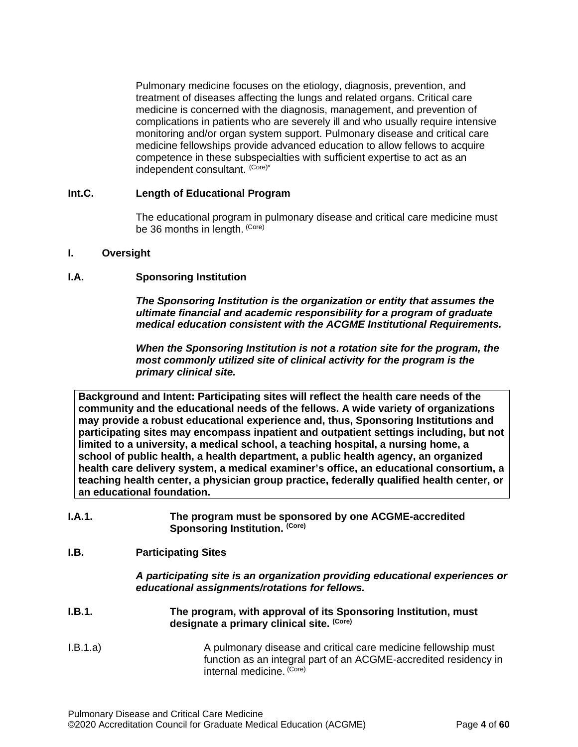Pulmonary medicine focuses on the etiology, diagnosis, prevention, and treatment of diseases affecting the lungs and related organs. Critical care medicine is concerned with the diagnosis, management, and prevention of complications in patients who are severely ill and who usually require intensive monitoring and/or organ system support. Pulmonary disease and critical care medicine fellowships provide advanced education to allow fellows to acquire competence in these subspecialties with sufficient expertise to act as an independent consultant. (Core)*

**Int.C. Length of Educational Program**

The educational program in pulmonary disease and critical care medicine must be 36 months in length. (Core)

**I. Oversight**

**I.A. Sponsoring Institution**

***The Sponsoring Institution is the organization or entity that assumes the ultimate financial and academic responsibility for a program of graduate medical education consistent with the ACGME Institutional Requirements.***

***When the Sponsoring Institution is not a rotation site for the program, the most commonly utilized site of clinical activity for the program is the primary clinical site.***

| **Background and Intent: Participating sites will reflect the health care needs of the community and the educational needs of the fellows. A wide variety of organizations may provide a robust educational experience and, thus, Sponsoring Institutions and participating sites may encompass inpatient and outpatient settings including, but not limited to a university, a medical school, a teaching hospital, a nursing home, a school of public health, a health department, a public health agency, an organized health care delivery system, a medical examiner's office, an educational consortium, a teaching health center, a physician group practice, federally qualified health center, or an educational foundation.** |
|---|

**I.A.1. The program must be sponsored by one ACGME-accredited Sponsoring Institution. (Core)**

**I.B. Participating Sites**

***A participating site is an organization providing educational experiences or educational assignments/rotations for fellows.***

**I.B.1. The program, with approval of its Sponsoring Institution, must designate a primary clinical site. (Core)**

I.B.1.a) A pulmonary disease and critical care medicine fellowship must function as an integral part of an ACGME-accredited residency in internal medicine. (Core)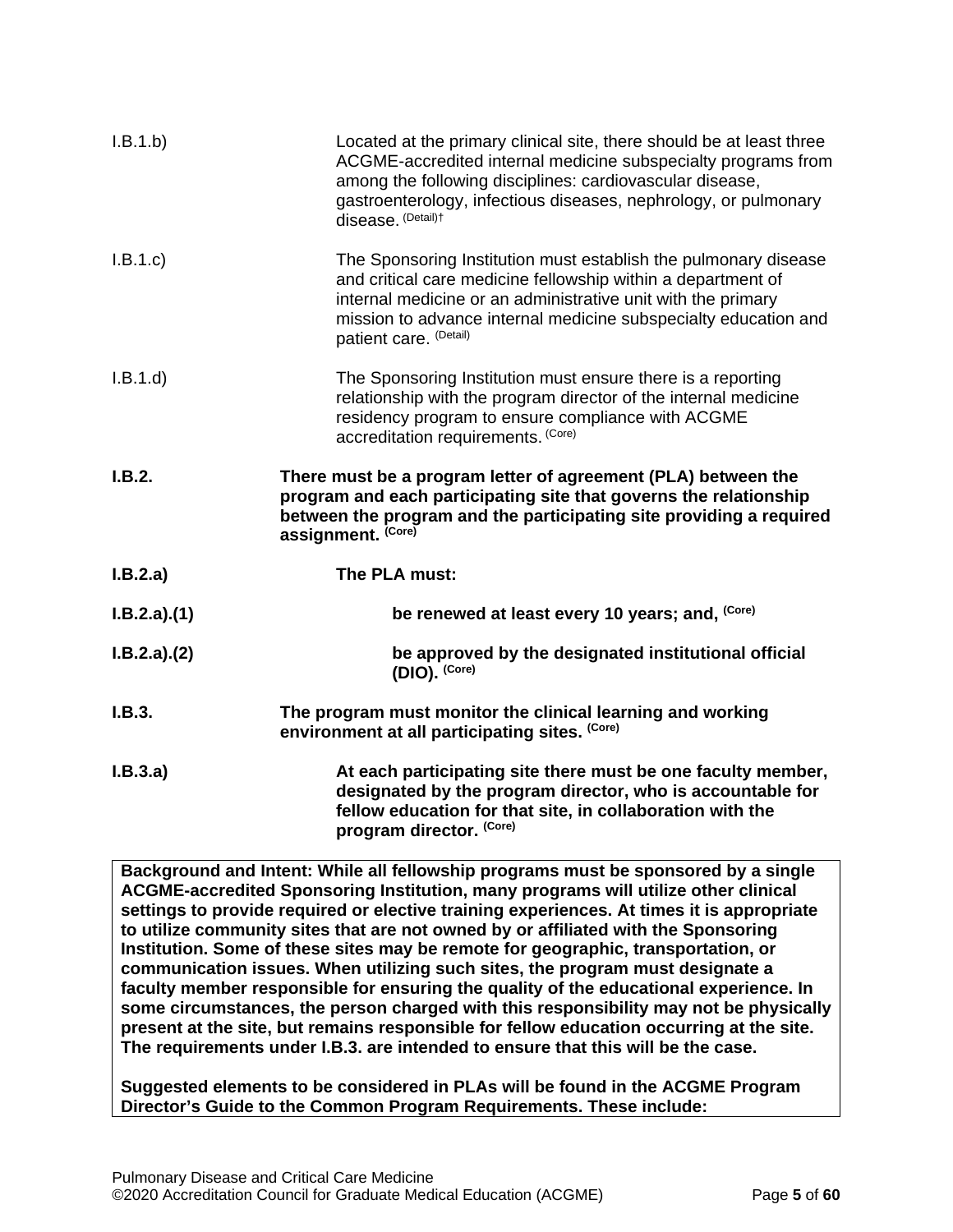I.B.1.b) Located at the primary clinical site, there should be at least three ACGME-accredited internal medicine subspecialty programs from among the following disciplines: cardiovascular disease, gastroenterology, infectious diseases, nephrology, or pulmonary disease. (Detail)†

I.B.1.c) The Sponsoring Institution must establish the pulmonary disease and critical care medicine fellowship within a department of internal medicine or an administrative unit with the primary mission to advance internal medicine subspecialty education and patient care. (Detail)

I.B.1.d) The Sponsoring Institution must ensure there is a reporting relationship with the program director of the internal medicine residency program to ensure compliance with ACGME accreditation requirements. (Core)

**I.B.2. There must be a program letter of agreement (PLA) between the program and each participating site that governs the relationship between the program and the participating site providing a required assignment. (Core)**

**I.B.2.a) The PLA must:**

**I.B.2.a).(1) be renewed at least every 10 years; and, (Core)**

**I.B.2.a).(2) be approved by the designated institutional official (DIO). (Core)**

**I.B.3. The program must monitor the clinical learning and working environment at all participating sites. (Core)**

**I.B.3.a) At each participating site there must be one faculty member, designated by the program director, who is accountable for fellow education for that site, in collaboration with the program director. (Core)**

**Background and Intent: While all fellowship programs must be sponsored by a single ACGME-accredited Sponsoring Institution, many programs will utilize other clinical settings to provide required or elective training experiences. At times it is appropriate to utilize community sites that are not owned by or affiliated with the Sponsoring Institution. Some of these sites may be remote for geographic, transportation, or communication issues. When utilizing such sites, the program must designate a faculty member responsible for ensuring the quality of the educational experience. In some circumstances, the person charged with this responsibility may not be physically present at the site, but remains responsible for fellow education occurring at the site. The requirements under I.B.3. are intended to ensure that this will be the case.**

**Suggested elements to be considered in PLAs will be found in the ACGME Program Director's Guide to the Common Program Requirements. These include:**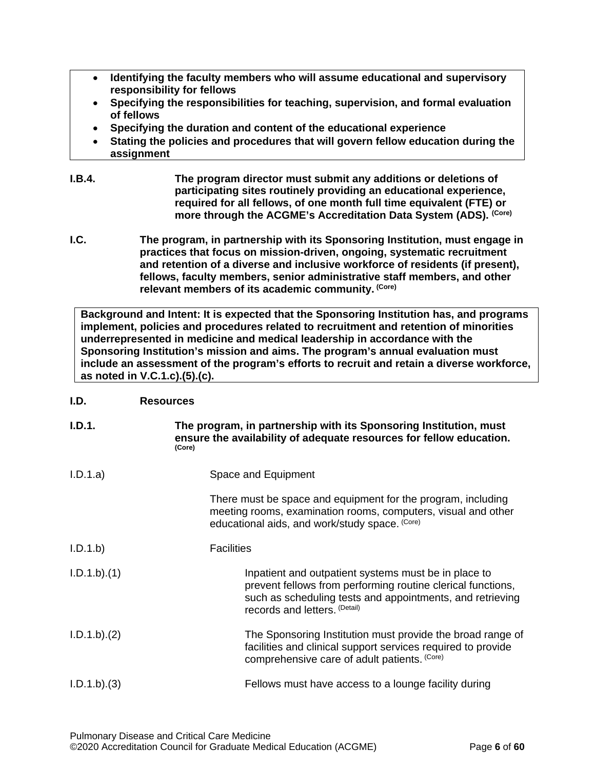- **Identifying the faculty members who will assume educational and supervisory responsibility for fellows**
- **Specifying the responsibilities for teaching, supervision, and formal evaluation of fellows**
- **Specifying the duration and content of the educational experience**
- **Stating the policies and procedures that will govern fellow education during the assignment**

**I.B.4.** **The program director must submit any additions or deletions of participating sites routinely providing an educational experience, required for all fellows, of one month full time equivalent (FTE) or more through the ACGME's Accreditation Data System (ADS).** (Core)

**I.C.** **The program, in partnership with its Sponsoring Institution, must engage in practices that focus on mission-driven, ongoing, systematic recruitment and retention of a diverse and inclusive workforce of residents (if present), fellows, faculty members, senior administrative staff members, and other relevant members of its academic community.** (Core)

**Background and Intent: It is expected that the Sponsoring Institution has, and programs implement, policies and procedures related to recruitment and retention of minorities underrepresented in medicine and medical leadership in accordance with the Sponsoring Institution's mission and aims. The program's annual evaluation must include an assessment of the program's efforts to recruit and retain a diverse workforce, as noted in V.C.1.c).(5).(c).**

**I.D.** **Resources**

**I.D.1.** **The program, in partnership with its Sponsoring Institution, must ensure the availability of adequate resources for fellow education.** (Core)

I.D.1.a) Space and Equipment

There must be space and equipment for the program, including meeting rooms, examination rooms, computers, visual and other educational aids, and work/study space. (Core)

I.D.1.b) Facilities

I.D.1.b).(1) Inpatient and outpatient systems must be in place to prevent fellows from performing routine clerical functions, such as scheduling tests and appointments, and retrieving records and letters. (Detail)

I.D.1.b).(2) The Sponsoring Institution must provide the broad range of facilities and clinical support services required to provide comprehensive care of adult patients. (Core)

I.D.1.b).(3) Fellows must have access to a lounge facility during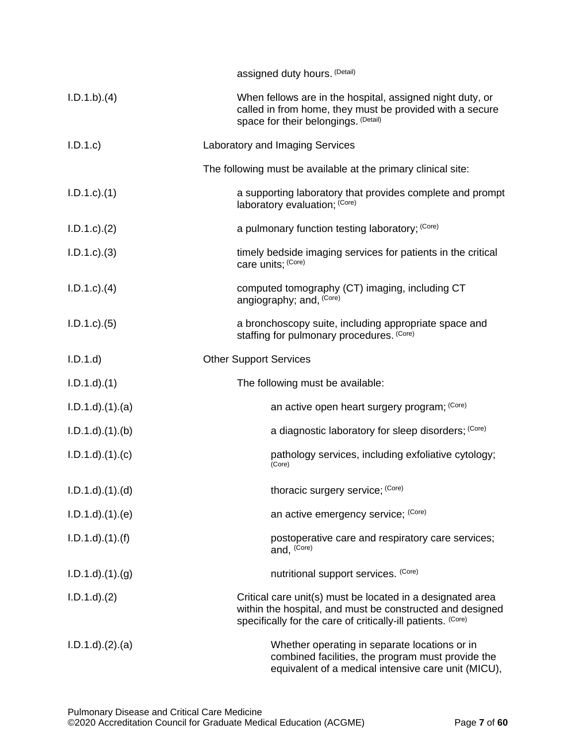assigned duty hours. (Detail)

I.D.1.b).(4) When fellows are in the hospital, assigned night duty, or called in from home, they must be provided with a secure space for their belongings. (Detail)

I.D.1.c) Laboratory and Imaging Services

The following must be available at the primary clinical site:

I.D.1.c).(1) a supporting laboratory that provides complete and prompt laboratory evaluation; (Core)

I.D.1.c).(2) a pulmonary function testing laboratory; (Core)

I.D.1.c).(3) timely bedside imaging services for patients in the critical care units; (Core)

I.D.1.c).(4) computed tomography (CT) imaging, including CT angiography; and, (Core)

I.D.1.c).(5) a bronchoscopy suite, including appropriate space and staffing for pulmonary procedures. (Core)

I.D.1.d) Other Support Services

I.D.1.d).(1) The following must be available:

I.D.1.d).(1).(a) an active open heart surgery program; (Core)

I.D.1.d).(1).(b) a diagnostic laboratory for sleep disorders; (Core)

I.D.1.d).(1).(c) pathology services, including exfoliative cytology; (Core)

I.D.1.d).(1).(d) thoracic surgery service; (Core)

I.D.1.d).(1).(e) an active emergency service; (Core)

I.D.1.d).(1).(f) postoperative care and respiratory care services; and, (Core)

I.D.1.d).(1).(g) nutritional support services. (Core)

I.D.1.d).(2) Critical care unit(s) must be located in a designated area within the hospital, and must be constructed and designed specifically for the care of critically-ill patients. (Core)

I.D.1.d).(2).(a) Whether operating in separate locations or in combined facilities, the program must provide the equivalent of a medical intensive care unit (MICU),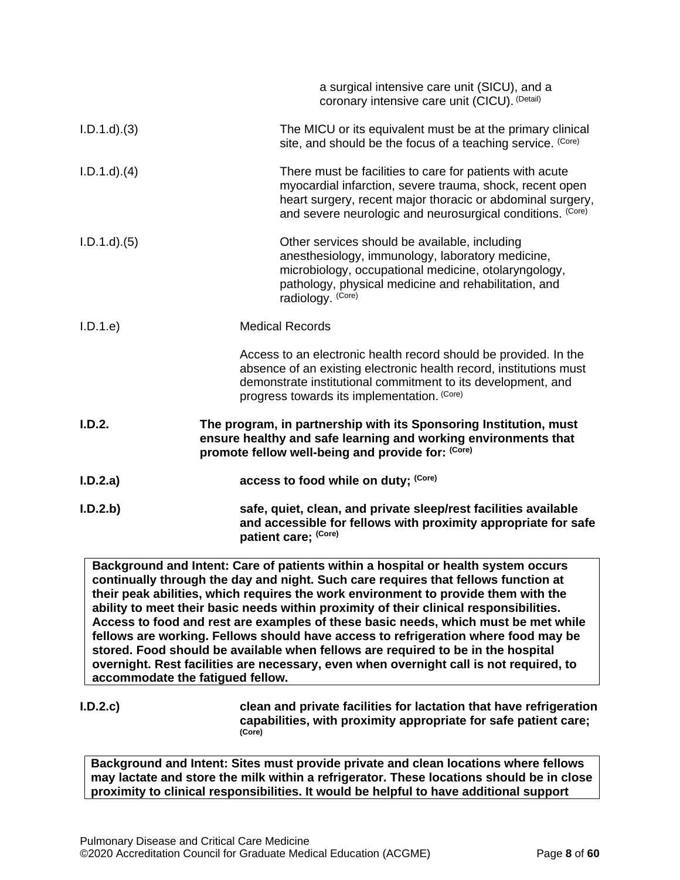a surgical intensive care unit (SICU), and a coronary intensive care unit (CICU). (Detail)

I.D.1.d).(3) The MICU or its equivalent must be at the primary clinical site, and should be the focus of a teaching service. (Core)

I.D.1.d).(4) There must be facilities to care for patients with acute myocardial infarction, severe trauma, shock, recent open heart surgery, recent major thoracic or abdominal surgery, and severe neurologic and neurosurgical conditions. (Core)

I.D.1.d).(5) Other services should be available, including anesthesiology, immunology, laboratory medicine, microbiology, occupational medicine, otolaryngology, pathology, physical medicine and rehabilitation, and radiology. (Core)

I.D.1.e) Medical Records

Access to an electronic health record should be provided. In the absence of an existing electronic health record, institutions must demonstrate institutional commitment to its development, and progress towards its implementation. (Core)

**I.D.2. The program, in partnership with its Sponsoring Institution, must ensure healthy and safe learning and working environments that promote fellow well-being and provide for: (Core)**

**I.D.2.a) access to food while on duty; (Core)**

**I.D.2.b) safe, quiet, clean, and private sleep/rest facilities available and accessible for fellows with proximity appropriate for safe patient care; (Core)**

**Background and Intent: Care of patients within a hospital or health system occurs continually through the day and night. Such care requires that fellows function at their peak abilities, which requires the work environment to provide them with the ability to meet their basic needs within proximity of their clinical responsibilities. Access to food and rest are examples of these basic needs, which must be met while fellows are working. Fellows should have access to refrigeration where food may be stored. Food should be available when fellows are required to be in the hospital overnight. Rest facilities are necessary, even when overnight call is not required, to accommodate the fatigued fellow.**

**I.D.2.c) clean and private facilities for lactation that have refrigeration capabilities, with proximity appropriate for safe patient care; (Core)**

**Background and Intent: Sites must provide private and clean locations where fellows may lactate and store the milk within a refrigerator. These locations should be in close proximity to clinical responsibilities. It would be helpful to have additional support**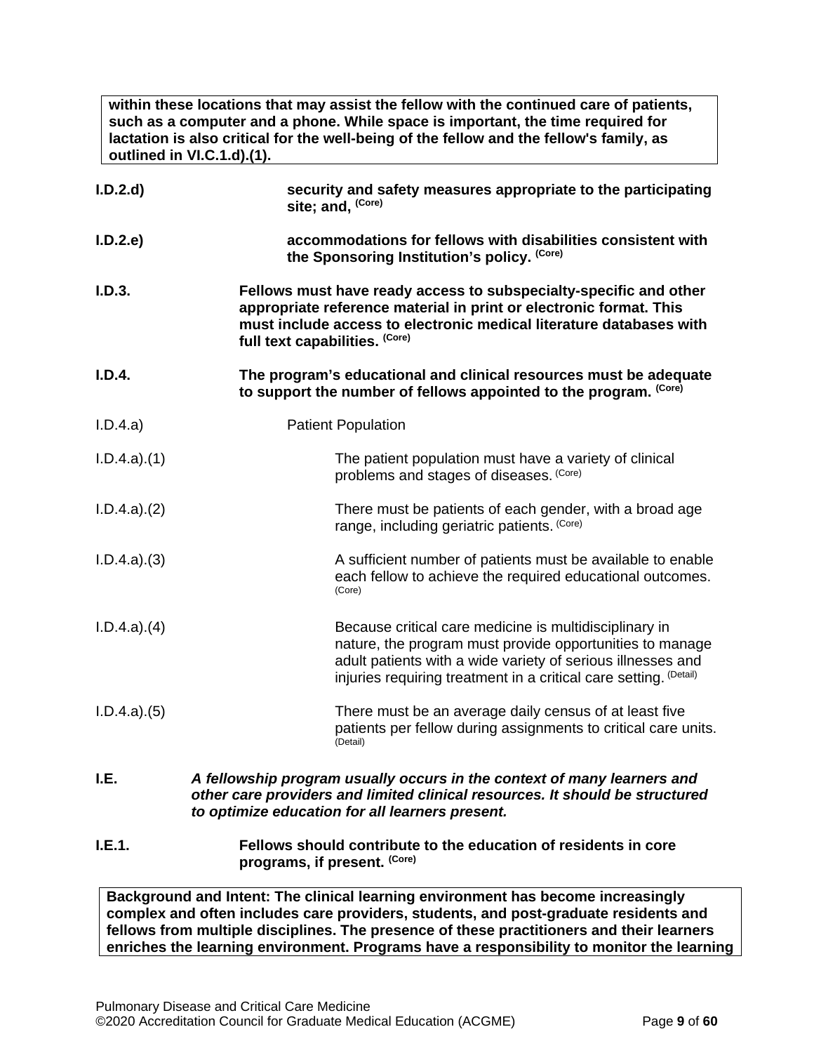**within these locations that may assist the fellow with the continued care of patients, such as a computer and a phone. While space is important, the time required for lactation is also critical for the well-being of the fellow and the fellow's family, as outlined in VI.C.1.d).(1).**

**I.D.2.d)** **security and safety measures appropriate to the participating site; and,** **(Core)**

**I.D.2.e)** **accommodations for fellows with disabilities consistent with the Sponsoring Institution's policy.** **(Core)**

**I.D.3.** **Fellows must have ready access to subspecialty-specific and other appropriate reference material in print or electronic format. This must include access to electronic medical literature databases with full text capabilities.** **(Core)**

**I.D.4.** **The program's educational and clinical resources must be adequate to support the number of fellows appointed to the program.** **(Core)**

I.D.4.a) Patient Population

I.D.4.a).(1) The patient population must have a variety of clinical problems and stages of diseases. (Core)

I.D.4.a).(2) There must be patients of each gender, with a broad age range, including geriatric patients. (Core)

I.D.4.a).(3) A sufficient number of patients must be available to enable each fellow to achieve the required educational outcomes. (Core)

I.D.4.a).(4) Because critical care medicine is multidisciplinary in nature, the program must provide opportunities to manage adult patients with a wide variety of serious illnesses and injuries requiring treatment in a critical care setting. (Detail)

I.D.4.a).(5) There must be an average daily census of at least five patients per fellow during assignments to critical care units. (Detail)

**I.E.** ***A fellowship program usually occurs in the context of many learners and other care providers and limited clinical resources. It should be structured to optimize education for all learners present.***

**I.E.1.** **Fellows should contribute to the education of residents in core programs, if present.** **(Core)**

**Background and Intent: The clinical learning environment has become increasingly complex and often includes care providers, students, and post-graduate residents and fellows from multiple disciplines. The presence of these practitioners and their learners enriches the learning environment. Programs have a responsibility to monitor the learning**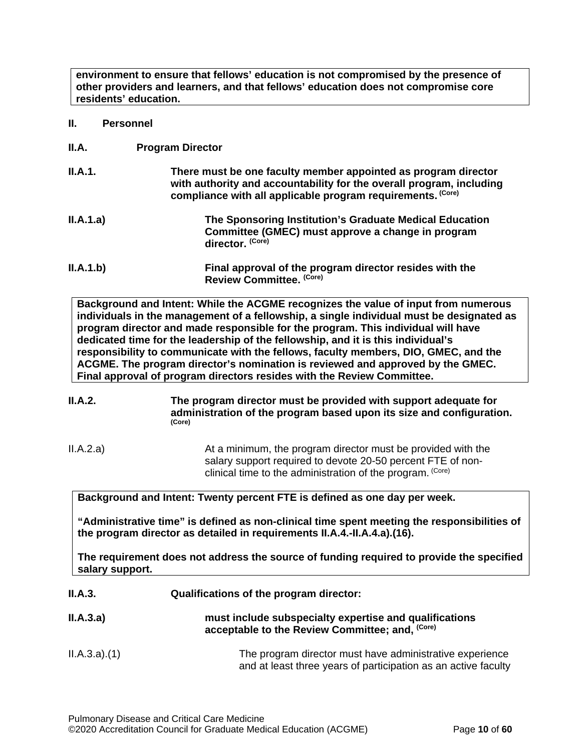**environment to ensure that fellows' education is not compromised by the presence of other providers and learners, and that fellows' education does not compromise core residents' education.**

**II. Personnel**

**II.A. Program Director**

**II.A.1. There must be one faculty member appointed as program director with authority and accountability for the overall program, including compliance with all applicable program requirements. (Core)**

**II.A.1.a) The Sponsoring Institution's Graduate Medical Education Committee (GMEC) must approve a change in program director. (Core)**

**II.A.1.b) Final approval of the program director resides with the Review Committee. (Core)**

**Background and Intent: While the ACGME recognizes the value of input from numerous individuals in the management of a fellowship, a single individual must be designated as program director and made responsible for the program. This individual will have dedicated time for the leadership of the fellowship, and it is this individual's responsibility to communicate with the fellows, faculty members, DIO, GMEC, and the ACGME. The program director's nomination is reviewed and approved by the GMEC. Final approval of program directors resides with the Review Committee.**

**II.A.2. The program director must be provided with support adequate for administration of the program based upon its size and configuration. (Core)**

II.A.2.a) At a minimum, the program director must be provided with the salary support required to devote 20-50 percent FTE of non-clinical time to the administration of the program. (Core)

**Background and Intent: Twenty percent FTE is defined as one day per week.**

**"Administrative time" is defined as non-clinical time spent meeting the responsibilities of the program director as detailed in requirements II.A.4.-II.A.4.a).(16).**

**The requirement does not address the source of funding required to provide the specified salary support.**

**II.A.3. Qualifications of the program director:**

**II.A.3.a) must include subspecialty expertise and qualifications acceptable to the Review Committee; and, (Core)**

II.A.3.a).(1) The program director must have administrative experience and at least three years of participation as an active faculty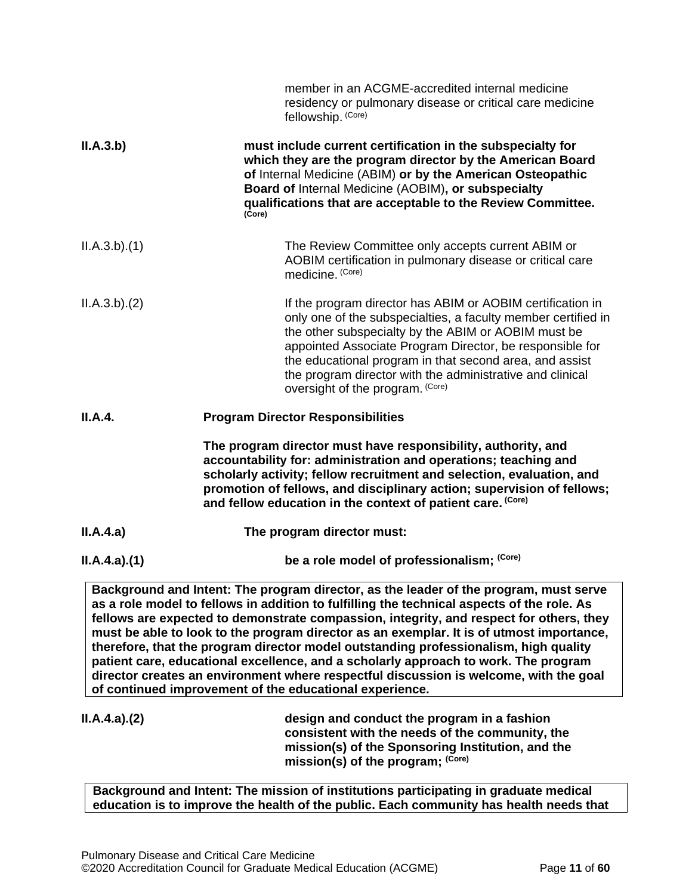member in an ACGME-accredited internal medicine residency or pulmonary disease or critical care medicine fellowship. (Core)

**II.A.3.b)** **must include current certification in the subspecialty for which they are the program director by the American Board of** Internal Medicine (ABIM) **or by the American Osteopathic Board of** Internal Medicine (AOBIM)**, or subspecialty qualifications that are acceptable to the Review Committee. (Core)**

II.A.3.b).(1) The Review Committee only accepts current ABIM or AOBIM certification in pulmonary disease or critical care medicine. (Core)

II.A.3.b).(2) If the program director has ABIM or AOBIM certification in only one of the subspecialties, a faculty member certified in the other subspecialty by the ABIM or AOBIM must be appointed Associate Program Director, be responsible for the educational program in that second area, and assist the program director with the administrative and clinical oversight of the program. (Core)

**II.A.4.** **Program Director Responsibilities**

**The program director must have responsibility, authority, and accountability for: administration and operations; teaching and scholarly activity; fellow recruitment and selection, evaluation, and promotion of fellows, and disciplinary action; supervision of fellows; and fellow education in the context of patient care. (Core)**

**II.A.4.a)** **The program director must:**

**II.A.4.a).(1)** **be a role model of professionalism; (Core)**

**Background and Intent: The program director, as the leader of the program, must serve as a role model to fellows in addition to fulfilling the technical aspects of the role. As fellows are expected to demonstrate compassion, integrity, and respect for others, they must be able to look to the program director as an exemplar. It is of utmost importance, therefore, that the program director model outstanding professionalism, high quality patient care, educational excellence, and a scholarly approach to work. The program director creates an environment where respectful discussion is welcome, with the goal of continued improvement of the educational experience.**

**II.A.4.a).(2)** **design and conduct the program in a fashion consistent with the needs of the community, the mission(s) of the Sponsoring Institution, and the mission(s) of the program; (Core)**

**Background and Intent: The mission of institutions participating in graduate medical education is to improve the health of the public. Each community has health needs that**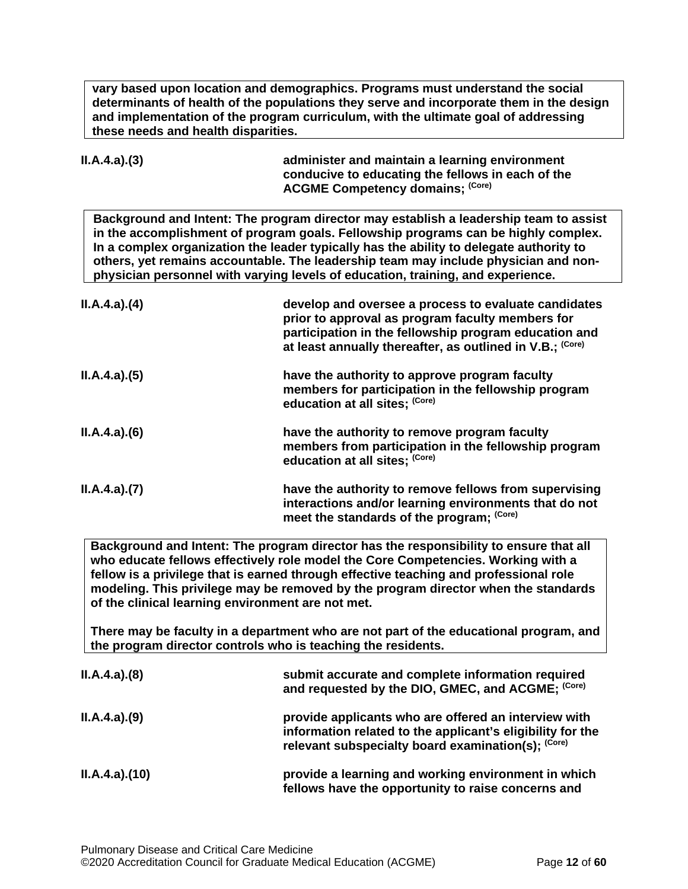**vary based upon location and demographics. Programs must understand the social determinants of health of the populations they serve and incorporate them in the design and implementation of the program curriculum, with the ultimate goal of addressing these needs and health disparities.**

| | |
|---|---|
| **II.A.4.a).(3)** | **administer and maintain a learning environment conducive to educating the fellows in each of the ACGME Competency domains; (Core)** |

**Background and Intent: The program director may establish a leadership team to assist in the accomplishment of program goals. Fellowship programs can be highly complex. In a complex organization the leader typically has the ability to delegate authority to others, yet remains accountable. The leadership team may include physician and non-physician personnel with varying levels of education, training, and experience.**

| | |
|---|---|
| **II.A.4.a).(4)** | **develop and oversee a process to evaluate candidates prior to approval as program faculty members for participation in the fellowship program education and at least annually thereafter, as outlined in V.B.; (Core)** |
| **II.A.4.a).(5)** | **have the authority to approve program faculty members for participation in the fellowship program education at all sites; (Core)** |
| **II.A.4.a).(6)** | **have the authority to remove program faculty members from participation in the fellowship program education at all sites; (Core)** |
| **II.A.4.a).(7)** | **have the authority to remove fellows from supervising interactions and/or learning environments that do not meet the standards of the program; (Core)** |

**Background and Intent: The program director has the responsibility to ensure that all who educate fellows effectively role model the Core Competencies. Working with a fellow is a privilege that is earned through effective teaching and professional role modeling. This privilege may be removed by the program director when the standards of the clinical learning environment are not met.**

**There may be faculty in a department who are not part of the educational program, and the program director controls who is teaching the residents.**

| | |
|---|---|
| **II.A.4.a).(8)** | **submit accurate and complete information required and requested by the DIO, GMEC, and ACGME; (Core)** |
| **II.A.4.a).(9)** | **provide applicants who are offered an interview with information related to the applicant's eligibility for the relevant subspecialty board examination(s); (Core)** |
| **II.A.4.a).(10)** | **provide a learning and working environment in which fellows have the opportunity to raise concerns and** |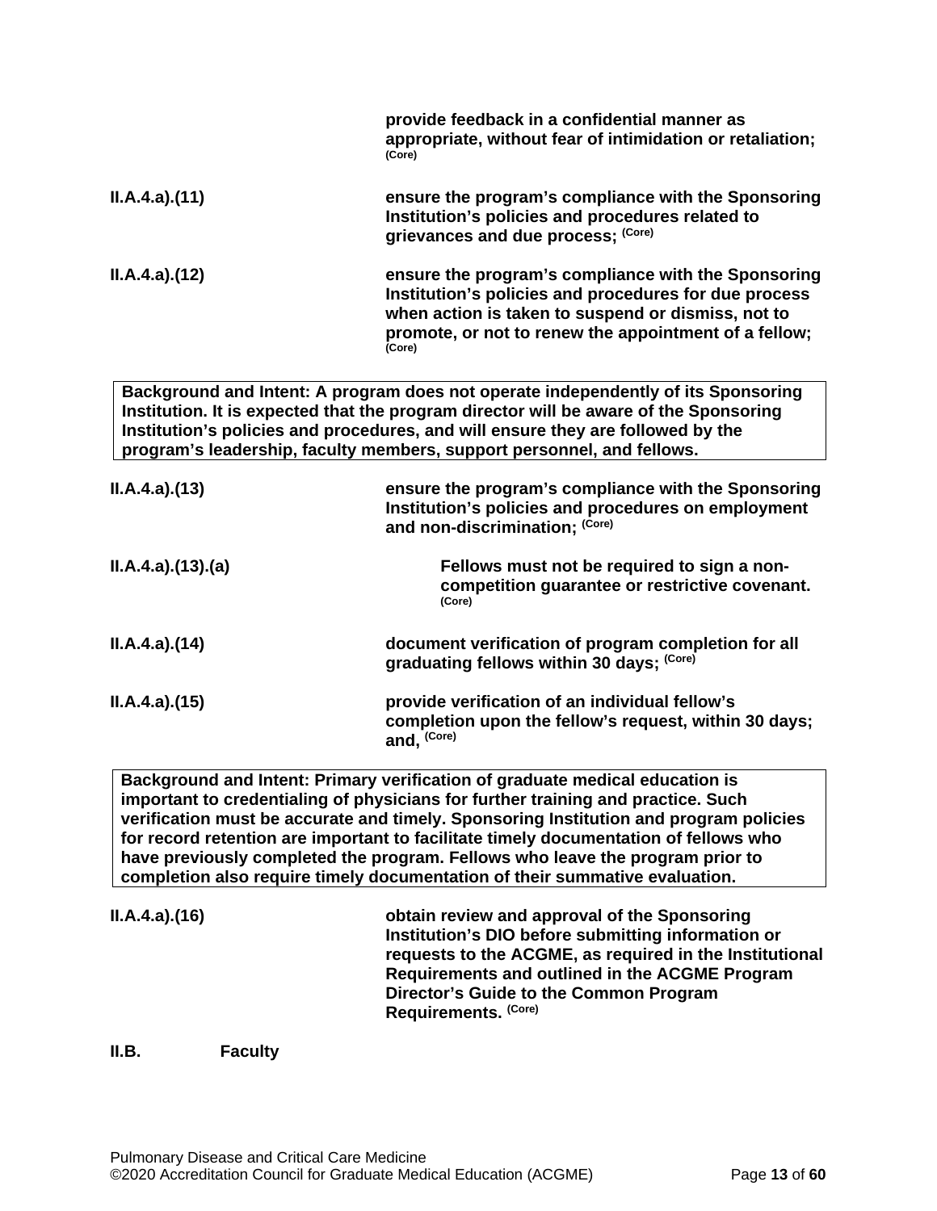**provide feedback in a confidential manner as appropriate, without fear of intimidation or retaliation;** (Core)

**II.A.4.a).(11)** **ensure the program's compliance with the Sponsoring Institution's policies and procedures related to grievances and due process;** (Core)

**II.A.4.a).(12)** **ensure the program's compliance with the Sponsoring Institution's policies and procedures for due process when action is taken to suspend or dismiss, not to promote, or not to renew the appointment of a fellow;** (Core)

> **Background and Intent: A program does not operate independently of its Sponsoring Institution. It is expected that the program director will be aware of the Sponsoring Institution's policies and procedures, and will ensure they are followed by the program's leadership, faculty members, support personnel, and fellows.**

**II.A.4.a).(13)** **ensure the program's compliance with the Sponsoring Institution's policies and procedures on employment and non-discrimination;** (Core)

**II.A.4.a).(13).(a)** **Fellows must not be required to sign a non-competition guarantee or restrictive covenant.** (Core)

**II.A.4.a).(14)** **document verification of program completion for all graduating fellows within 30 days;** (Core)

**II.A.4.a).(15)** **provide verification of an individual fellow's completion upon the fellow's request, within 30 days; and,** (Core)

> **Background and Intent: Primary verification of graduate medical education is important to credentialing of physicians for further training and practice. Such verification must be accurate and timely. Sponsoring Institution and program policies for record retention are important to facilitate timely documentation of fellows who have previously completed the program. Fellows who leave the program prior to completion also require timely documentation of their summative evaluation.**

**II.A.4.a).(16)** **obtain review and approval of the Sponsoring Institution's DIO before submitting information or requests to the ACGME, as required in the Institutional Requirements and outlined in the ACGME Program Director's Guide to the Common Program Requirements.** (Core)

## II.B. Faculty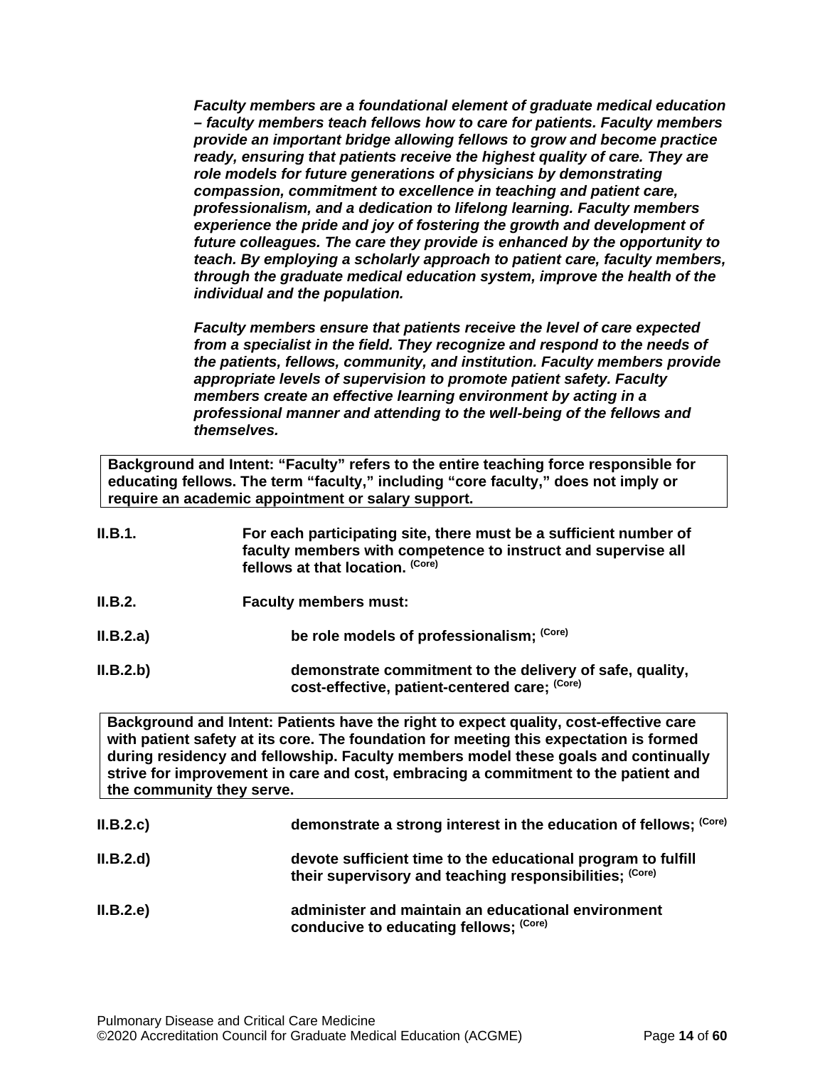***Faculty members are a foundational element of graduate medical education – faculty members teach fellows how to care for patients. Faculty members provide an important bridge allowing fellows to grow and become practice ready, ensuring that patients receive the highest quality of care. They are role models for future generations of physicians by demonstrating compassion, commitment to excellence in teaching and patient care, professionalism, and a dedication to lifelong learning. Faculty members experience the pride and joy of fostering the growth and development of future colleagues. The care they provide is enhanced by the opportunity to teach. By employing a scholarly approach to patient care, faculty members, through the graduate medical education system, improve the health of the individual and the population.***

***Faculty members ensure that patients receive the level of care expected from a specialist in the field. They recognize and respond to the needs of the patients, fellows, community, and institution. Faculty members provide appropriate levels of supervision to promote patient safety. Faculty members create an effective learning environment by acting in a professional manner and attending to the well-being of the fellows and themselves.***

| **Background and Intent: "Faculty" refers to the entire teaching force responsible for educating fellows. The term "faculty," including "core faculty," does not imply or require an academic appointment or salary support.** |
|---|

**II.B.1.** **For each participating site, there must be a sufficient number of faculty members with competence to instruct and supervise all fellows at that location.** **(Core)**

**II.B.2.** **Faculty members must:**

**II.B.2.a)** **be role models of professionalism;** **(Core)**

**II.B.2.b)** **demonstrate commitment to the delivery of safe, quality, cost-effective, patient-centered care;** **(Core)**

| **Background and Intent: Patients have the right to expect quality, cost-effective care with patient safety at its core. The foundation for meeting this expectation is formed during residency and fellowship. Faculty members model these goals and continually strive for improvement in care and cost, embracing a commitment to the patient and the community they serve.** |
|---|

**II.B.2.c)** **demonstrate a strong interest in the education of fellows;** **(Core)**

**II.B.2.d)** **devote sufficient time to the educational program to fulfill their supervisory and teaching responsibilities;** **(Core)**

**II.B.2.e)** **administer and maintain an educational environment conducive to educating fellows;** **(Core)**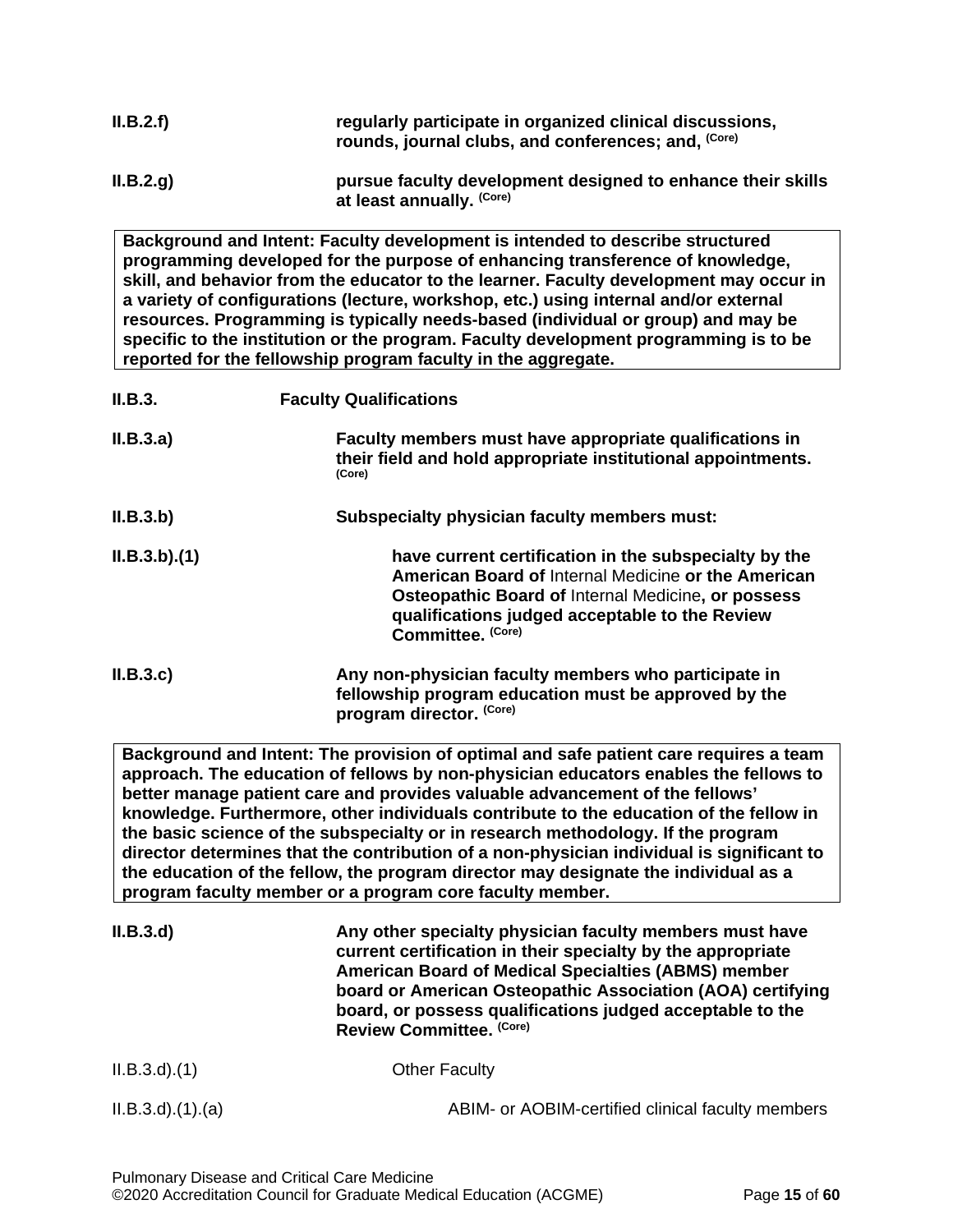**II.B.2.f)** **regularly participate in organized clinical discussions, rounds, journal clubs, and conferences; and,** **(Core)**

**II.B.2.g)** **pursue faculty development designed to enhance their skills at least annually.** **(Core)**

> **Background and Intent: Faculty development is intended to describe structured programming developed for the purpose of enhancing transference of knowledge, skill, and behavior from the educator to the learner. Faculty development may occur in a variety of configurations (lecture, workshop, etc.) using internal and/or external resources. Programming is typically needs-based (individual or group) and may be specific to the institution or the program. Faculty development programming is to be reported for the fellowship program faculty in the aggregate.**

**II.B.3.** **Faculty Qualifications**

**II.B.3.a)** **Faculty members must have appropriate qualifications in their field and hold appropriate institutional appointments.** **(Core)**

**II.B.3.b)** **Subspecialty physician faculty members must:**

**II.B.3.b).(1)** **have current certification in the subspecialty by the American Board of** Internal Medicine **or the American Osteopathic Board of** Internal Medicine**, or possess qualifications judged acceptable to the Review Committee.** **(Core)**

**II.B.3.c)** **Any non-physician faculty members who participate in fellowship program education must be approved by the program director.** **(Core)**

> **Background and Intent: The provision of optimal and safe patient care requires a team approach. The education of fellows by non-physician educators enables the fellows to better manage patient care and provides valuable advancement of the fellows' knowledge. Furthermore, other individuals contribute to the education of the fellow in the basic science of the subspecialty or in research methodology. If the program director determines that the contribution of a non-physician individual is significant to the education of the fellow, the program director may designate the individual as a program faculty member or a program core faculty member.**

**II.B.3.d)** **Any other specialty physician faculty members must have current certification in their specialty by the appropriate American Board of Medical Specialties (ABMS) member board or American Osteopathic Association (AOA) certifying board, or possess qualifications judged acceptable to the Review Committee.** **(Core)**

II.B.3.d).(1) Other Faculty

II.B.3.d).(1).(a) ABIM- or AOBIM-certified clinical faculty members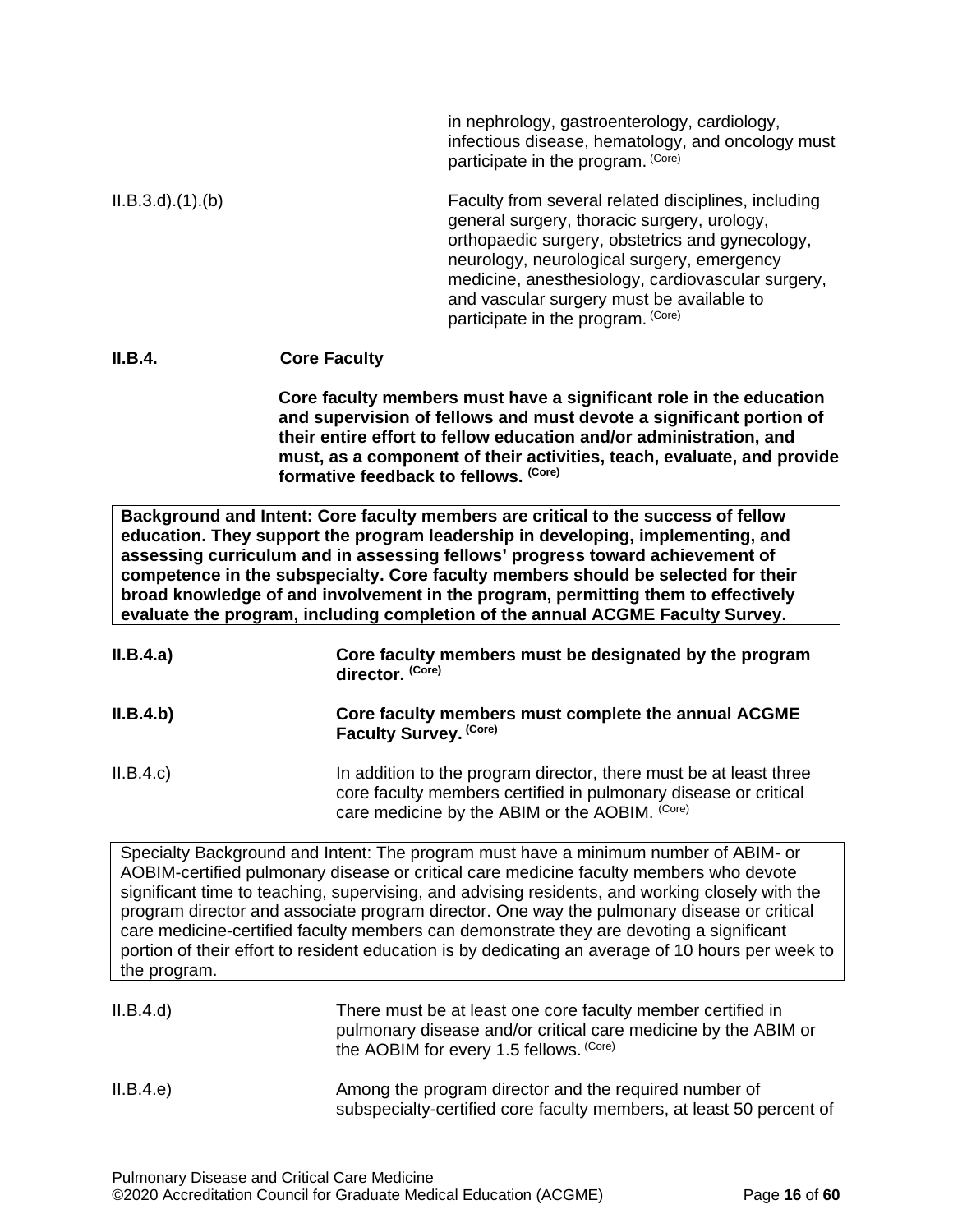in nephrology, gastroenterology, cardiology, infectious disease, hematology, and oncology must participate in the program. (Core)

II.B.3.d).(1).(b) Faculty from several related disciplines, including general surgery, thoracic surgery, urology, orthopaedic surgery, obstetrics and gynecology, neurology, neurological surgery, emergency medicine, anesthesiology, cardiovascular surgery, and vascular surgery must be available to participate in the program. (Core)

**II.B.4. Core Faculty**

**Core faculty members must have a significant role in the education and supervision of fellows and must devote a significant portion of their entire effort to fellow education and/or administration, and must, as a component of their activities, teach, evaluate, and provide formative feedback to fellows. (Core)**

**Background and Intent: Core faculty members are critical to the success of fellow education. They support the program leadership in developing, implementing, and assessing curriculum and in assessing fellows' progress toward achievement of competence in the subspecialty. Core faculty members should be selected for their broad knowledge of and involvement in the program, permitting them to effectively evaluate the program, including completion of the annual ACGME Faculty Survey.**

**II.B.4.a) Core faculty members must be designated by the program director. (Core)**

**II.B.4.b) Core faculty members must complete the annual ACGME Faculty Survey. (Core)**

II.B.4.c) In addition to the program director, there must be at least three core faculty members certified in pulmonary disease or critical care medicine by the ABIM or the AOBIM. (Core)

Specialty Background and Intent: The program must have a minimum number of ABIM- or AOBIM-certified pulmonary disease or critical care medicine faculty members who devote significant time to teaching, supervising, and advising residents, and working closely with the program director and associate program director. One way the pulmonary disease or critical care medicine-certified faculty members can demonstrate they are devoting a significant portion of their effort to resident education is by dedicating an average of 10 hours per week to the program.

II.B.4.d) There must be at least one core faculty member certified in pulmonary disease and/or critical care medicine by the ABIM or the AOBIM for every 1.5 fellows. (Core)

II.B.4.e) Among the program director and the required number of subspecialty-certified core faculty members, at least 50 percent of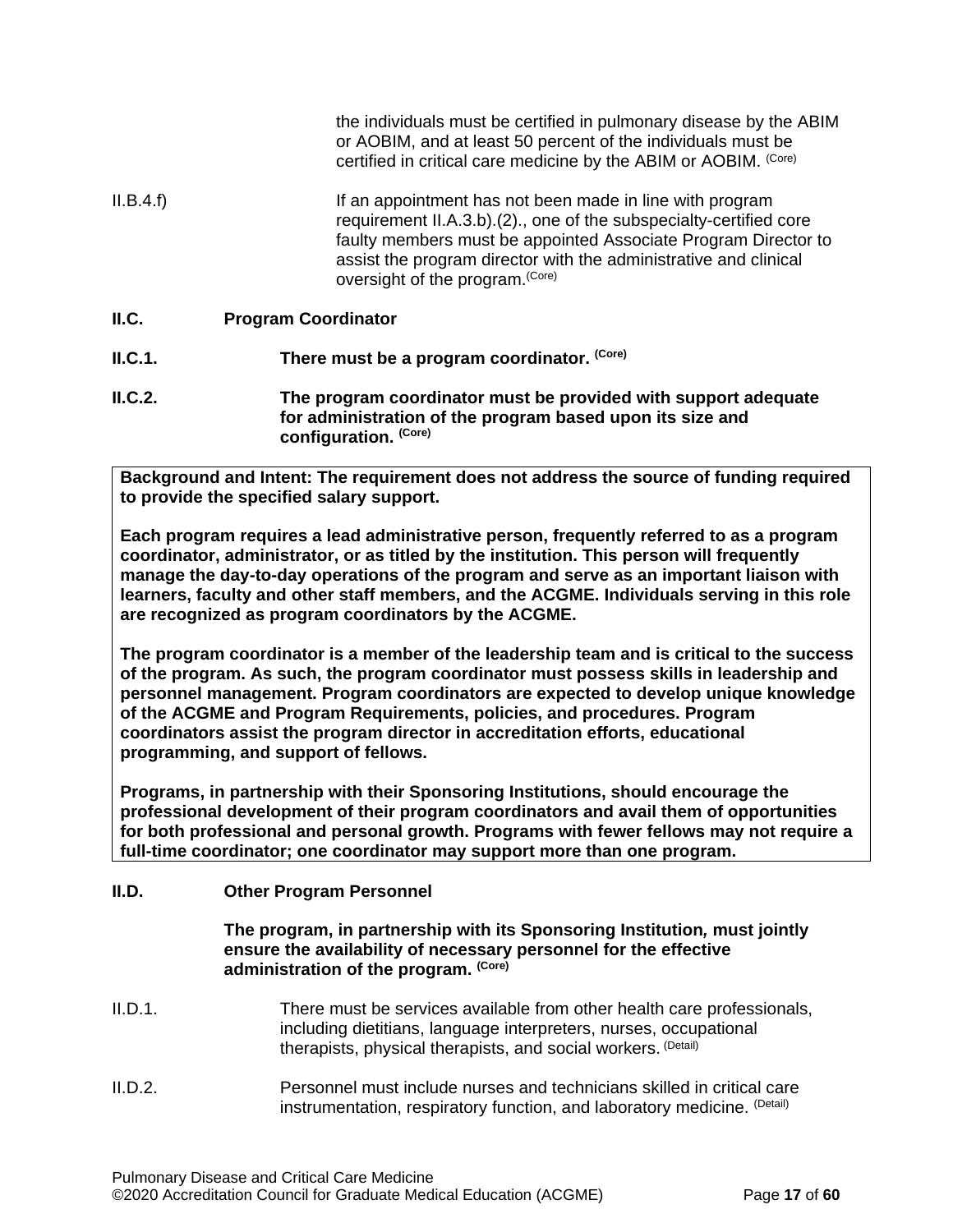the individuals must be certified in pulmonary disease by the ABIM or AOBIM, and at least 50 percent of the individuals must be certified in critical care medicine by the ABIM or AOBIM. (Core)

II.B.4.f) If an appointment has not been made in line with program requirement II.A.3.b).(2)., one of the subspecialty-certified core faulty members must be appointed Associate Program Director to assist the program director with the administrative and clinical oversight of the program. (Core)

**II.C. Program Coordinator**

**II.C.1. There must be a program coordinator. (Core)**

**II.C.2. The program coordinator must be provided with support adequate for administration of the program based upon its size and configuration. (Core)**

> **Background and Intent: The requirement does not address the source of funding required to provide the specified salary support.**
>
> **Each program requires a lead administrative person, frequently referred to as a program coordinator, administrator, or as titled by the institution. This person will frequently manage the day-to-day operations of the program and serve as an important liaison with learners, faculty and other staff members, and the ACGME. Individuals serving in this role are recognized as program coordinators by the ACGME.**
>
> **The program coordinator is a member of the leadership team and is critical to the success of the program. As such, the program coordinator must possess skills in leadership and personnel management. Program coordinators are expected to develop unique knowledge of the ACGME and Program Requirements, policies, and procedures. Program coordinators assist the program director in accreditation efforts, educational programming, and support of fellows.**
>
> **Programs, in partnership with their Sponsoring Institutions, should encourage the professional development of their program coordinators and avail them of opportunities for both professional and personal growth. Programs with fewer fellows may not require a full-time coordinator; one coordinator may support more than one program.**

**II.D. Other Program Personnel**

**The program, in partnership with its Sponsoring Institution*,* must jointly ensure the availability of necessary personnel for the effective administration of the program. (Core)**

II.D.1. There must be services available from other health care professionals, including dietitians, language interpreters, nurses, occupational therapists, physical therapists, and social workers. (Detail)

II.D.2. Personnel must include nurses and technicians skilled in critical care instrumentation, respiratory function, and laboratory medicine. (Detail)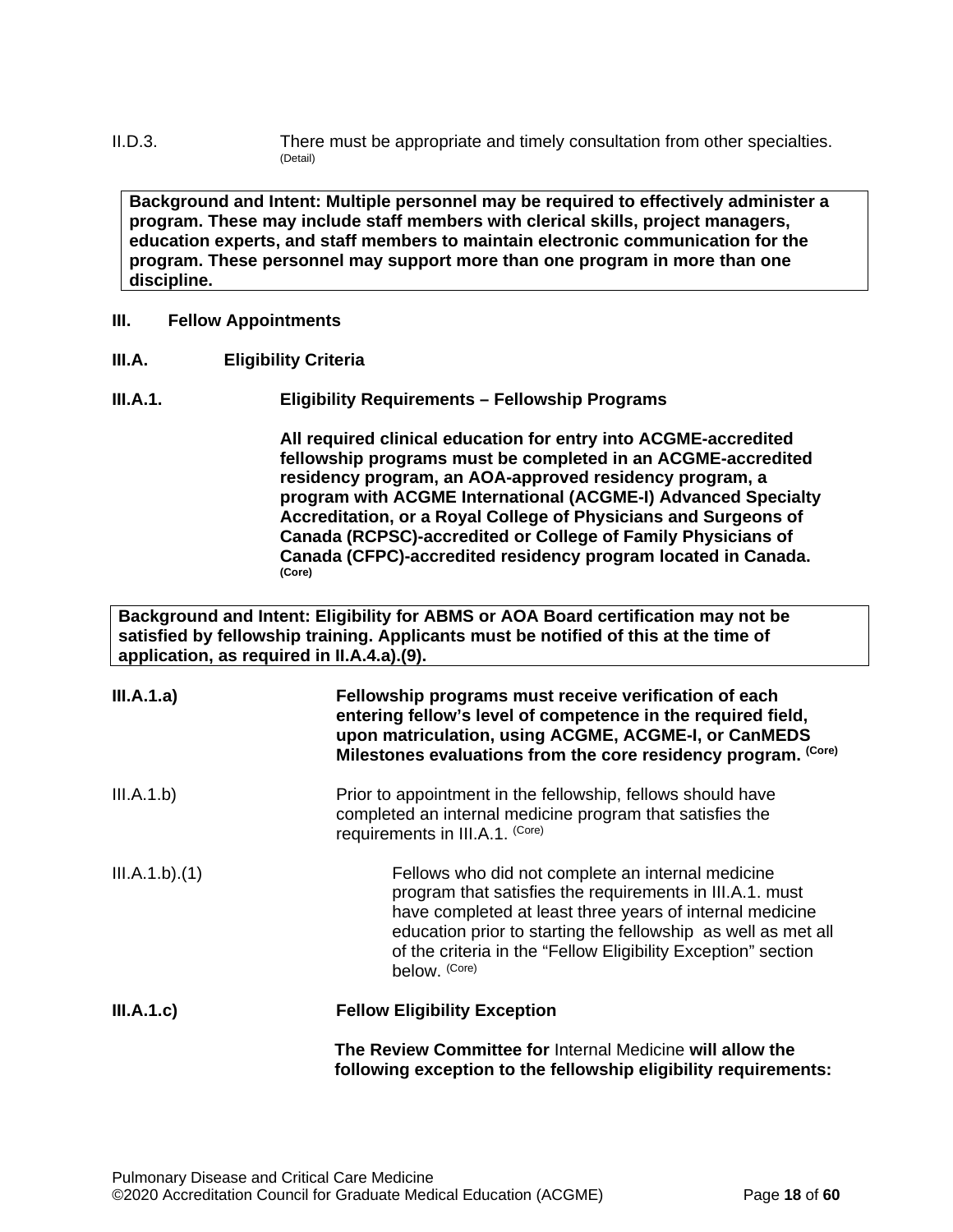II.D.3. There must be appropriate and timely consultation from other specialties. (Detail)

> **Background and Intent: Multiple personnel may be required to effectively administer a program. These may include staff members with clerical skills, project managers, education experts, and staff members to maintain electronic communication for the program. These personnel may support more than one program in more than one discipline.**

**III. Fellow Appointments**

**III.A. Eligibility Criteria**

**III.A.1. Eligibility Requirements – Fellowship Programs**

**All required clinical education for entry into ACGME-accredited fellowship programs must be completed in an ACGME-accredited residency program, an AOA-approved residency program, a program with ACGME International (ACGME-I) Advanced Specialty Accreditation, or a Royal College of Physicians and Surgeons of Canada (RCPSC)-accredited or College of Family Physicians of Canada (CFPC)-accredited residency program located in Canada. (Core)**

> **Background and Intent: Eligibility for ABMS or AOA Board certification may not be satisfied by fellowship training. Applicants must be notified of this at the time of application, as required in II.A.4.a).(9).**

**III.A.1.a) Fellowship programs must receive verification of each entering fellow's level of competence in the required field, upon matriculation, using ACGME, ACGME-I, or CanMEDS Milestones evaluations from the core residency program. (Core)**

III.A.1.b) Prior to appointment in the fellowship, fellows should have completed an internal medicine program that satisfies the requirements in III.A.1. (Core)

III.A.1.b).(1) Fellows who did not complete an internal medicine program that satisfies the requirements in III.A.1. must have completed at least three years of internal medicine education prior to starting the fellowship as well as met all of the criteria in the "Fellow Eligibility Exception" section below. (Core)

**III.A.1.c) Fellow Eligibility Exception**

**The Review Committee for** Internal Medicine **will allow the following exception to the fellowship eligibility requirements:**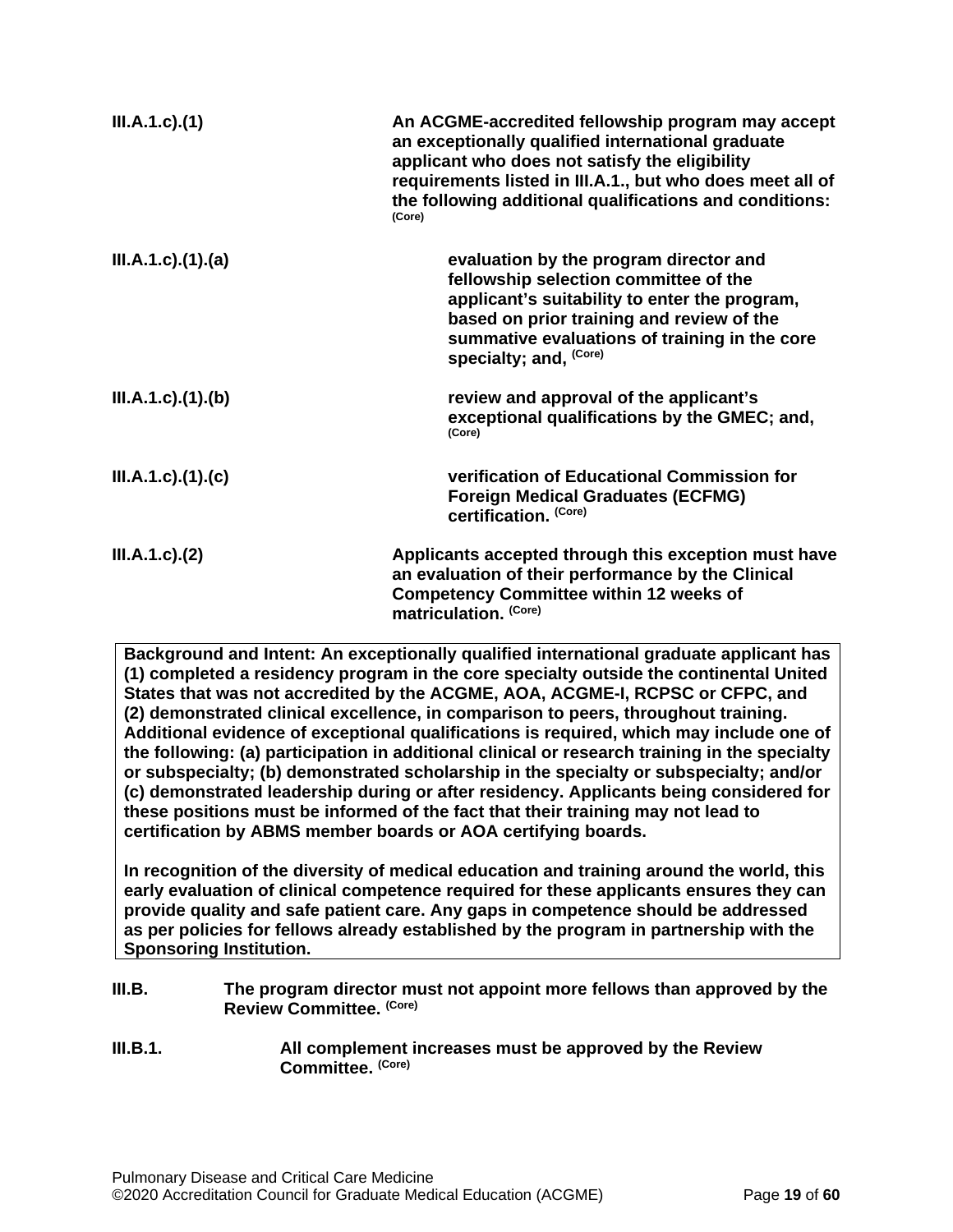**III.A.1.c).(1)** **An ACGME-accredited fellowship program may accept an exceptionally qualified international graduate applicant who does not satisfy the eligibility requirements listed in III.A.1., but who does meet all of the following additional qualifications and conditions:** (Core)

**III.A.1.c).(1).(a)** **evaluation by the program director and fellowship selection committee of the applicant's suitability to enter the program, based on prior training and review of the summative evaluations of training in the core specialty; and,** (Core)

**III.A.1.c).(1).(b)** **review and approval of the applicant's exceptional qualifications by the GMEC; and,** (Core)

**III.A.1.c).(1).(c)** **verification of Educational Commission for Foreign Medical Graduates (ECFMG) certification.** (Core)

**III.A.1.c).(2)** **Applicants accepted through this exception must have an evaluation of their performance by the Clinical Competency Committee within 12 weeks of matriculation.** (Core)

**Background and Intent: An exceptionally qualified international graduate applicant has (1) completed a residency program in the core specialty outside the continental United States that was not accredited by the ACGME, AOA, ACGME-I, RCPSC or CFPC, and (2) demonstrated clinical excellence, in comparison to peers, throughout training. Additional evidence of exceptional qualifications is required, which may include one of the following: (a) participation in additional clinical or research training in the specialty or subspecialty; (b) demonstrated scholarship in the specialty or subspecialty; and/or (c) demonstrated leadership during or after residency. Applicants being considered for these positions must be informed of the fact that their training may not lead to certification by ABMS member boards or AOA certifying boards.**

**In recognition of the diversity of medical education and training around the world, this early evaluation of clinical competence required for these applicants ensures they can provide quality and safe patient care. Any gaps in competence should be addressed as per policies for fellows already established by the program in partnership with the Sponsoring Institution.**

**III.B.** **The program director must not appoint more fellows than approved by the Review Committee.** (Core)

**III.B.1.** **All complement increases must be approved by the Review Committee.** (Core)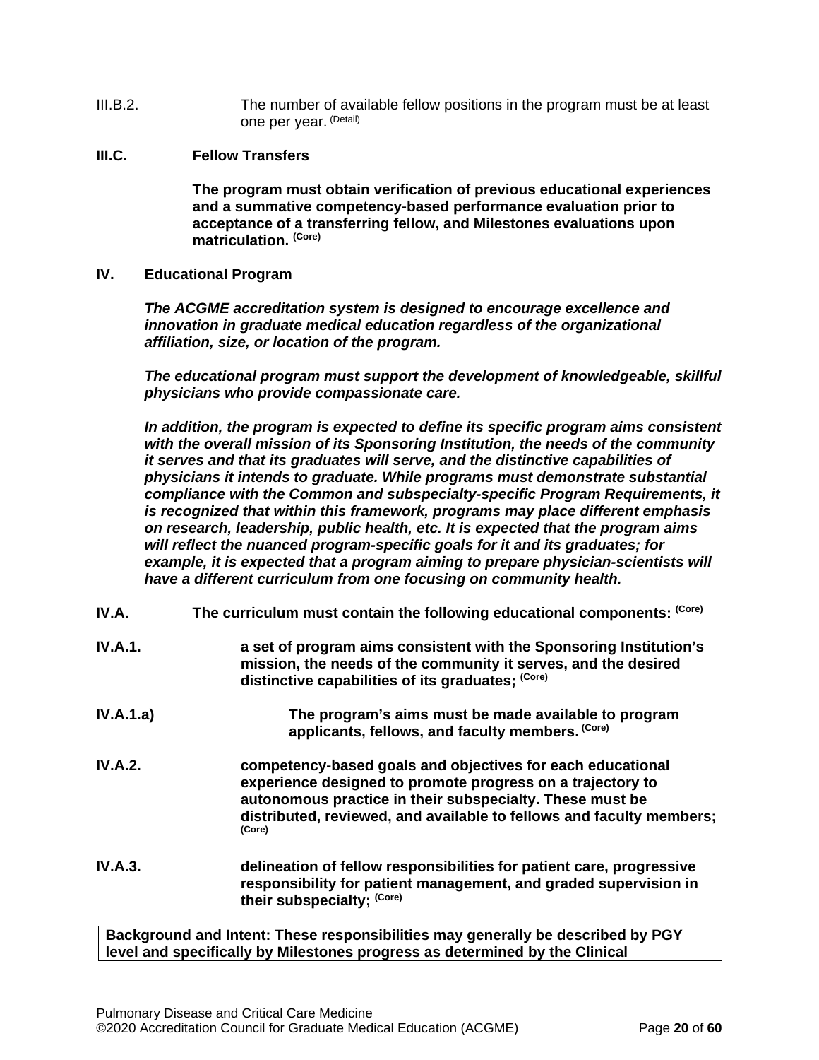III.B.2. The number of available fellow positions in the program must be at least one per year. (Detail)

**III.C. Fellow Transfers**

**The program must obtain verification of previous educational experiences and a summative competency-based performance evaluation prior to acceptance of a transferring fellow, and Milestones evaluations upon matriculation. (Core)**

**IV. Educational Program**

***The ACGME accreditation system is designed to encourage excellence and innovation in graduate medical education regardless of the organizational affiliation, size, or location of the program.***

***The educational program must support the development of knowledgeable, skillful physicians who provide compassionate care.***

***In addition, the program is expected to define its specific program aims consistent with the overall mission of its Sponsoring Institution, the needs of the community it serves and that its graduates will serve, and the distinctive capabilities of physicians it intends to graduate. While programs must demonstrate substantial compliance with the Common and subspecialty-specific Program Requirements, it is recognized that within this framework, programs may place different emphasis on research, leadership, public health, etc. It is expected that the program aims will reflect the nuanced program-specific goals for it and its graduates; for example, it is expected that a program aiming to prepare physician-scientists will have a different curriculum from one focusing on community health.***

**IV.A. The curriculum must contain the following educational components: (Core)**

**IV.A.1. a set of program aims consistent with the Sponsoring Institution's mission, the needs of the community it serves, and the desired distinctive capabilities of its graduates; (Core)**

**IV.A.1.a) The program's aims must be made available to program applicants, fellows, and faculty members. (Core)**

**IV.A.2. competency-based goals and objectives for each educational experience designed to promote progress on a trajectory to autonomous practice in their subspecialty. These must be distributed, reviewed, and available to fellows and faculty members; (Core)**

**IV.A.3. delineation of fellow responsibilities for patient care, progressive responsibility for patient management, and graded supervision in their subspecialty; (Core)**

| **Background and Intent: These responsibilities may generally be described by PGY level and specifically by Milestones progress as determined by the Clinical** |
|---|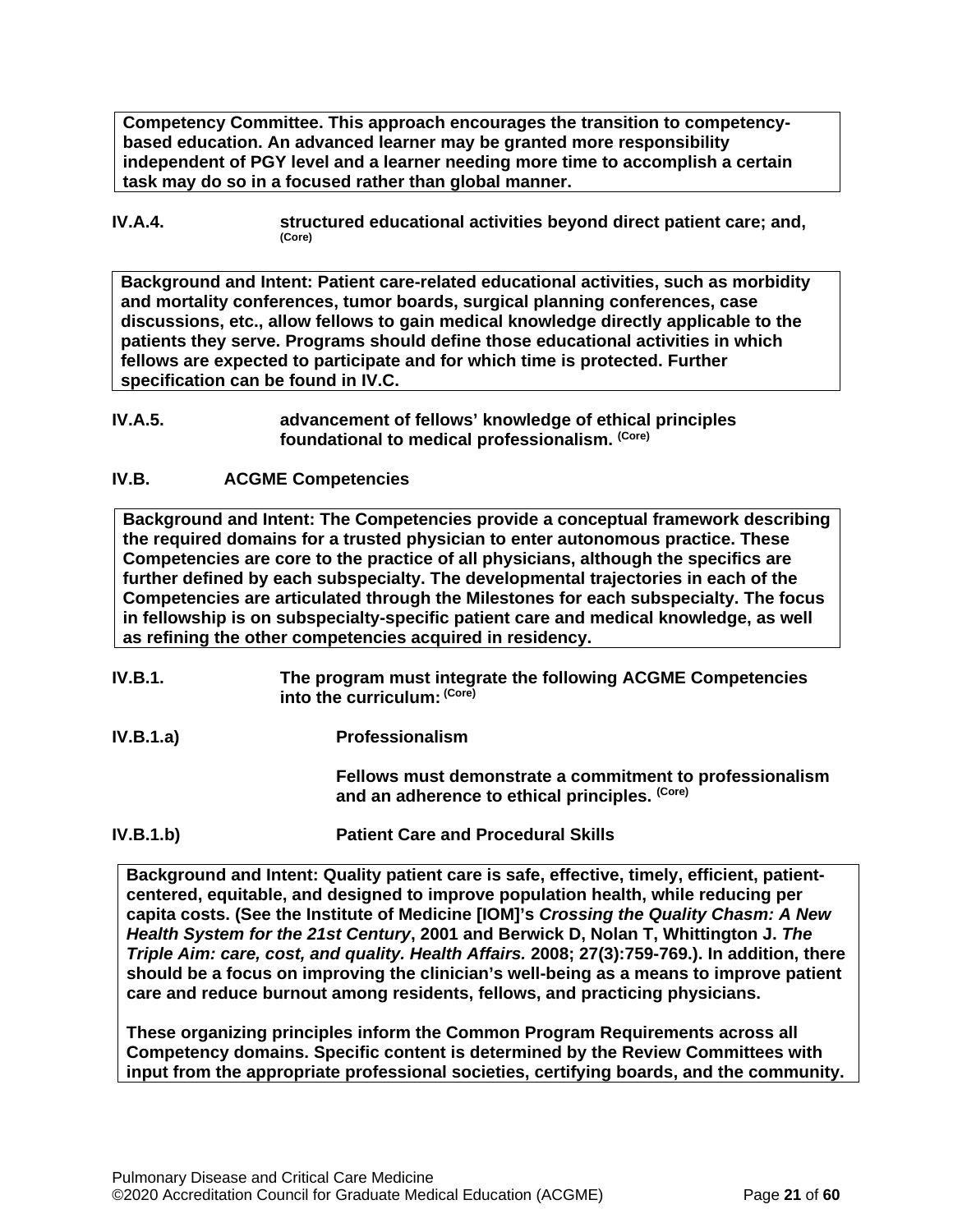**Competency Committee. This approach encourages the transition to competency-based education. An advanced learner may be granted more responsibility independent of PGY level and a learner needing more time to accomplish a certain task may do so in a focused rather than global manner.**

**IV.A.4.** **structured educational activities beyond direct patient care; and,** **(Core)**

**Background and Intent: Patient care-related educational activities, such as morbidity and mortality conferences, tumor boards, surgical planning conferences, case discussions, etc., allow fellows to gain medical knowledge directly applicable to the patients they serve. Programs should define those educational activities in which fellows are expected to participate and for which time is protected. Further specification can be found in IV.C.**

**IV.A.5.** **advancement of fellows' knowledge of ethical principles foundational to medical professionalism.** **(Core)**

**IV.B. ACGME Competencies**

**Background and Intent: The Competencies provide a conceptual framework describing the required domains for a trusted physician to enter autonomous practice. These Competencies are core to the practice of all physicians, although the specifics are further defined by each subspecialty. The developmental trajectories in each of the Competencies are articulated through the Milestones for each subspecialty. The focus in fellowship is on subspecialty-specific patient care and medical knowledge, as well as refining the other competencies acquired in residency.**

**IV.B.1.** **The program must integrate the following ACGME Competencies into the curriculum:** **(Core)**

**IV.B.1.a)** **Professionalism**

**Fellows must demonstrate a commitment to professionalism and an adherence to ethical principles.** **(Core)**

**IV.B.1.b)** **Patient Care and Procedural Skills**

**Background and Intent: Quality patient care is safe, effective, timely, efficient, patient-centered, equitable, and designed to improve population health, while reducing per capita costs. (See the Institute of Medicine [IOM]'s *Crossing the Quality Chasm: A New Health System for the 21st Century*, 2001 and Berwick D, Nolan T, Whittington J. *The Triple Aim: care, cost, and quality. Health Affairs.* 2008; 27(3):759-769.). In addition, there should be a focus on improving the clinician's well-being as a means to improve patient care and reduce burnout among residents, fellows, and practicing physicians.**

**These organizing principles inform the Common Program Requirements across all Competency domains. Specific content is determined by the Review Committees with input from the appropriate professional societies, certifying boards, and the community.**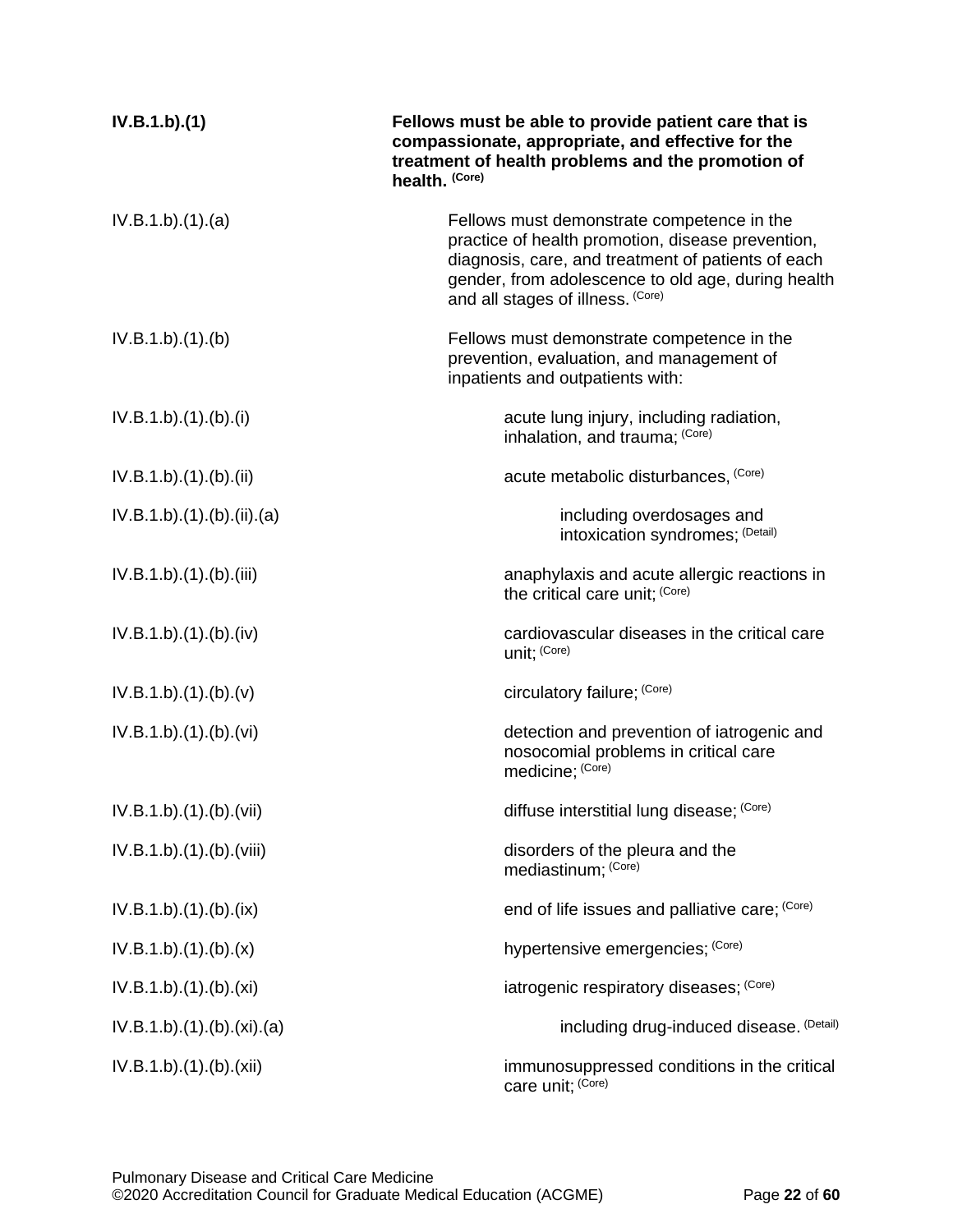| | |
|---|---|
| **IV.B.1.b).(1)** | **Fellows must be able to provide patient care that is compassionate, appropriate, and effective for the treatment of health problems and the promotion of health.** **(Core)** |
| IV.B.1.b).(1).(a) | Fellows must demonstrate competence in the practice of health promotion, disease prevention, diagnosis, care, and treatment of patients of each gender, from adolescence to old age, during health and all stages of illness. (Core) |
| IV.B.1.b).(1).(b) | Fellows must demonstrate competence in the prevention, evaluation, and management of inpatients and outpatients with: |
| IV.B.1.b).(1).(b).(i) | acute lung injury, including radiation, inhalation, and trauma; (Core) |
| IV.B.1.b).(1).(b).(ii) | acute metabolic disturbances, (Core) |
| IV.B.1.b).(1).(b).(ii).(a) | including overdosages and intoxication syndromes; (Detail) |
| IV.B.1.b).(1).(b).(iii) | anaphylaxis and acute allergic reactions in the critical care unit; (Core) |
| IV.B.1.b).(1).(b).(iv) | cardiovascular diseases in the critical care unit; (Core) |
| IV.B.1.b).(1).(b).(v) | circulatory failure; (Core) |
| IV.B.1.b).(1).(b).(vi) | detection and prevention of iatrogenic and nosocomial problems in critical care medicine; (Core) |
| IV.B.1.b).(1).(b).(vii) | diffuse interstitial lung disease; (Core) |
| IV.B.1.b).(1).(b).(viii) | disorders of the pleura and the mediastinum; (Core) |
| IV.B.1.b).(1).(b).(ix) | end of life issues and palliative care; (Core) |
| IV.B.1.b).(1).(b).(x) | hypertensive emergencies; (Core) |
| IV.B.1.b).(1).(b).(xi) | iatrogenic respiratory diseases; (Core) |
| IV.B.1.b).(1).(b).(xi).(a) | including drug-induced disease. (Detail) |
| IV.B.1.b).(1).(b).(xii) | immunosuppressed conditions in the critical care unit; (Core) |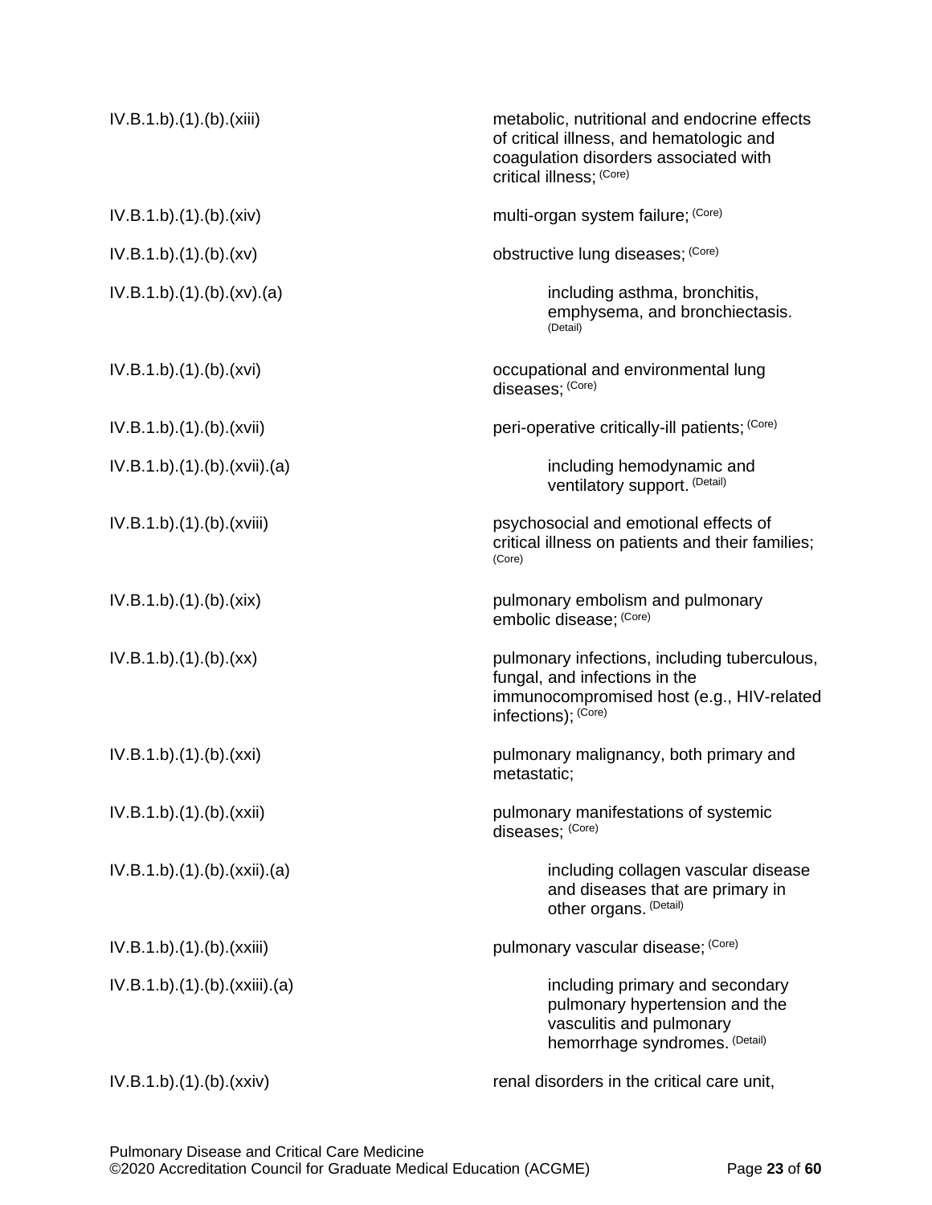| | |
|---|---|
| IV.B.1.b).(1).(b).(xiii) | metabolic, nutritional and endocrine effects of critical illness, and hematologic and coagulation disorders associated with critical illness; (Core) |
| IV.B.1.b).(1).(b).(xiv) | multi-organ system failure; (Core) |
| IV.B.1.b).(1).(b).(xv) | obstructive lung diseases; (Core) |
| IV.B.1.b).(1).(b).(xv).(a) | including asthma, bronchitis, emphysema, and bronchiectasis. (Detail) |
| IV.B.1.b).(1).(b).(xvi) | occupational and environmental lung diseases; (Core) |
| IV.B.1.b).(1).(b).(xvii) | peri-operative critically-ill patients; (Core) |
| IV.B.1.b).(1).(b).(xvii).(a) | including hemodynamic and ventilatory support. (Detail) |
| IV.B.1.b).(1).(b).(xviii) | psychosocial and emotional effects of critical illness on patients and their families; (Core) |
| IV.B.1.b).(1).(b).(xix) | pulmonary embolism and pulmonary embolic disease; (Core) |
| IV.B.1.b).(1).(b).(xx) | pulmonary infections, including tuberculous, fungal, and infections in the immunocompromised host (e.g., HIV-related infections); (Core) |
| IV.B.1.b).(1).(b).(xxi) | pulmonary malignancy, both primary and metastatic; |
| IV.B.1.b).(1).(b).(xxii) | pulmonary manifestations of systemic diseases; (Core) |
| IV.B.1.b).(1).(b).(xxii).(a) | including collagen vascular disease and diseases that are primary in other organs. (Detail) |
| IV.B.1.b).(1).(b).(xxiii) | pulmonary vascular disease; (Core) |
| IV.B.1.b).(1).(b).(xxiii).(a) | including primary and secondary pulmonary hypertension and the vasculitis and pulmonary hemorrhage syndromes. (Detail) |
| IV.B.1.b).(1).(b).(xxiv) | renal disorders in the critical care unit, |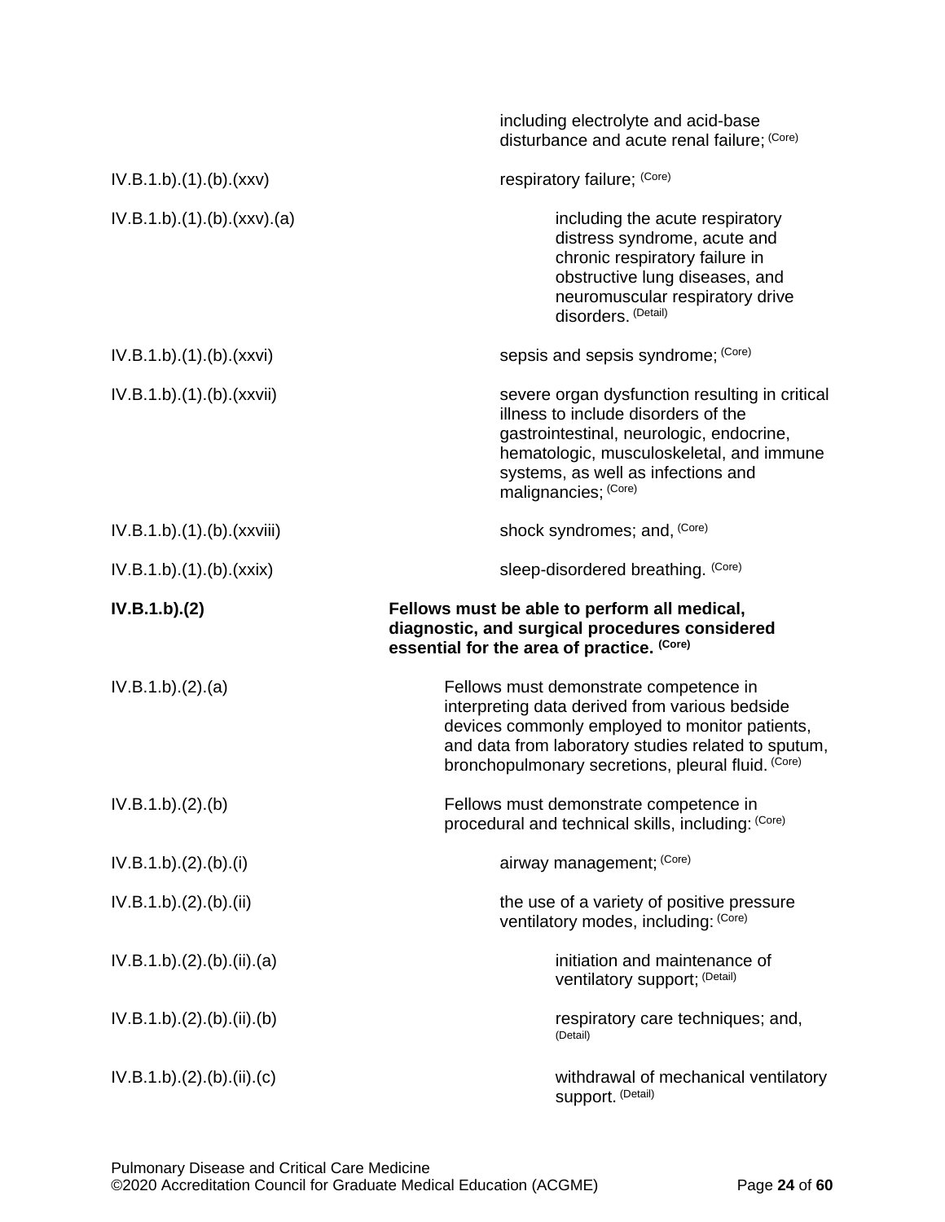| | |
|---|---|
| | including electrolyte and acid-base disturbance and acute renal failure; (Core) |
| IV.B.1.b).(1).(b).(xxv) | respiratory failure; (Core) |
| IV.B.1.b).(1).(b).(xxv).(a) | including the acute respiratory distress syndrome, acute and chronic respiratory failure in obstructive lung diseases, and neuromuscular respiratory drive disorders. (Detail) |
| IV.B.1.b).(1).(b).(xxvi) | sepsis and sepsis syndrome; (Core) |
| IV.B.1.b).(1).(b).(xxvii) | severe organ dysfunction resulting in critical illness to include disorders of the gastrointestinal, neurologic, endocrine, hematologic, musculoskeletal, and immune systems, as well as infections and malignancies; (Core) |
| IV.B.1.b).(1).(b).(xxviii) | shock syndromes; and, (Core) |
| IV.B.1.b).(1).(b).(xxix) | sleep-disordered breathing. (Core) |
| **IV.B.1.b).(2)** | **Fellows must be able to perform all medical, diagnostic, and surgical procedures considered essential for the area of practice. (Core)** |
| IV.B.1.b).(2).(a) | Fellows must demonstrate competence in interpreting data derived from various bedside devices commonly employed to monitor patients, and data from laboratory studies related to sputum, bronchopulmonary secretions, pleural fluid. (Core) |
| IV.B.1.b).(2).(b) | Fellows must demonstrate competence in procedural and technical skills, including: (Core) |
| IV.B.1.b).(2).(b).(i) | airway management; (Core) |
| IV.B.1.b).(2).(b).(ii) | the use of a variety of positive pressure ventilatory modes, including: (Core) |
| IV.B.1.b).(2).(b).(ii).(a) | initiation and maintenance of ventilatory support; (Detail) |
| IV.B.1.b).(2).(b).(ii).(b) | respiratory care techniques; and, (Detail) |
| IV.B.1.b).(2).(b).(ii).(c) | withdrawal of mechanical ventilatory support. (Detail) |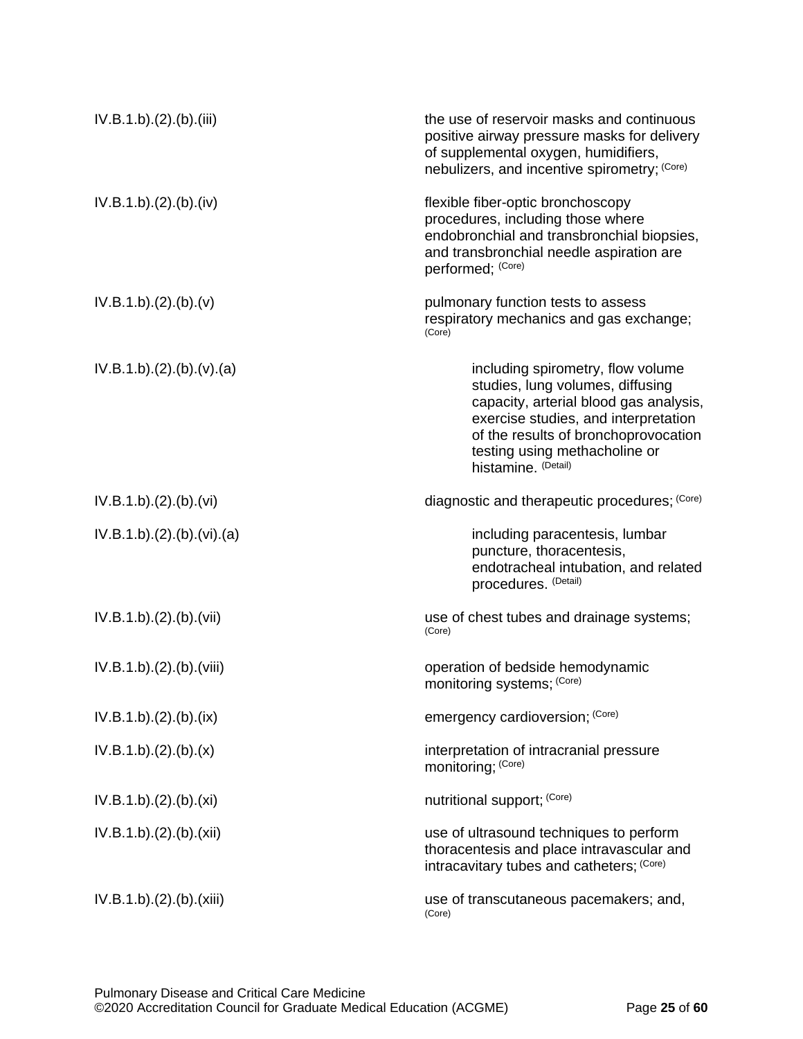| | |
|---|---|
| IV.B.1.b).(2).(b).(iii) | the use of reservoir masks and continuous positive airway pressure masks for delivery of supplemental oxygen, humidifiers, nebulizers, and incentive spirometry; (Core) |
| IV.B.1.b).(2).(b).(iv) | flexible fiber-optic bronchoscopy procedures, including those where endobronchial and transbronchial biopsies, and transbronchial needle aspiration are performed; (Core) |
| IV.B.1.b).(2).(b).(v) | pulmonary function tests to assess respiratory mechanics and gas exchange; (Core) |
| IV.B.1.b).(2).(b).(v).(a) | including spirometry, flow volume studies, lung volumes, diffusing capacity, arterial blood gas analysis, exercise studies, and interpretation of the results of bronchoprovocation testing using methacholine or histamine. (Detail) |
| IV.B.1.b).(2).(b).(vi) | diagnostic and therapeutic procedures; (Core) |
| IV.B.1.b).(2).(b).(vi).(a) | including paracentesis, lumbar puncture, thoracentesis, endotracheal intubation, and related procedures. (Detail) |
| IV.B.1.b).(2).(b).(vii) | use of chest tubes and drainage systems; (Core) |
| IV.B.1.b).(2).(b).(viii) | operation of bedside hemodynamic monitoring systems; (Core) |
| IV.B.1.b).(2).(b).(ix) | emergency cardioversion; (Core) |
| IV.B.1.b).(2).(b).(x) | interpretation of intracranial pressure monitoring; (Core) |
| IV.B.1.b).(2).(b).(xi) | nutritional support; (Core) |
| IV.B.1.b).(2).(b).(xii) | use of ultrasound techniques to perform thoracentesis and place intravascular and intracavitary tubes and catheters; (Core) |
| IV.B.1.b).(2).(b).(xiii) | use of transcutaneous pacemakers; and, (Core) |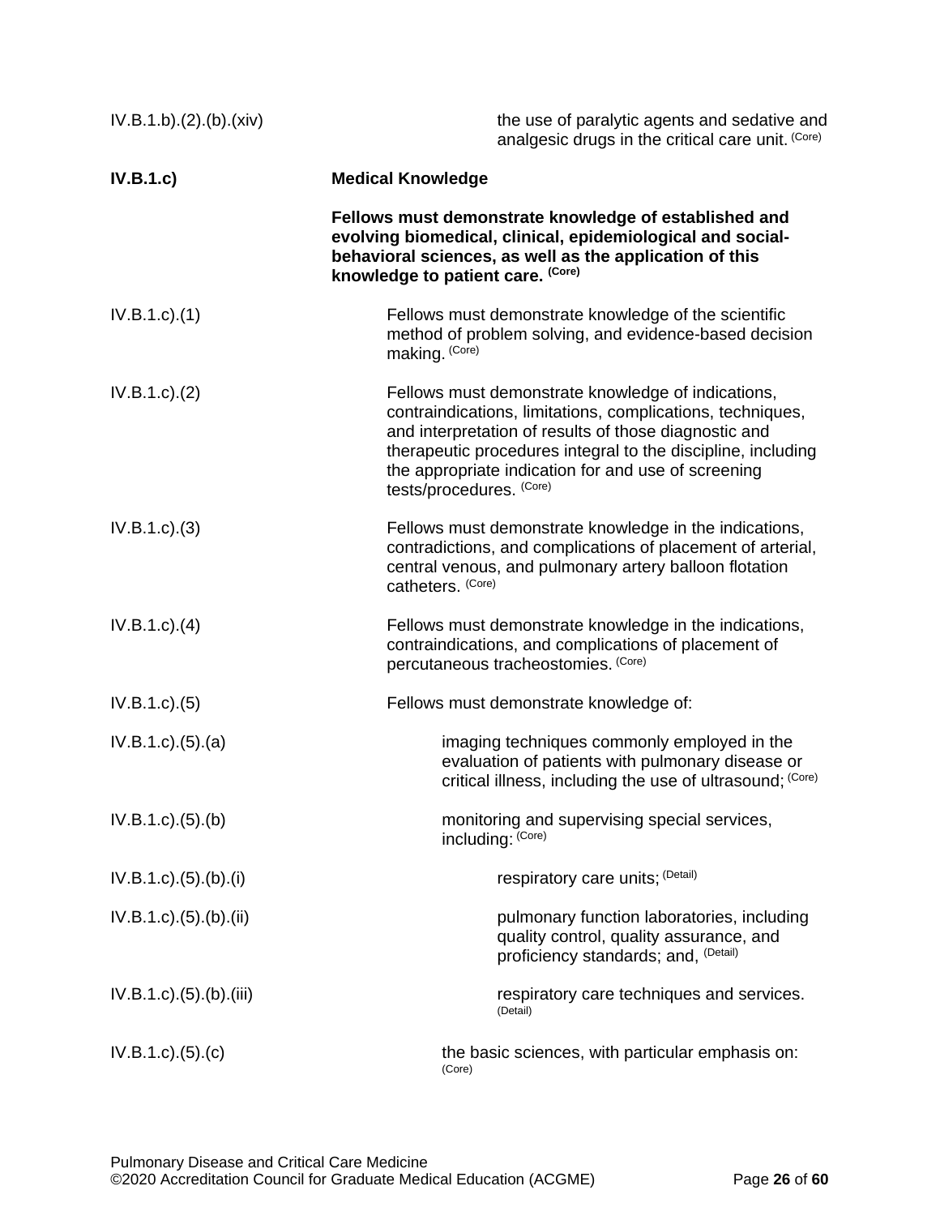IV.B.1.b).(2).(b).(xiv) the use of paralytic agents and sedative and analgesic drugs in the critical care unit. (Core)

**IV.B.1.c) Medical Knowledge**

**Fellows must demonstrate knowledge of established and evolving biomedical, clinical, epidemiological and social-behavioral sciences, as well as the application of this knowledge to patient care. (Core)**

IV.B.1.c).(1) Fellows must demonstrate knowledge of the scientific method of problem solving, and evidence-based decision making. (Core)

IV.B.1.c).(2) Fellows must demonstrate knowledge of indications, contraindications, limitations, complications, techniques, and interpretation of results of those diagnostic and therapeutic procedures integral to the discipline, including the appropriate indication for and use of screening tests/procedures. (Core)

IV.B.1.c).(3) Fellows must demonstrate knowledge in the indications, contradictions, and complications of placement of arterial, central venous, and pulmonary artery balloon flotation catheters. (Core)

IV.B.1.c).(4) Fellows must demonstrate knowledge in the indications, contraindications, and complications of placement of percutaneous tracheostomies. (Core)

IV.B.1.c).(5) Fellows must demonstrate knowledge of:

IV.B.1.c).(5).(a) imaging techniques commonly employed in the evaluation of patients with pulmonary disease or critical illness, including the use of ultrasound; (Core)

IV.B.1.c).(5).(b) monitoring and supervising special services, including: (Core)

IV.B.1.c).(5).(b).(i) respiratory care units; (Detail)

IV.B.1.c).(5).(b).(ii) pulmonary function laboratories, including quality control, quality assurance, and proficiency standards; and, (Detail)

IV.B.1.c).(5).(b).(iii) respiratory care techniques and services. (Detail)

IV.B.1.c).(5).(c) the basic sciences, with particular emphasis on: (Core)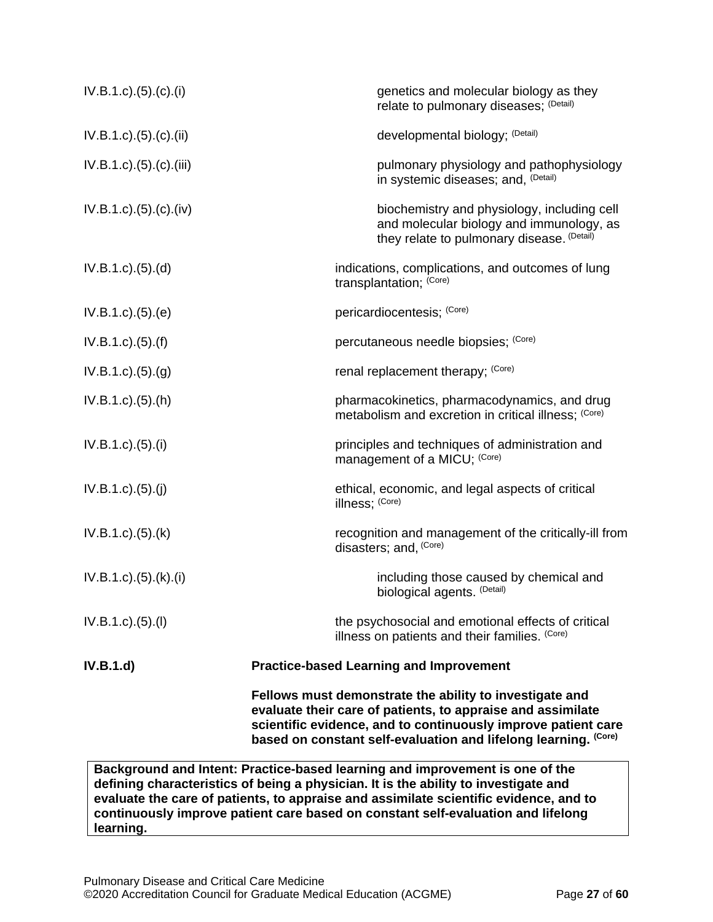| | |
|---|---|
| IV.B.1.c).(5).(c).(i) | genetics and molecular biology as they relate to pulmonary diseases; (Detail) |
| IV.B.1.c).(5).(c).(ii) | developmental biology; (Detail) |
| IV.B.1.c).(5).(c).(iii) | pulmonary physiology and pathophysiology in systemic diseases; and, (Detail) |
| IV.B.1.c).(5).(c).(iv) | biochemistry and physiology, including cell and molecular biology and immunology, as they relate to pulmonary disease. (Detail) |
| IV.B.1.c).(5).(d) | indications, complications, and outcomes of lung transplantation; (Core) |
| IV.B.1.c).(5).(e) | pericardiocentesis; (Core) |
| IV.B.1.c).(5).(f) | percutaneous needle biopsies; (Core) |
| IV.B.1.c).(5).(g) | renal replacement therapy; (Core) |
| IV.B.1.c).(5).(h) | pharmacokinetics, pharmacodynamics, and drug metabolism and excretion in critical illness; (Core) |
| IV.B.1.c).(5).(i) | principles and techniques of administration and management of a MICU; (Core) |
| IV.B.1.c).(5).(j) | ethical, economic, and legal aspects of critical illness; (Core) |
| IV.B.1.c).(5).(k) | recognition and management of the critically-ill from disasters; and, (Core) |
| IV.B.1.c).(5).(k).(i) | including those caused by chemical and biological agents. (Detail) |
| IV.B.1.c).(5).(l) | the psychosocial and emotional effects of critical illness on patients and their families. (Core) |
| **IV.B.1.d)** | **Practice-based Learning and Improvement**<br><br>**Fellows must demonstrate the ability to investigate and evaluate their care of patients, to appraise and assimilate scientific evidence, and to continuously improve patient care based on constant self-evaluation and lifelong learning. (Core)** |

**Background and Intent: Practice-based learning and improvement is one of the defining characteristics of being a physician. It is the ability to investigate and evaluate the care of patients, to appraise and assimilate scientific evidence, and to continuously improve patient care based on constant self-evaluation and lifelong learning.**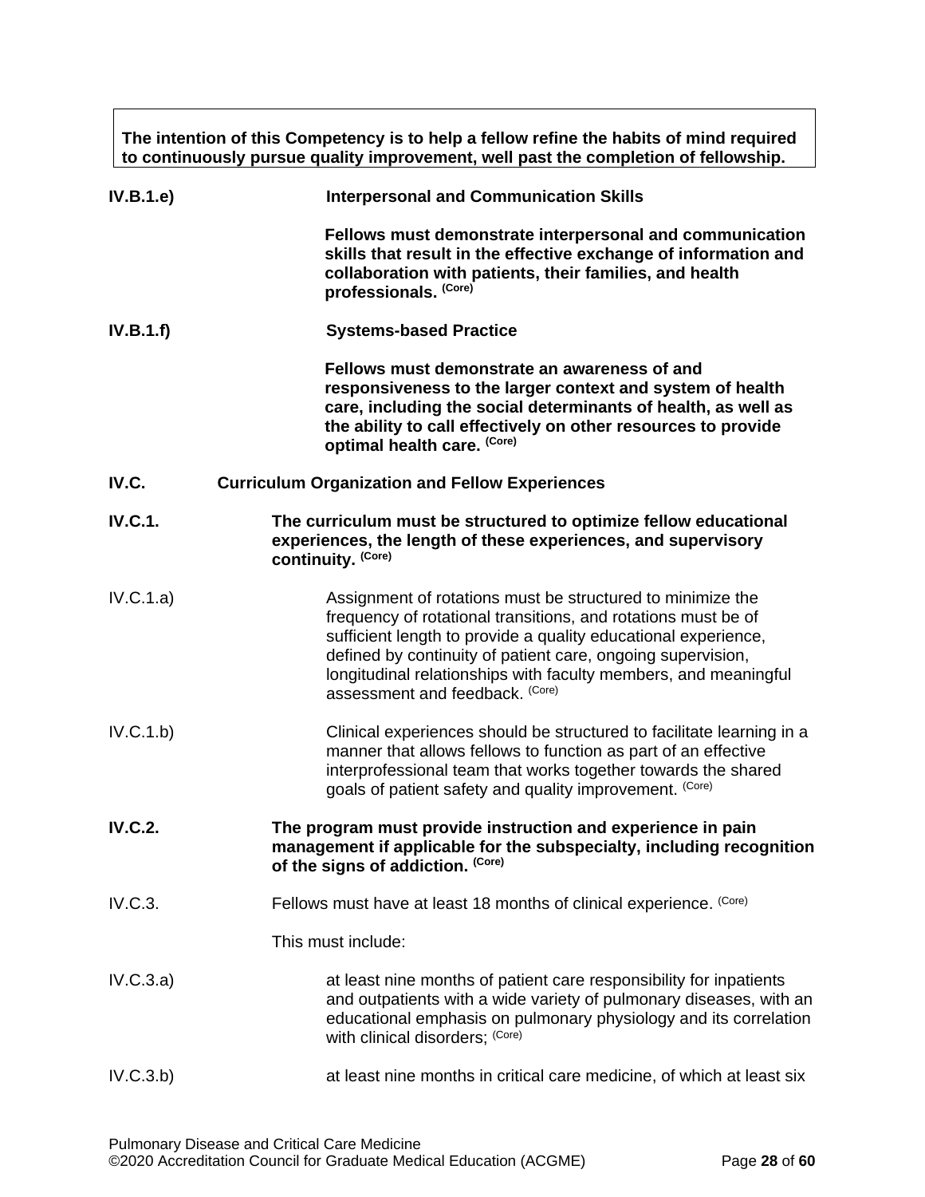**The intention of this Competency is to help a fellow refine the habits of mind required to continuously pursue quality improvement, well past the completion of fellowship.**

**IV.B.1.e) Interpersonal and Communication Skills**

**Fellows must demonstrate interpersonal and communication skills that result in the effective exchange of information and collaboration with patients, their families, and health professionals. (Core)**

**IV.B.1.f) Systems-based Practice**

**Fellows must demonstrate an awareness of and responsiveness to the larger context and system of health care, including the social determinants of health, as well as the ability to call effectively on other resources to provide optimal health care. (Core)**

**IV.C. Curriculum Organization and Fellow Experiences**

**IV.C.1. The curriculum must be structured to optimize fellow educational experiences, the length of these experiences, and supervisory continuity. (Core)**

IV.C.1.a) Assignment of rotations must be structured to minimize the frequency of rotational transitions, and rotations must be of sufficient length to provide a quality educational experience, defined by continuity of patient care, ongoing supervision, longitudinal relationships with faculty members, and meaningful assessment and feedback. (Core)

IV.C.1.b) Clinical experiences should be structured to facilitate learning in a manner that allows fellows to function as part of an effective interprofessional team that works together towards the shared goals of patient safety and quality improvement. (Core)

**IV.C.2. The program must provide instruction and experience in pain management if applicable for the subspecialty, including recognition of the signs of addiction. (Core)**

IV.C.3. Fellows must have at least 18 months of clinical experience. (Core)

This must include:

IV.C.3.a) at least nine months of patient care responsibility for inpatients and outpatients with a wide variety of pulmonary diseases, with an educational emphasis on pulmonary physiology and its correlation with clinical disorders; (Core)

IV.C.3.b) at least nine months in critical care medicine, of which at least six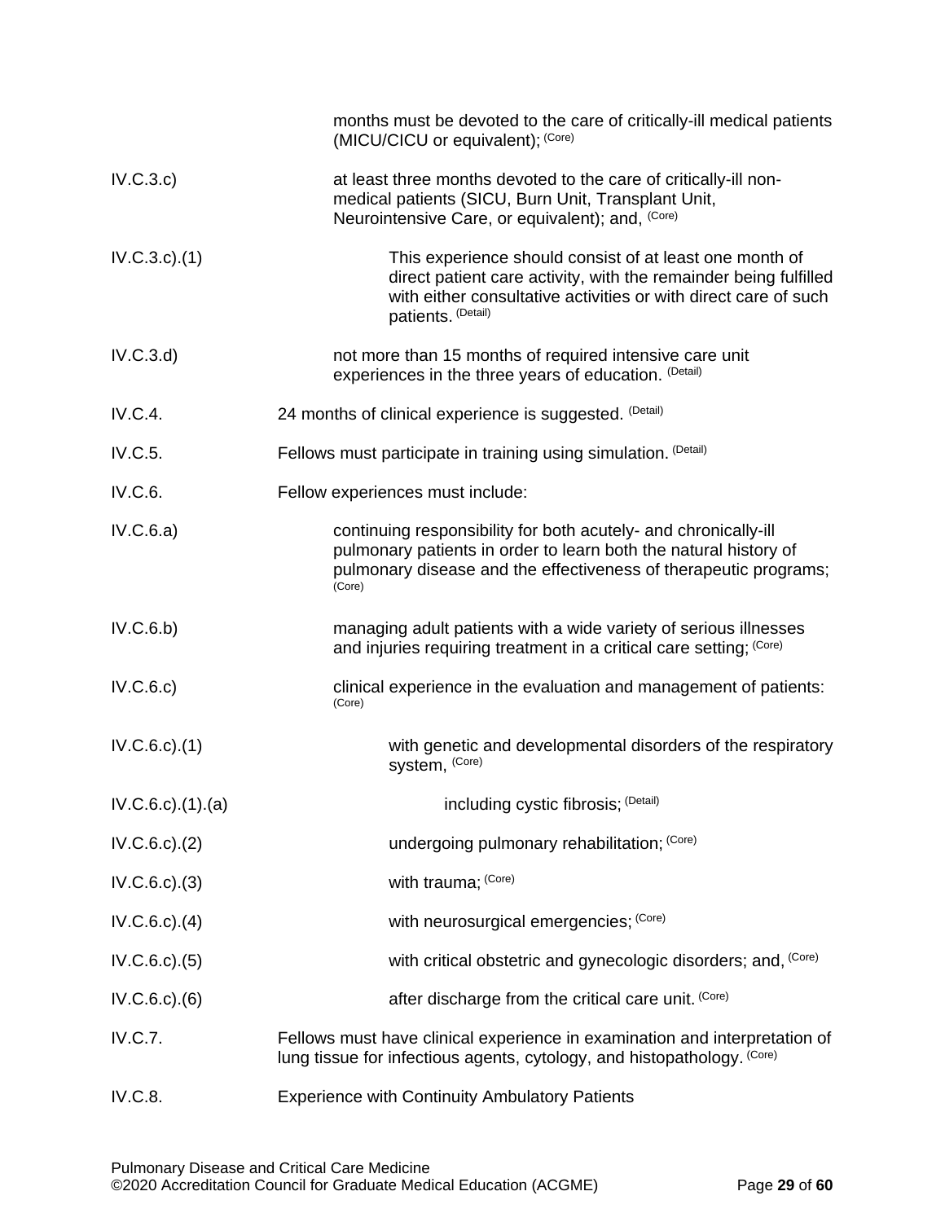months must be devoted to the care of critically-ill medical patients (MICU/CICU or equivalent); (Core)

IV.C.3.c) at least three months devoted to the care of critically-ill non-medical patients (SICU, Burn Unit, Transplant Unit, Neurointensive Care, or equivalent); and, (Core)

IV.C.3.c).(1) This experience should consist of at least one month of direct patient care activity, with the remainder being fulfilled with either consultative activities or with direct care of such patients. (Detail)

IV.C.3.d) not more than 15 months of required intensive care unit experiences in the three years of education. (Detail)

IV.C.4. 24 months of clinical experience is suggested. (Detail)

IV.C.5. Fellows must participate in training using simulation. (Detail)

IV.C.6. Fellow experiences must include:

IV.C.6.a) continuing responsibility for both acutely- and chronically-ill pulmonary patients in order to learn both the natural history of pulmonary disease and the effectiveness of therapeutic programs; (Core)

IV.C.6.b) managing adult patients with a wide variety of serious illnesses and injuries requiring treatment in a critical care setting; (Core)

IV.C.6.c) clinical experience in the evaluation and management of patients: (Core)

IV.C.6.c).(1) with genetic and developmental disorders of the respiratory system, (Core)

IV.C.6.c).(1).(a) including cystic fibrosis; (Detail)

IV.C.6.c).(2) undergoing pulmonary rehabilitation; (Core)

IV.C.6.c).(3) with trauma; (Core)

IV.C.6.c).(4) with neurosurgical emergencies; (Core)

IV.C.6.c).(5) with critical obstetric and gynecologic disorders; and, (Core)

IV.C.6.c).(6) after discharge from the critical care unit. (Core)

IV.C.7. Fellows must have clinical experience in examination and interpretation of lung tissue for infectious agents, cytology, and histopathology. (Core)

IV.C.8. Experience with Continuity Ambulatory Patients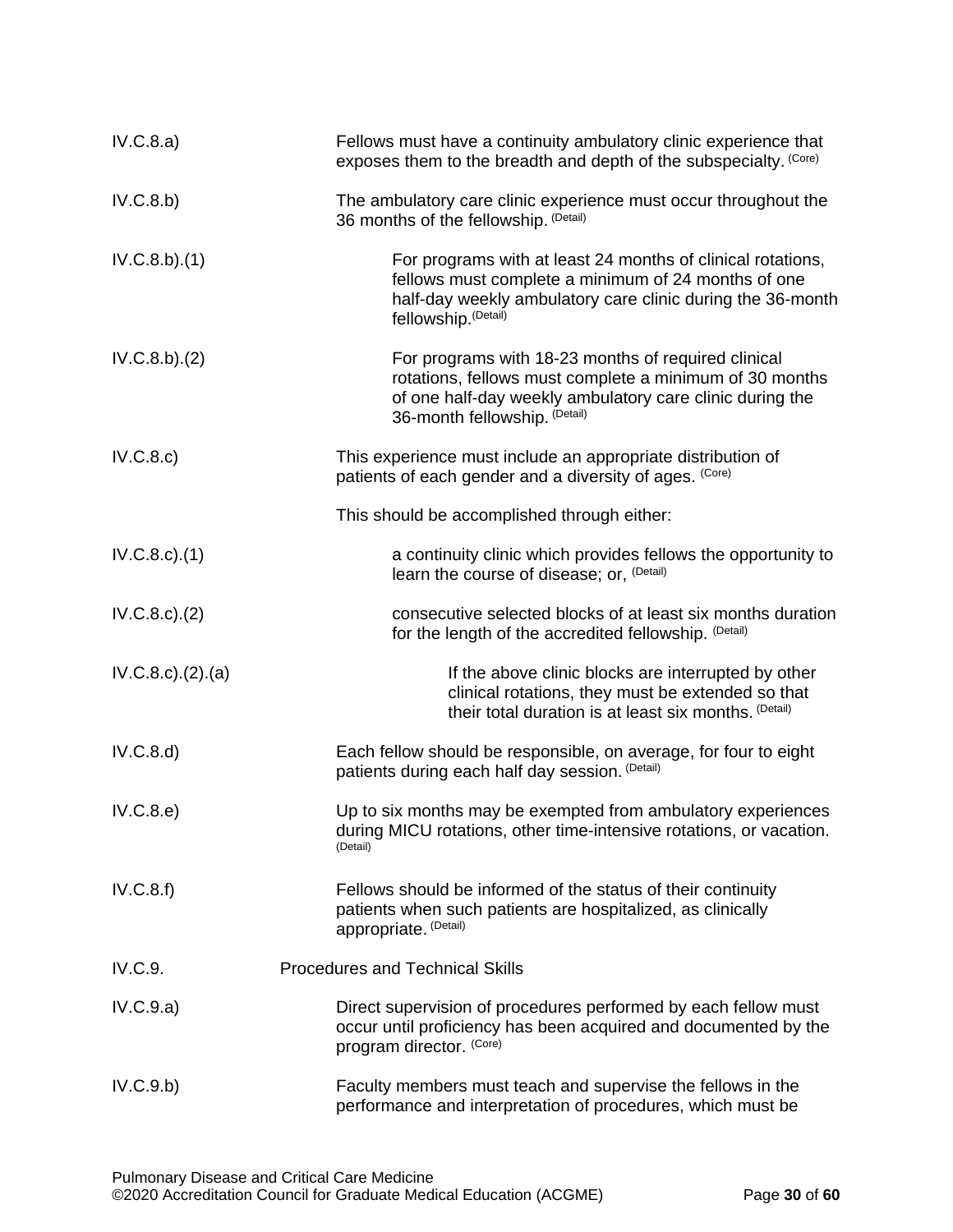IV.C.8.a) Fellows must have a continuity ambulatory clinic experience that exposes them to the breadth and depth of the subspecialty. (Core)

IV.C.8.b) The ambulatory care clinic experience must occur throughout the 36 months of the fellowship. (Detail)

IV.C.8.b).(1) For programs with at least 24 months of clinical rotations, fellows must complete a minimum of 24 months of one half-day weekly ambulatory care clinic during the 36-month fellowship. (Detail)

IV.C.8.b).(2) For programs with 18-23 months of required clinical rotations, fellows must complete a minimum of 30 months of one half-day weekly ambulatory care clinic during the 36-month fellowship. (Detail)

IV.C.8.c) This experience must include an appropriate distribution of patients of each gender and a diversity of ages. (Core)

This should be accomplished through either:

IV.C.8.c).(1) a continuity clinic which provides fellows the opportunity to learn the course of disease; or, (Detail)

IV.C.8.c).(2) consecutive selected blocks of at least six months duration for the length of the accredited fellowship. (Detail)

IV.C.8.c).(2).(a) If the above clinic blocks are interrupted by other clinical rotations, they must be extended so that their total duration is at least six months. (Detail)

IV.C.8.d) Each fellow should be responsible, on average, for four to eight patients during each half day session. (Detail)

IV.C.8.e) Up to six months may be exempted from ambulatory experiences during MICU rotations, other time-intensive rotations, or vacation. (Detail)

IV.C.8.f) Fellows should be informed of the status of their continuity patients when such patients are hospitalized, as clinically appropriate. (Detail)

IV.C.9. Procedures and Technical Skills

IV.C.9.a) Direct supervision of procedures performed by each fellow must occur until proficiency has been acquired and documented by the program director. (Core)

IV.C.9.b) Faculty members must teach and supervise the fellows in the performance and interpretation of procedures, which must be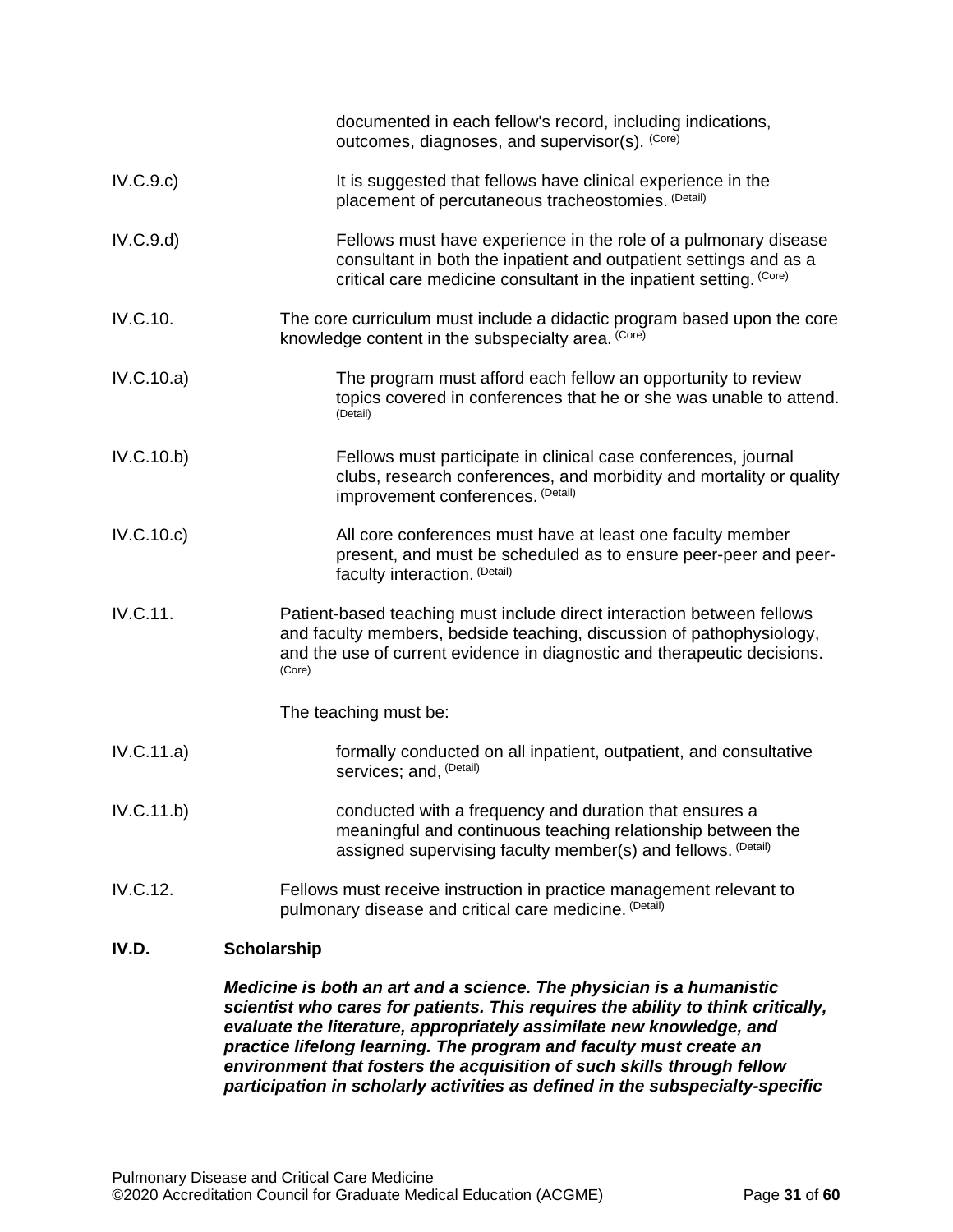documented in each fellow's record, including indications, outcomes, diagnoses, and supervisor(s). (Core)

IV.C.9.c) It is suggested that fellows have clinical experience in the placement of percutaneous tracheostomies. (Detail)

IV.C.9.d) Fellows must have experience in the role of a pulmonary disease consultant in both the inpatient and outpatient settings and as a critical care medicine consultant in the inpatient setting. (Core)

IV.C.10. The core curriculum must include a didactic program based upon the core knowledge content in the subspecialty area. (Core)

IV.C.10.a) The program must afford each fellow an opportunity to review topics covered in conferences that he or she was unable to attend. (Detail)

IV.C.10.b) Fellows must participate in clinical case conferences, journal clubs, research conferences, and morbidity and mortality or quality improvement conferences. (Detail)

IV.C.10.c) All core conferences must have at least one faculty member present, and must be scheduled as to ensure peer-peer and peer-faculty interaction. (Detail)

IV.C.11. Patient-based teaching must include direct interaction between fellows and faculty members, bedside teaching, discussion of pathophysiology, and the use of current evidence in diagnostic and therapeutic decisions. (Core)

The teaching must be:

IV.C.11.a) formally conducted on all inpatient, outpatient, and consultative services; and, (Detail)

IV.C.11.b) conducted with a frequency and duration that ensures a meaningful and continuous teaching relationship between the assigned supervising faculty member(s) and fellows. (Detail)

IV.C.12. Fellows must receive instruction in practice management relevant to pulmonary disease and critical care medicine. (Detail)

**IV.D. Scholarship**

***Medicine is both an art and a science. The physician is a humanistic scientist who cares for patients. This requires the ability to think critically, evaluate the literature, appropriately assimilate new knowledge, and practice lifelong learning. The program and faculty must create an environment that fosters the acquisition of such skills through fellow participation in scholarly activities as defined in the subspecialty-specific***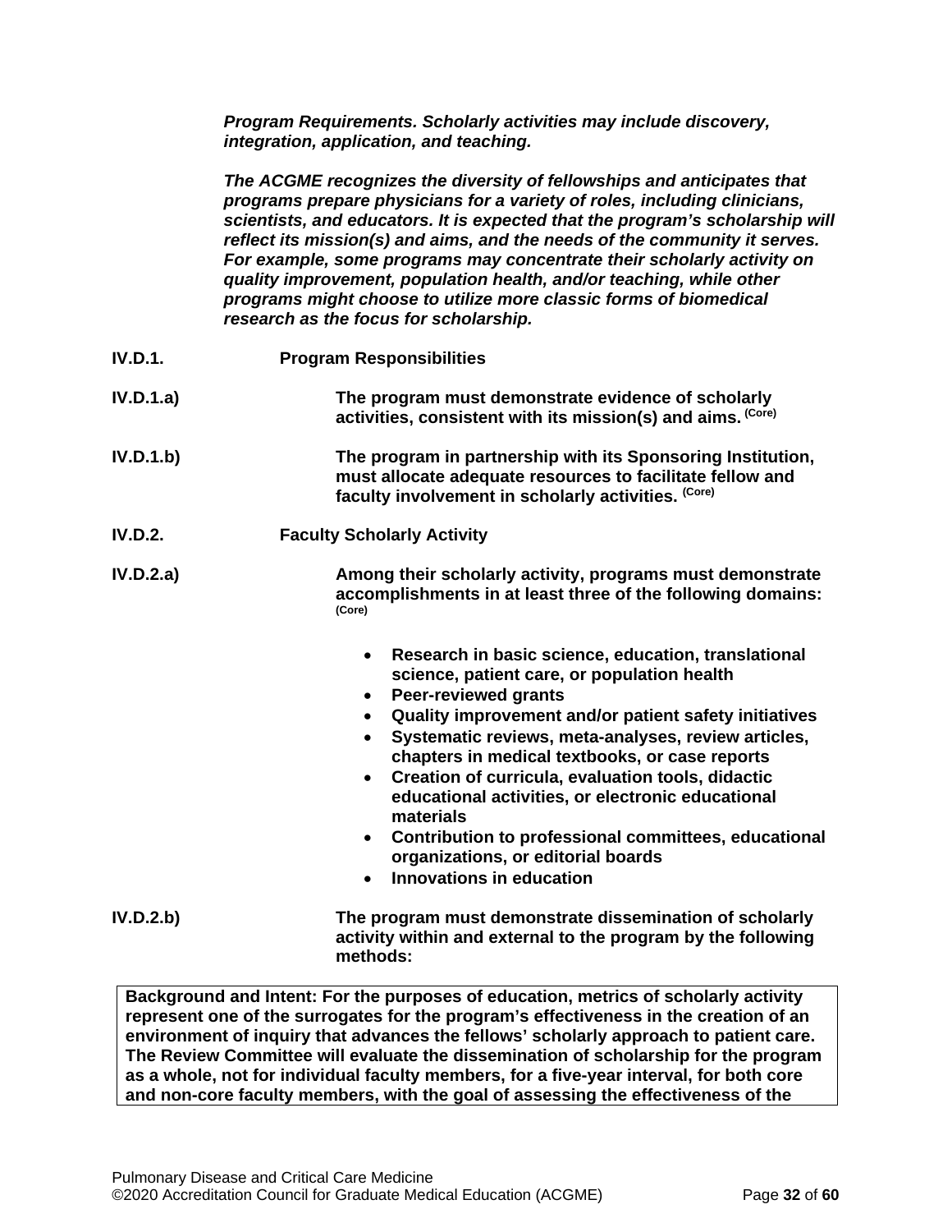*Program Requirements. Scholarly activities may include discovery, integration, application, and teaching.*

*The ACGME recognizes the diversity of fellowships and anticipates that programs prepare physicians for a variety of roles, including clinicians, scientists, and educators. It is expected that the program's scholarship will reflect its mission(s) and aims, and the needs of the community it serves. For example, some programs may concentrate their scholarly activity on quality improvement, population health, and/or teaching, while other programs might choose to utilize more classic forms of biomedical research as the focus for scholarship.*

**IV.D.1. Program Responsibilities**

**IV.D.1.a) The program must demonstrate evidence of scholarly activities, consistent with its mission(s) and aims.** (Core)

**IV.D.1.b) The program in partnership with its Sponsoring Institution, must allocate adequate resources to facilitate fellow and faculty involvement in scholarly activities.** (Core)

**IV.D.2. Faculty Scholarly Activity**

**IV.D.2.a) Among their scholarly activity, programs must demonstrate accomplishments in at least three of the following domains:** (Core)

- **Research in basic science, education, translational science, patient care, or population health**
- **Peer-reviewed grants**
- **Quality improvement and/or patient safety initiatives**
- **Systematic reviews, meta-analyses, review articles, chapters in medical textbooks, or case reports**
- **Creation of curricula, evaluation tools, didactic educational activities, or electronic educational materials**
- **Contribution to professional committees, educational organizations, or editorial boards**
- **Innovations in education**

**IV.D.2.b) The program must demonstrate dissemination of scholarly activity within and external to the program by the following methods:**

**Background and Intent: For the purposes of education, metrics of scholarly activity represent one of the surrogates for the program's effectiveness in the creation of an environment of inquiry that advances the fellows' scholarly approach to patient care. The Review Committee will evaluate the dissemination of scholarship for the program as a whole, not for individual faculty members, for a five-year interval, for both core and non-core faculty members, with the goal of assessing the effectiveness of the**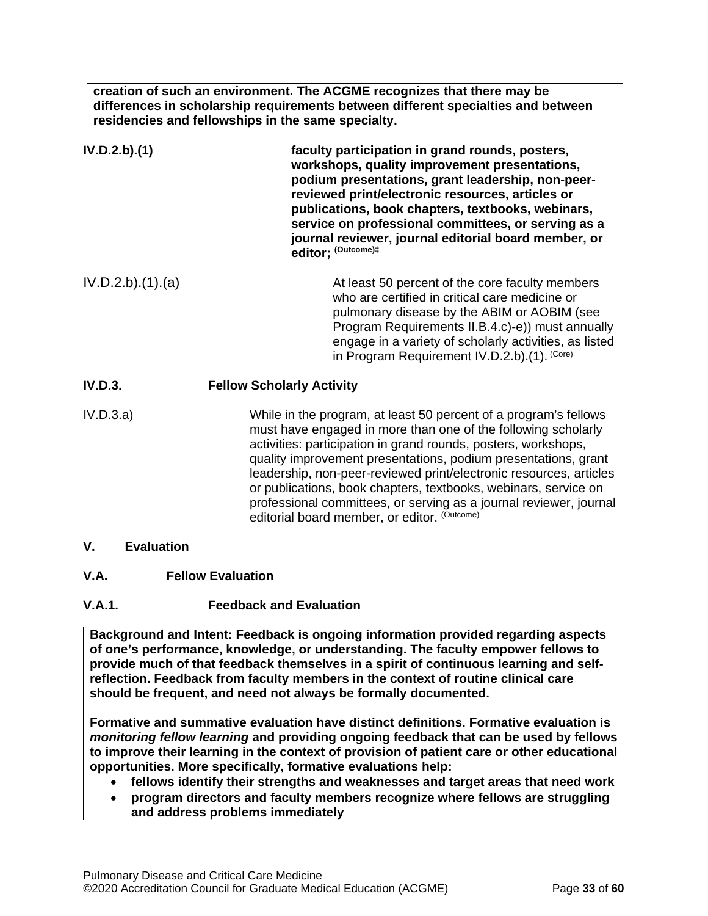**creation of such an environment. The ACGME recognizes that there may be differences in scholarship requirements between different specialties and between residencies and fellowships in the same specialty.**

**IV.D.2.b).(1)** **faculty participation in grand rounds, posters, workshops, quality improvement presentations, podium presentations, grant leadership, non-peer-reviewed print/electronic resources, articles or publications, book chapters, textbooks, webinars, service on professional committees, or serving as a journal reviewer, journal editorial board member, or editor;** (Outcome)‡

IV.D.2.b).(1).(a) At least 50 percent of the core faculty members who are certified in critical care medicine or pulmonary disease by the ABIM or AOBIM (see Program Requirements II.B.4.c)-e)) must annually engage in a variety of scholarly activities, as listed in Program Requirement IV.D.2.b).(1). (Core)

**IV.D.3. Fellow Scholarly Activity**

IV.D.3.a) While in the program, at least 50 percent of a program's fellows must have engaged in more than one of the following scholarly activities: participation in grand rounds, posters, workshops, quality improvement presentations, podium presentations, grant leadership, non-peer-reviewed print/electronic resources, articles or publications, book chapters, textbooks, webinars, service on professional committees, or serving as a journal reviewer, journal editorial board member, or editor. (Outcome)

## V. Evaluation

### V.A. Fellow Evaluation

#### V.A.1. Feedback and Evaluation

**Background and Intent: Feedback is ongoing information provided regarding aspects of one's performance, knowledge, or understanding. The faculty empower fellows to provide much of that feedback themselves in a spirit of continuous learning and self-reflection. Feedback from faculty members in the context of routine clinical care should be frequent, and need not always be formally documented.**

**Formative and summative evaluation have distinct definitions. Formative evaluation is *monitoring fellow learning* and providing ongoing feedback that can be used by fellows to improve their learning in the context of provision of patient care or other educational opportunities. More specifically, formative evaluations help:**

- **fellows identify their strengths and weaknesses and target areas that need work**
- **program directors and faculty members recognize where fellows are struggling and address problems immediately**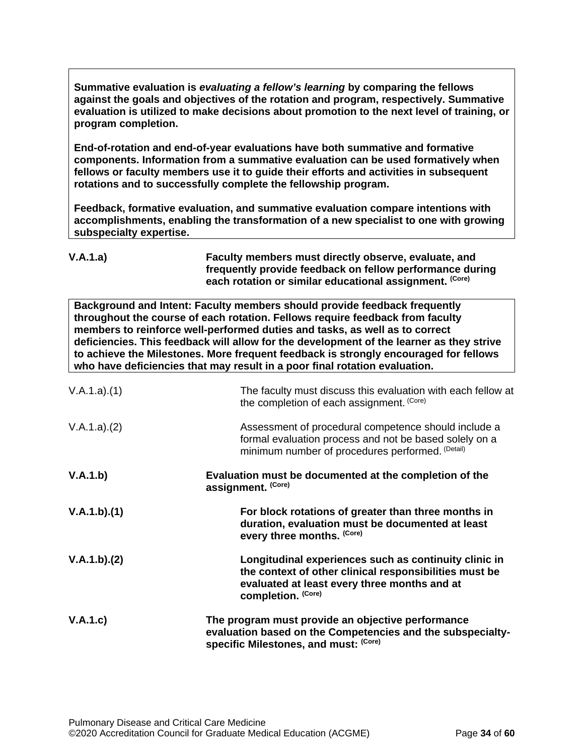**Summative evaluation is *evaluating a fellow's learning* by comparing the fellows against the goals and objectives of the rotation and program, respectively. Summative evaluation is utilized to make decisions about promotion to the next level of training, or program completion.**

**End-of-rotation and end-of-year evaluations have both summative and formative components. Information from a summative evaluation can be used formatively when fellows or faculty members use it to guide their efforts and activities in subsequent rotations and to successfully complete the fellowship program.**

**Feedback, formative evaluation, and summative evaluation compare intentions with accomplishments, enabling the transformation of a new specialist to one with growing subspecialty expertise.**

**V.A.1.a)** **Faculty members must directly observe, evaluate, and frequently provide feedback on fellow performance during each rotation or similar educational assignment.** (Core)

**Background and Intent: Faculty members should provide feedback frequently throughout the course of each rotation. Fellows require feedback from faculty members to reinforce well-performed duties and tasks, as well as to correct deficiencies. This feedback will allow for the development of the learner as they strive to achieve the Milestones. More frequent feedback is strongly encouraged for fellows who have deficiencies that may result in a poor final rotation evaluation.**

V.A.1.a).(1) The faculty must discuss this evaluation with each fellow at the completion of each assignment. (Core)

V.A.1.a).(2) Assessment of procedural competence should include a formal evaluation process and not be based solely on a minimum number of procedures performed. (Detail)

**V.A.1.b)** **Evaluation must be documented at the completion of the assignment.** (Core)

**V.A.1.b).(1)** **For block rotations of greater than three months in duration, evaluation must be documented at least every three months.** (Core)

**V.A.1.b).(2)** **Longitudinal experiences such as continuity clinic in the context of other clinical responsibilities must be evaluated at least every three months and at completion.** (Core)

**V.A.1.c)** **The program must provide an objective performance evaluation based on the Competencies and the subspecialty-specific Milestones, and must:** (Core)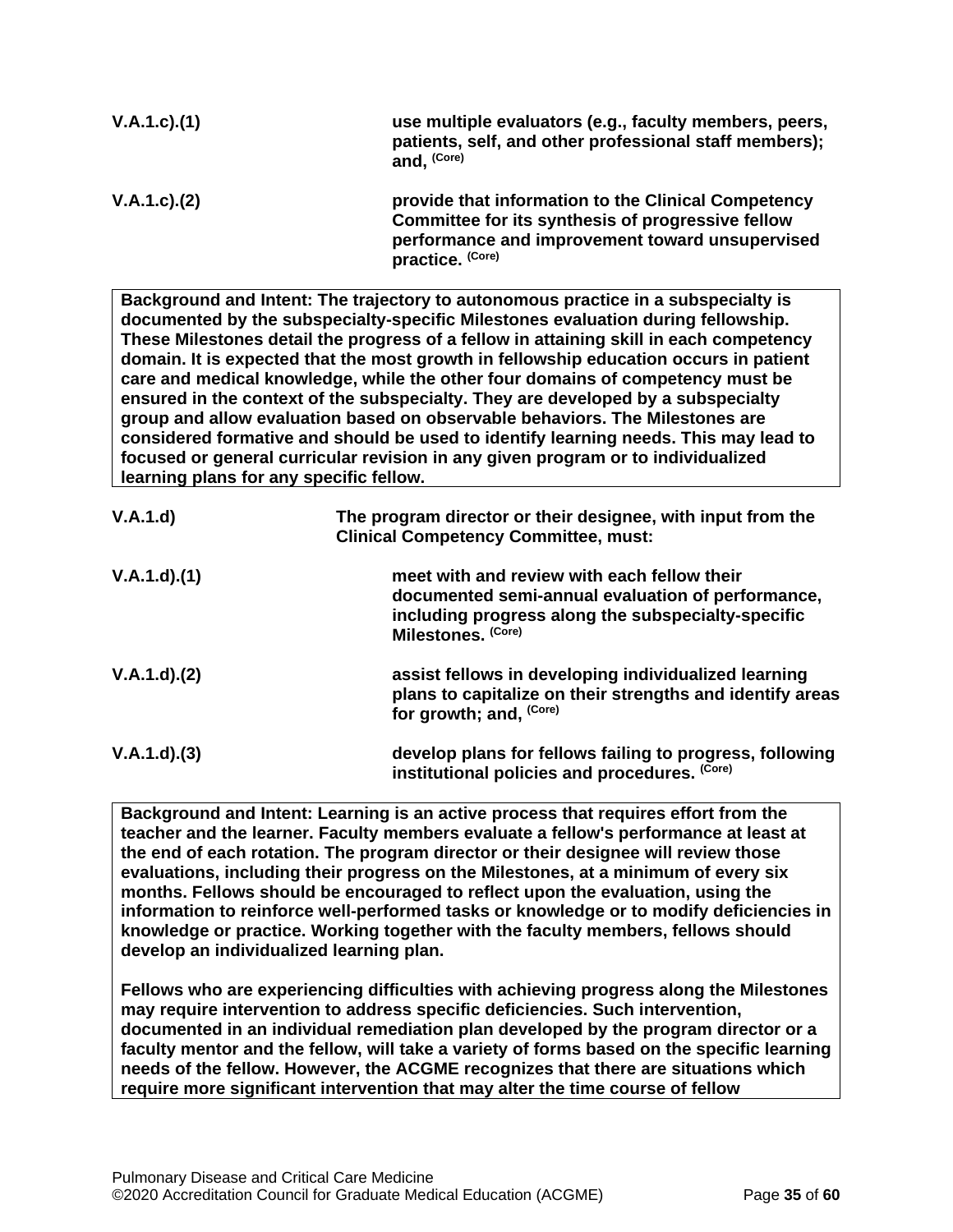**V.A.1.c).(1)** **use multiple evaluators (e.g., faculty members, peers, patients, self, and other professional staff members); and,** (Core)

**V.A.1.c).(2)** **provide that information to the Clinical Competency Committee for its synthesis of progressive fellow performance and improvement toward unsupervised practice.** (Core)

> **Background and Intent: The trajectory to autonomous practice in a subspecialty is documented by the subspecialty-specific Milestones evaluation during fellowship. These Milestones detail the progress of a fellow in attaining skill in each competency domain. It is expected that the most growth in fellowship education occurs in patient care and medical knowledge, while the other four domains of competency must be ensured in the context of the subspecialty. They are developed by a subspecialty group and allow evaluation based on observable behaviors. The Milestones are considered formative and should be used to identify learning needs. This may lead to focused or general curricular revision in any given program or to individualized learning plans for any specific fellow.**

**V.A.1.d)** **The program director or their designee, with input from the Clinical Competency Committee, must:**

**V.A.1.d).(1)** **meet with and review with each fellow their documented semi-annual evaluation of performance, including progress along the subspecialty-specific Milestones.** (Core)

**V.A.1.d).(2)** **assist fellows in developing individualized learning plans to capitalize on their strengths and identify areas for growth; and,** (Core)

**V.A.1.d).(3)** **develop plans for fellows failing to progress, following institutional policies and procedures.** (Core)

> **Background and Intent: Learning is an active process that requires effort from the teacher and the learner. Faculty members evaluate a fellow's performance at least at the end of each rotation. The program director or their designee will review those evaluations, including their progress on the Milestones, at a minimum of every six months. Fellows should be encouraged to reflect upon the evaluation, using the information to reinforce well-performed tasks or knowledge or to modify deficiencies in knowledge or practice. Working together with the faculty members, fellows should develop an individualized learning plan.**
>
> **Fellows who are experiencing difficulties with achieving progress along the Milestones may require intervention to address specific deficiencies. Such intervention, documented in an individual remediation plan developed by the program director or a faculty mentor and the fellow, will take a variety of forms based on the specific learning needs of the fellow. However, the ACGME recognizes that there are situations which require more significant intervention that may alter the time course of fellow**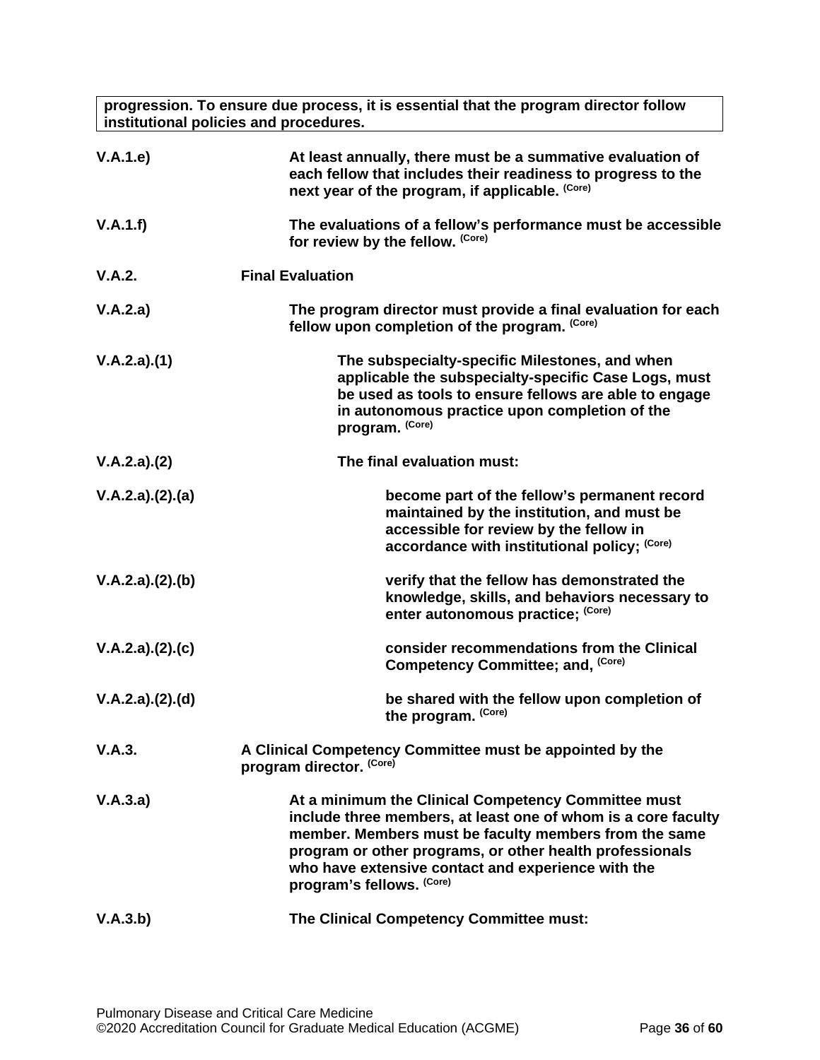**progression. To ensure due process, it is essential that the program director follow institutional policies and procedures.**

**V.A.1.e)** **At least annually, there must be a summative evaluation of each fellow that includes their readiness to progress to the next year of the program, if applicable.** **(Core)**

**V.A.1.f)** **The evaluations of a fellow's performance must be accessible for review by the fellow.** **(Core)**

**V.A.2.** **Final Evaluation**

**V.A.2.a)** **The program director must provide a final evaluation for each fellow upon completion of the program.** **(Core)**

**V.A.2.a).(1)** **The subspecialty-specific Milestones, and when applicable the subspecialty-specific Case Logs, must be used as tools to ensure fellows are able to engage in autonomous practice upon completion of the program.** **(Core)**

**V.A.2.a).(2)** **The final evaluation must:**

**V.A.2.a).(2).(a)** **become part of the fellow's permanent record maintained by the institution, and must be accessible for review by the fellow in accordance with institutional policy;** **(Core)**

**V.A.2.a).(2).(b)** **verify that the fellow has demonstrated the knowledge, skills, and behaviors necessary to enter autonomous practice;** **(Core)**

**V.A.2.a).(2).(c)** **consider recommendations from the Clinical Competency Committee; and,** **(Core)**

**V.A.2.a).(2).(d)** **be shared with the fellow upon completion of the program.** **(Core)**

**V.A.3.** **A Clinical Competency Committee must be appointed by the program director.** **(Core)**

**V.A.3.a)** **At a minimum the Clinical Competency Committee must include three members, at least one of whom is a core faculty member. Members must be faculty members from the same program or other programs, or other health professionals who have extensive contact and experience with the program's fellows.** **(Core)**

**V.A.3.b)** **The Clinical Competency Committee must:**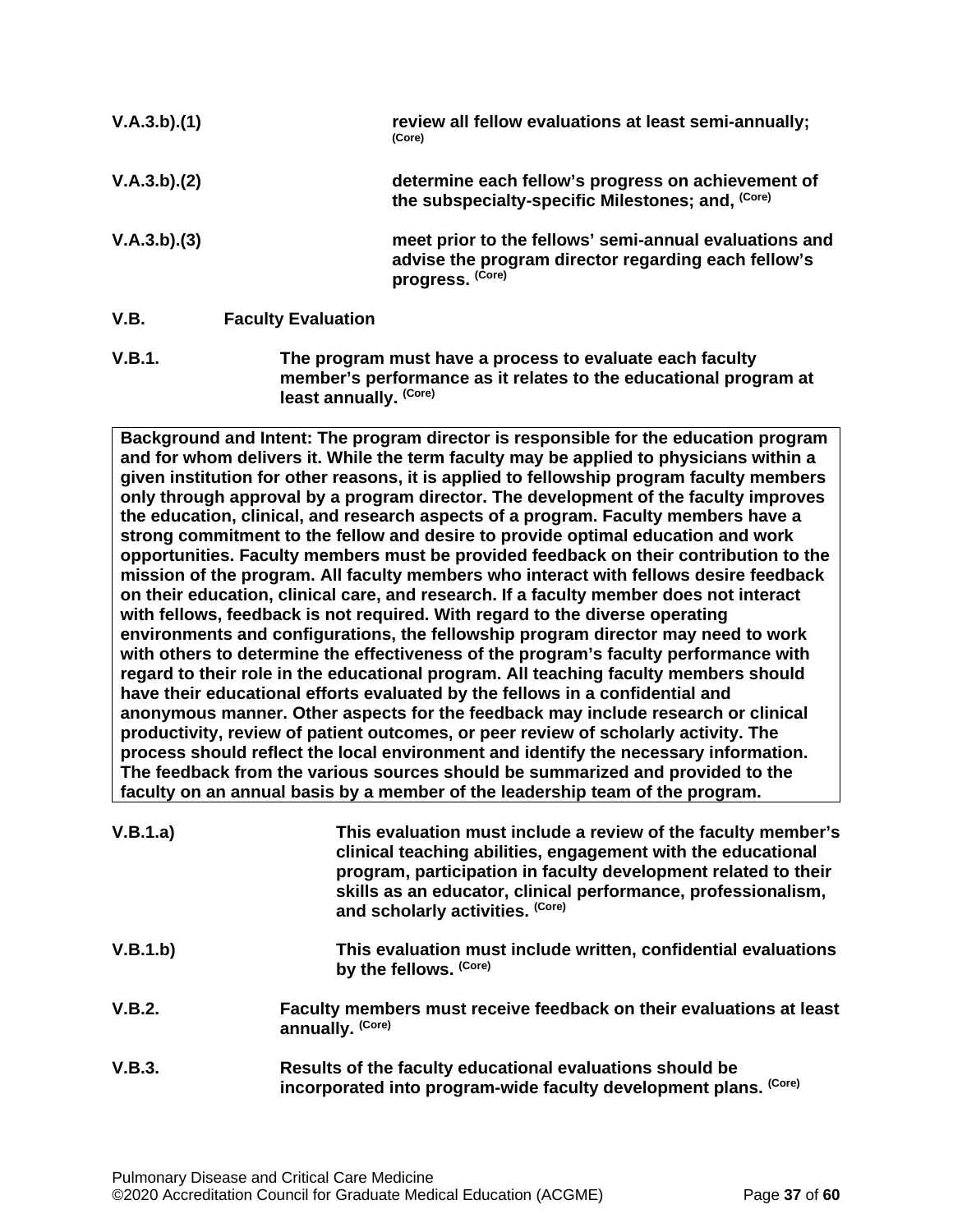| | |
|---|---|
| **V.A.3.b).(1)** | **review all fellow evaluations at least semi-annually;** **(Core)** |
| **V.A.3.b).(2)** | **determine each fellow's progress on achievement of the subspecialty-specific Milestones; and,** **(Core)** |
| **V.A.3.b).(3)** | **meet prior to the fellows' semi-annual evaluations and advise the program director regarding each fellow's progress.** **(Core)** |

**V.B. Faculty Evaluation**

**V.B.1.** **The program must have a process to evaluate each faculty member's performance as it relates to the educational program at least annually.** **(Core)**

> **Background and Intent: The program director is responsible for the education program and for whom delivers it. While the term faculty may be applied to physicians within a given institution for other reasons, it is applied to fellowship program faculty members only through approval by a program director. The development of the faculty improves the education, clinical, and research aspects of a program. Faculty members have a strong commitment to the fellow and desire to provide optimal education and work opportunities. Faculty members must be provided feedback on their contribution to the mission of the program. All faculty members who interact with fellows desire feedback on their education, clinical care, and research. If a faculty member does not interact with fellows, feedback is not required. With regard to the diverse operating environments and configurations, the fellowship program director may need to work with others to determine the effectiveness of the program's faculty performance with regard to their role in the educational program. All teaching faculty members should have their educational efforts evaluated by the fellows in a confidential and anonymous manner. Other aspects for the feedback may include research or clinical productivity, review of patient outcomes, or peer review of scholarly activity. The process should reflect the local environment and identify the necessary information. The feedback from the various sources should be summarized and provided to the faculty on an annual basis by a member of the leadership team of the program.**

**V.B.1.a)** **This evaluation must include a review of the faculty member's clinical teaching abilities, engagement with the educational program, participation in faculty development related to their skills as an educator, clinical performance, professionalism, and scholarly activities.** **(Core)**

**V.B.1.b)** **This evaluation must include written, confidential evaluations by the fellows.** **(Core)**

**V.B.2.** **Faculty members must receive feedback on their evaluations at least annually.** **(Core)**

**V.B.3.** **Results of the faculty educational evaluations should be incorporated into program-wide faculty development plans.** **(Core)**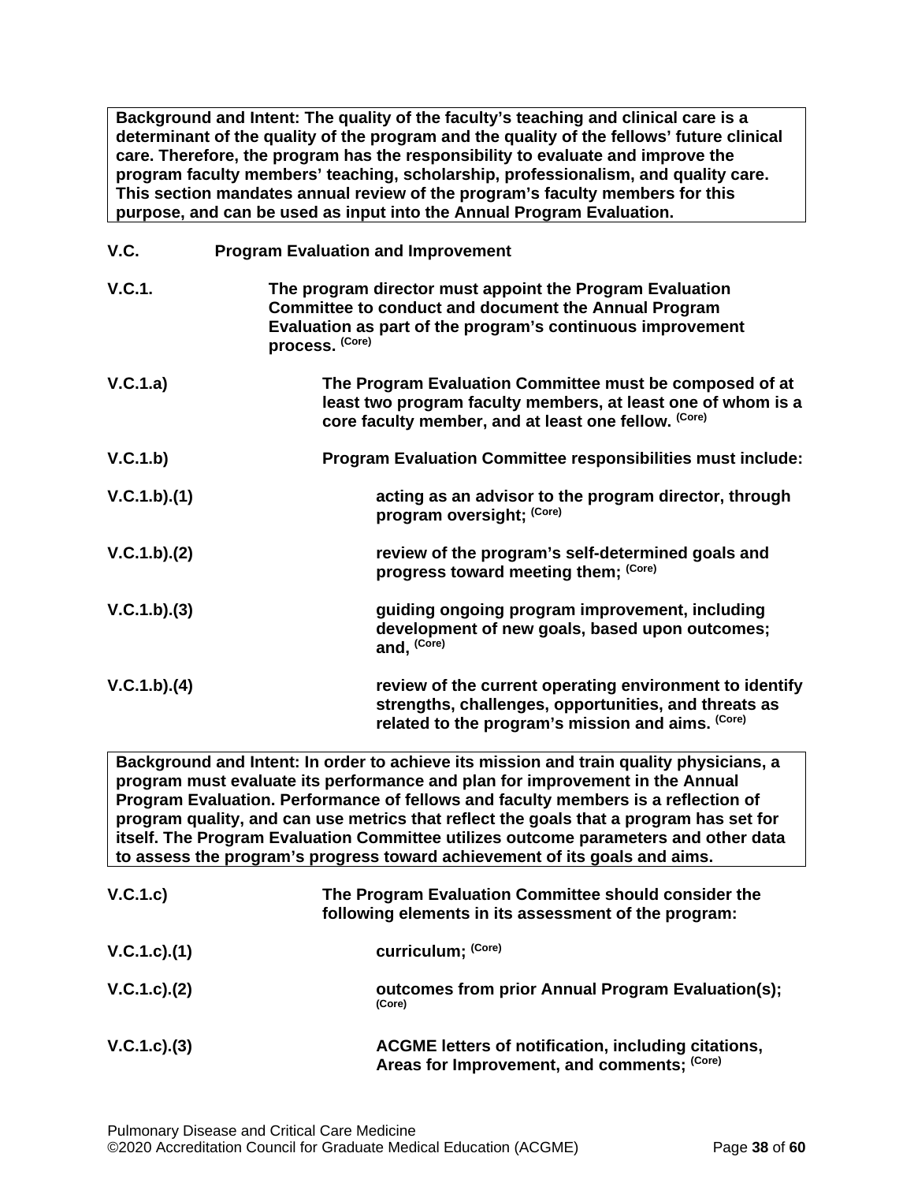**Background and Intent: The quality of the faculty's teaching and clinical care is a determinant of the quality of the program and the quality of the fellows' future clinical care. Therefore, the program has the responsibility to evaluate and improve the program faculty members' teaching, scholarship, professionalism, and quality care. This section mandates annual review of the program's faculty members for this purpose, and can be used as input into the Annual Program Evaluation.**

**V.C. Program Evaluation and Improvement**

**V.C.1.** **The program director must appoint the Program Evaluation Committee to conduct and document the Annual Program Evaluation as part of the program's continuous improvement process.** (Core)

**V.C.1.a)** **The Program Evaluation Committee must be composed of at least two program faculty members, at least one of whom is a core faculty member, and at least one fellow.** (Core)

**V.C.1.b)** **Program Evaluation Committee responsibilities must include:**

**V.C.1.b).(1)** **acting as an advisor to the program director, through program oversight;** (Core)

**V.C.1.b).(2)** **review of the program's self-determined goals and progress toward meeting them;** (Core)

**V.C.1.b).(3)** **guiding ongoing program improvement, including development of new goals, based upon outcomes; and,** (Core)

**V.C.1.b).(4)** **review of the current operating environment to identify strengths, challenges, opportunities, and threats as related to the program's mission and aims.** (Core)

**Background and Intent: In order to achieve its mission and train quality physicians, a program must evaluate its performance and plan for improvement in the Annual Program Evaluation. Performance of fellows and faculty members is a reflection of program quality, and can use metrics that reflect the goals that a program has set for itself. The Program Evaluation Committee utilizes outcome parameters and other data to assess the program's progress toward achievement of its goals and aims.**

**V.C.1.c)** **The Program Evaluation Committee should consider the following elements in its assessment of the program:**

**V.C.1.c).(1)** **curriculum;** (Core)

**V.C.1.c).(2)** **outcomes from prior Annual Program Evaluation(s);** (Core)

**V.C.1.c).(3)** **ACGME letters of notification, including citations, Areas for Improvement, and comments;** (Core)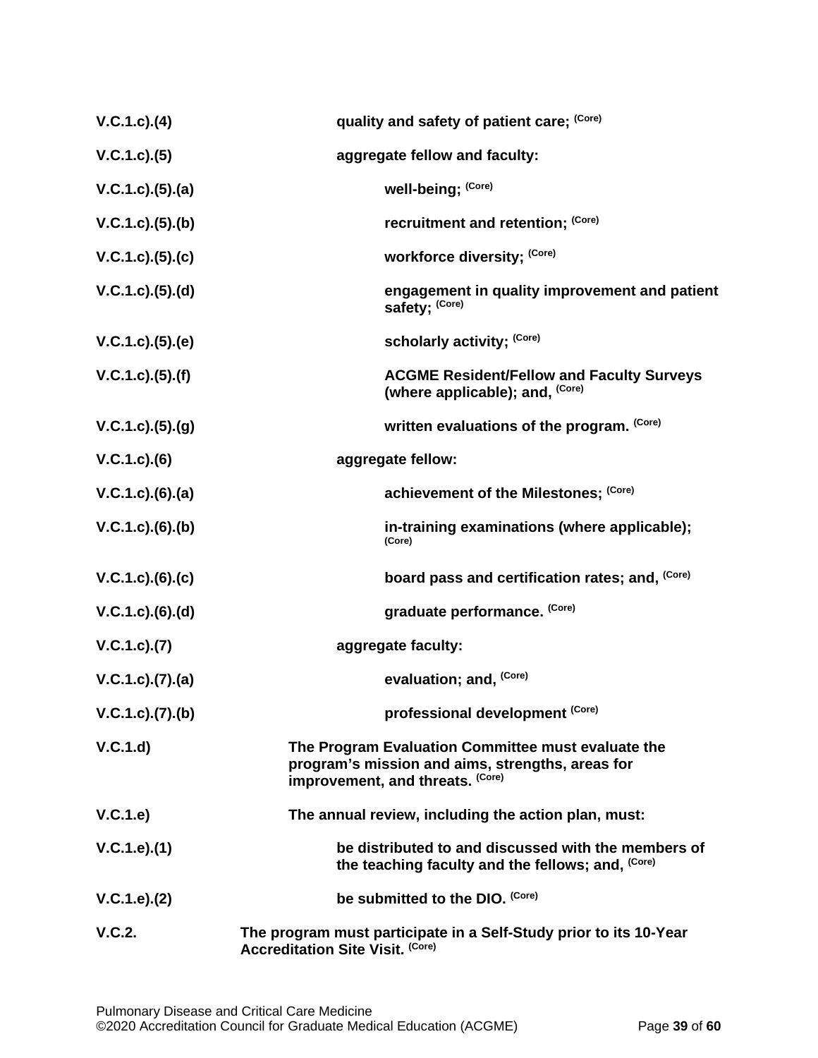| | |
|---|---|
| **V.C.1.c).(4)** | **quality and safety of patient care;** (Core) |
| **V.C.1.c).(5)** | **aggregate fellow and faculty:** |
| **V.C.1.c).(5).(a)** | **well-being;** (Core) |
| **V.C.1.c).(5).(b)** | **recruitment and retention;** (Core) |
| **V.C.1.c).(5).(c)** | **workforce diversity;** (Core) |
| **V.C.1.c).(5).(d)** | **engagement in quality improvement and patient safety;** (Core) |
| **V.C.1.c).(5).(e)** | **scholarly activity;** (Core) |
| **V.C.1.c).(5).(f)** | **ACGME Resident/Fellow and Faculty Surveys (where applicable); and,** (Core) |
| **V.C.1.c).(5).(g)** | **written evaluations of the program.** (Core) |
| **V.C.1.c).(6)** | **aggregate fellow:** |
| **V.C.1.c).(6).(a)** | **achievement of the Milestones;** (Core) |
| **V.C.1.c).(6).(b)** | **in-training examinations (where applicable);** (Core) |
| **V.C.1.c).(6).(c)** | **board pass and certification rates; and,** (Core) |
| **V.C.1.c).(6).(d)** | **graduate performance.** (Core) |
| **V.C.1.c).(7)** | **aggregate faculty:** |
| **V.C.1.c).(7).(a)** | **evaluation; and,** (Core) |
| **V.C.1.c).(7).(b)** | **professional development** (Core) |
| **V.C.1.d)** | **The Program Evaluation Committee must evaluate the program's mission and aims, strengths, areas for improvement, and threats.** (Core) |
| **V.C.1.e)** | **The annual review, including the action plan, must:** |
| **V.C.1.e).(1)** | **be distributed to and discussed with the members of the teaching faculty and the fellows; and,** (Core) |
| **V.C.1.e).(2)** | **be submitted to the DIO.** (Core) |
| **V.C.2.** | **The program must participate in a Self-Study prior to its 10-Year Accreditation Site Visit.** (Core) |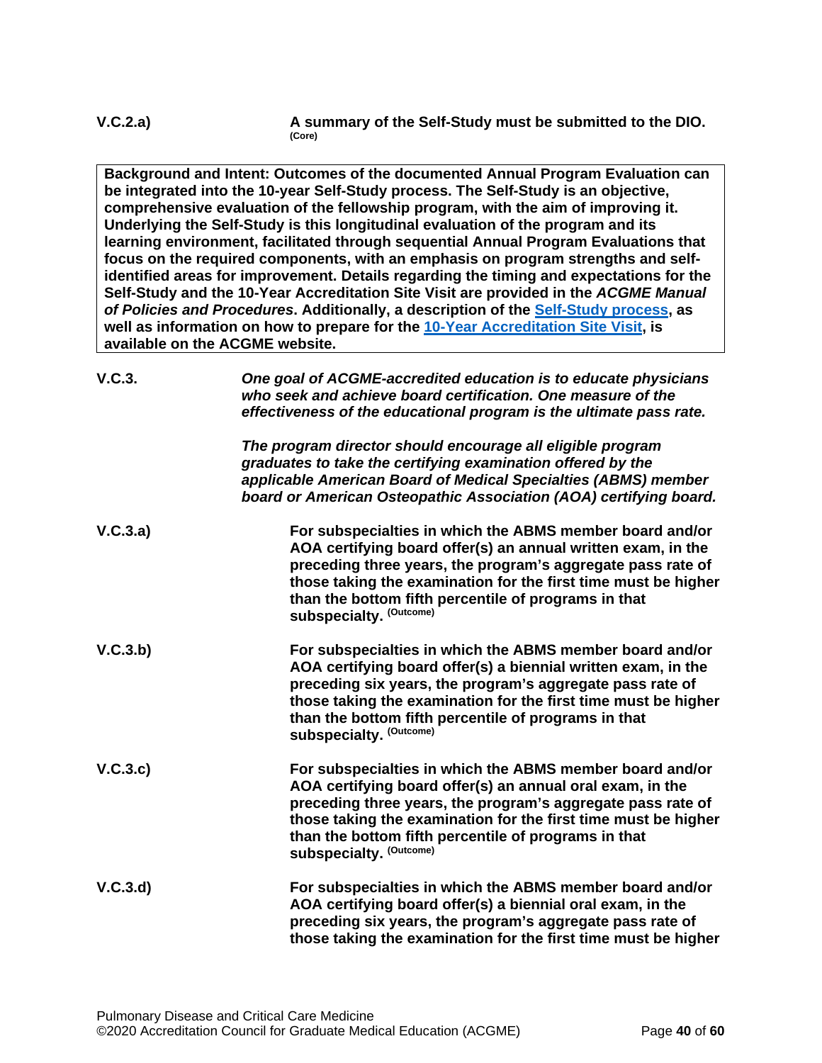**V.C.2.a)** **A summary of the Self-Study must be submitted to the DIO.** (Core)

> **Background and Intent: Outcomes of the documented Annual Program Evaluation can be integrated into the 10-year Self-Study process. The Self-Study is an objective, comprehensive evaluation of the fellowship program, with the aim of improving it. Underlying the Self-Study is this longitudinal evaluation of the program and its learning environment, facilitated through sequential Annual Program Evaluations that focus on the required components, with an emphasis on program strengths and self-identified areas for improvement. Details regarding the timing and expectations for the Self-Study and the 10-Year Accreditation Site Visit are provided in the *ACGME Manual of Policies and Procedures*. Additionally, a description of the [Self-Study process](), as well as information on how to prepare for the [10-Year Accreditation Site Visit](), is available on the ACGME website.**

**V.C.3.** ***One goal of ACGME-accredited education is to educate physicians who seek and achieve board certification. One measure of the effectiveness of the educational program is the ultimate pass rate.***

***The program director should encourage all eligible program graduates to take the certifying examination offered by the applicable American Board of Medical Specialties (ABMS) member board or American Osteopathic Association (AOA) certifying board.***

**V.C.3.a)** **For subspecialties in which the ABMS member board and/or AOA certifying board offer(s) an annual written exam, in the preceding three years, the program's aggregate pass rate of those taking the examination for the first time must be higher than the bottom fifth percentile of programs in that subspecialty.** (Outcome)

**V.C.3.b)** **For subspecialties in which the ABMS member board and/or AOA certifying board offer(s) a biennial written exam, in the preceding six years, the program's aggregate pass rate of those taking the examination for the first time must be higher than the bottom fifth percentile of programs in that subspecialty.** (Outcome)

**V.C.3.c)** **For subspecialties in which the ABMS member board and/or AOA certifying board offer(s) an annual oral exam, in the preceding three years, the program's aggregate pass rate of those taking the examination for the first time must be higher than the bottom fifth percentile of programs in that subspecialty.** (Outcome)

**V.C.3.d)** **For subspecialties in which the ABMS member board and/or AOA certifying board offer(s) a biennial oral exam, in the preceding six years, the program's aggregate pass rate of those taking the examination for the first time must be higher**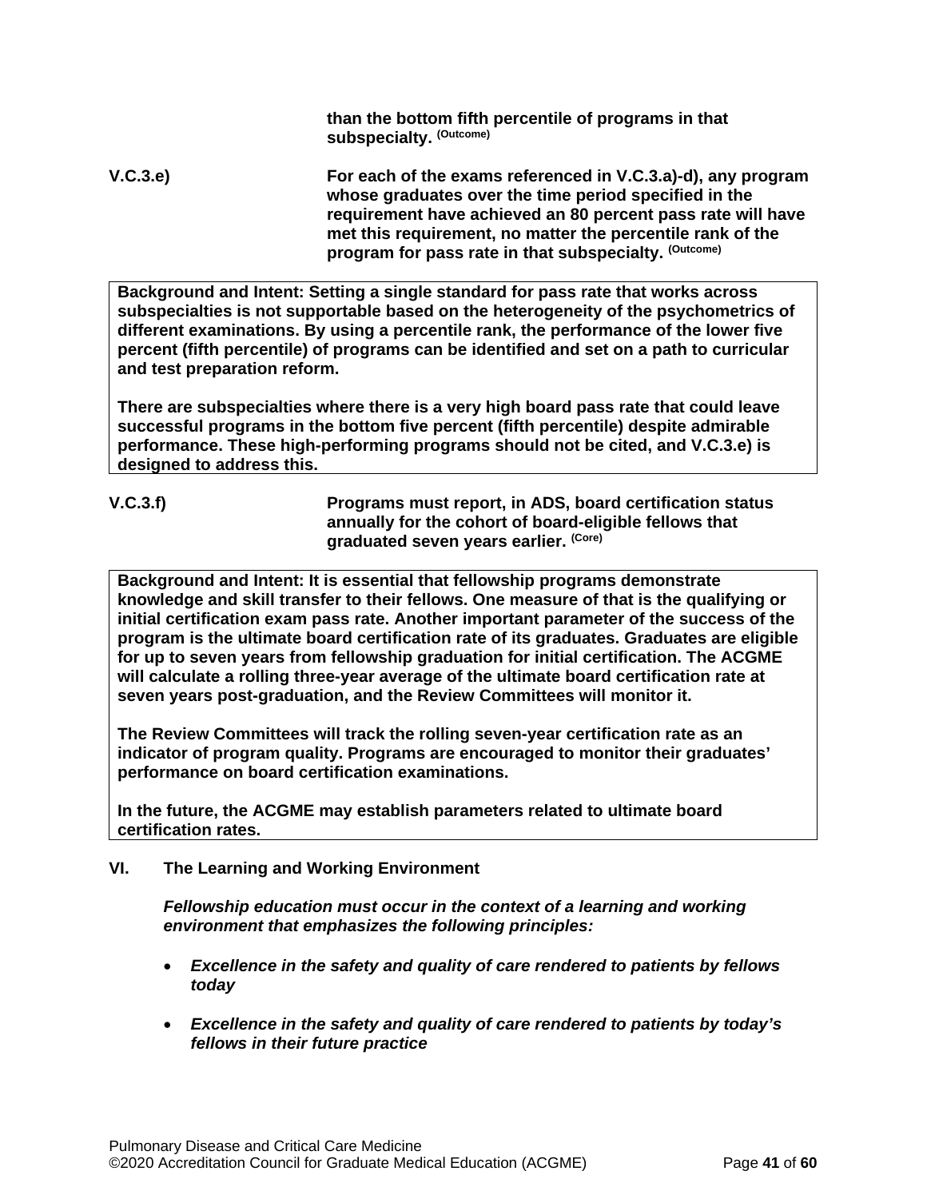**than the bottom fifth percentile of programs in that subspecialty.** **(Outcome)**

**V.C.3.e)** **For each of the exams referenced in V.C.3.a)-d), any program whose graduates over the time period specified in the requirement have achieved an 80 percent pass rate will have met this requirement, no matter the percentile rank of the program for pass rate in that subspecialty.** **(Outcome)**

> **Background and Intent: Setting a single standard for pass rate that works across subspecialties is not supportable based on the heterogeneity of the psychometrics of different examinations. By using a percentile rank, the performance of the lower five percent (fifth percentile) of programs can be identified and set on a path to curricular and test preparation reform.**
>
> **There are subspecialties where there is a very high board pass rate that could leave successful programs in the bottom five percent (fifth percentile) despite admirable performance. These high-performing programs should not be cited, and V.C.3.e) is designed to address this.**

**V.C.3.f)** **Programs must report, in ADS, board certification status annually for the cohort of board-eligible fellows that graduated seven years earlier.** **(Core)**

> **Background and Intent: It is essential that fellowship programs demonstrate knowledge and skill transfer to their fellows. One measure of that is the qualifying or initial certification exam pass rate. Another important parameter of the success of the program is the ultimate board certification rate of its graduates. Graduates are eligible for up to seven years from fellowship graduation for initial certification. The ACGME will calculate a rolling three-year average of the ultimate board certification rate at seven years post-graduation, and the Review Committees will monitor it.**
>
> **The Review Committees will track the rolling seven-year certification rate as an indicator of program quality. Programs are encouraged to monitor their graduates' performance on board certification examinations.**
>
> **In the future, the ACGME may establish parameters related to ultimate board certification rates.**

## VI. The Learning and Working Environment

***Fellowship education must occur in the context of a learning and working environment that emphasizes the following principles:***

- ***Excellence in the safety and quality of care rendered to patients by fellows today***
- ***Excellence in the safety and quality of care rendered to patients by today's fellows in their future practice***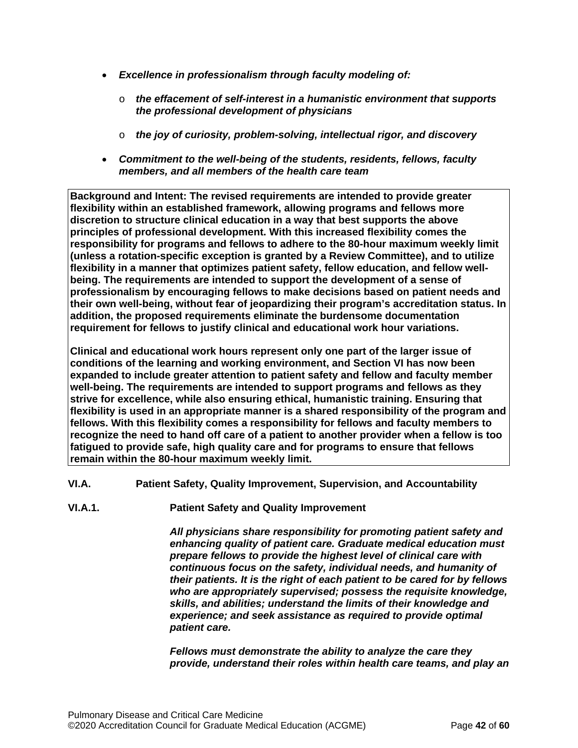- ***Excellence in professionalism through faculty modeling of:***
    - ***the effacement of self-interest in a humanistic environment that supports the professional development of physicians***
    - ***the joy of curiosity, problem-solving, intellectual rigor, and discovery***
- ***Commitment to the well-being of the students, residents, fellows, faculty members, and all members of the health care team***

**Background and Intent: The revised requirements are intended to provide greater flexibility within an established framework, allowing programs and fellows more discretion to structure clinical education in a way that best supports the above principles of professional development. With this increased flexibility comes the responsibility for programs and fellows to adhere to the 80-hour maximum weekly limit (unless a rotation-specific exception is granted by a Review Committee), and to utilize flexibility in a manner that optimizes patient safety, fellow education, and fellow well-being. The requirements are intended to support the development of a sense of professionalism by encouraging fellows to make decisions based on patient needs and their own well-being, without fear of jeopardizing their program's accreditation status. In addition, the proposed requirements eliminate the burdensome documentation requirement for fellows to justify clinical and educational work hour variations.**

**Clinical and educational work hours represent only one part of the larger issue of conditions of the learning and working environment, and Section VI has now been expanded to include greater attention to patient safety and fellow and faculty member well-being. The requirements are intended to support programs and fellows as they strive for excellence, while also ensuring ethical, humanistic training. Ensuring that flexibility is used in an appropriate manner is a shared responsibility of the program and fellows. With this flexibility comes a responsibility for fellows and faculty members to recognize the need to hand off care of a patient to another provider when a fellow is too fatigued to provide safe, high quality care and for programs to ensure that fellows remain within the 80-hour maximum weekly limit.**

**VI.A. Patient Safety, Quality Improvement, Supervision, and Accountability**

**VI.A.1. Patient Safety and Quality Improvement**

***All physicians share responsibility for promoting patient safety and enhancing quality of patient care. Graduate medical education must prepare fellows to provide the highest level of clinical care with continuous focus on the safety, individual needs, and humanity of their patients. It is the right of each patient to be cared for by fellows who are appropriately supervised; possess the requisite knowledge, skills, and abilities; understand the limits of their knowledge and experience; and seek assistance as required to provide optimal patient care.***

***Fellows must demonstrate the ability to analyze the care they provide, understand their roles within health care teams, and play an***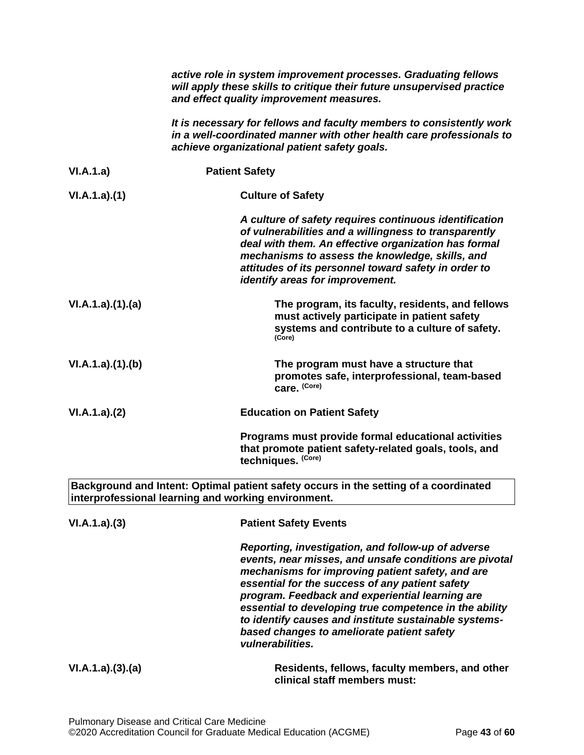*active role in system improvement processes. Graduating fellows will apply these skills to critique their future unsupervised practice and effect quality improvement measures.*

*It is necessary for fellows and faculty members to consistently work in a well-coordinated manner with other health care professionals to achieve organizational patient safety goals.*

**VI.A.1.a)** **Patient Safety**

**VI.A.1.a).(1)** **Culture of Safety**

*A culture of safety requires continuous identification of vulnerabilities and a willingness to transparently deal with them. An effective organization has formal mechanisms to assess the knowledge, skills, and attitudes of its personnel toward safety in order to identify areas for improvement.*

**VI.A.1.a).(1).(a)** **The program, its faculty, residents, and fellows must actively participate in patient safety systems and contribute to a culture of safety.** (Core)

**VI.A.1.a).(1).(b)** **The program must have a structure that promotes safe, interprofessional, team-based care.** (Core)

**VI.A.1.a).(2)** **Education on Patient Safety**

**Programs must provide formal educational activities that promote patient safety-related goals, tools, and techniques.** (Core)

| Background and Intent: Optimal patient safety occurs in the setting of a coordinated interprofessional learning and working environment. |
|---|

**VI.A.1.a).(3)** **Patient Safety Events**

*Reporting, investigation, and follow-up of adverse events, near misses, and unsafe conditions are pivotal mechanisms for improving patient safety, and are essential for the success of any patient safety program. Feedback and experiential learning are essential to developing true competence in the ability to identify causes and institute sustainable systems-based changes to ameliorate patient safety vulnerabilities.*

**VI.A.1.a).(3).(a)** **Residents, fellows, faculty members, and other clinical staff members must:**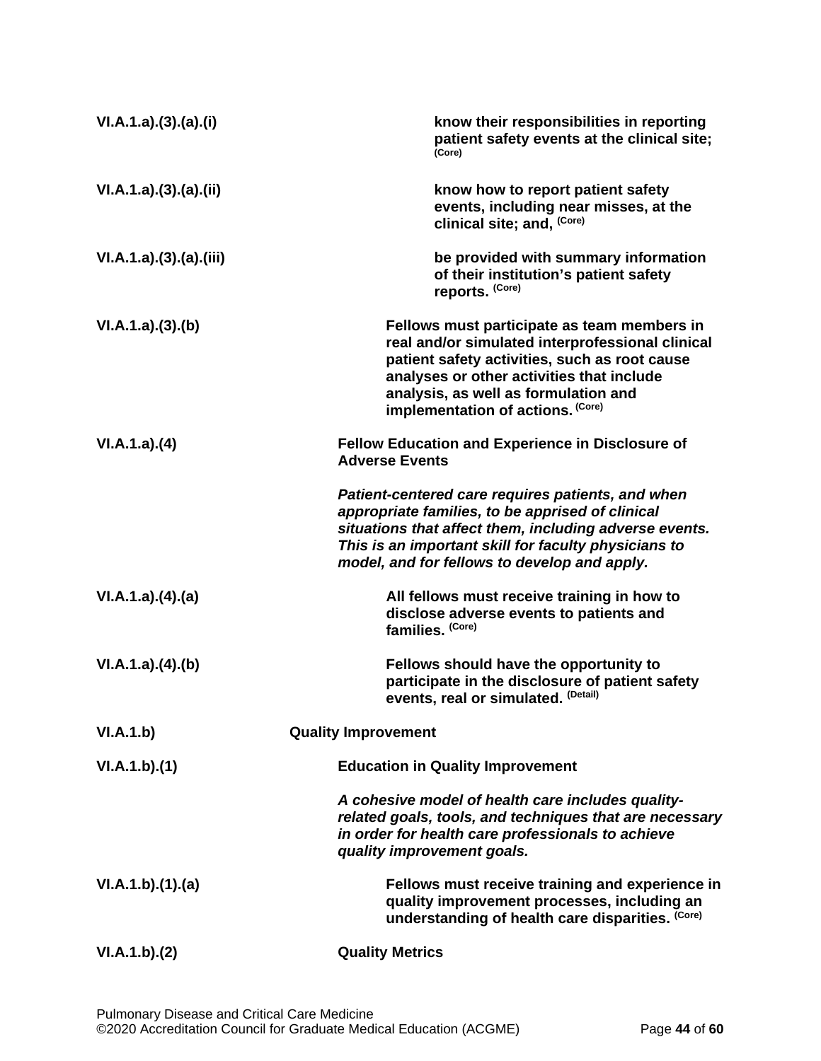| | |
|---|---|
| VI.A.1.a).(3).(a).(i) | **know their responsibilities in reporting patient safety events at the clinical site;** (Core) |
| VI.A.1.a).(3).(a).(ii) | **know how to report patient safety events, including near misses, at the clinical site; and,** (Core) |
| VI.A.1.a).(3).(a).(iii) | **be provided with summary information of their institution's patient safety reports.** (Core) |
| VI.A.1.a).(3).(b) | **Fellows must participate as team members in real and/or simulated interprofessional clinical patient safety activities, such as root cause analyses or other activities that include analysis, as well as formulation and implementation of actions.** (Core) |
| VI.A.1.a).(4) | **Fellow Education and Experience in Disclosure of Adverse Events** |
| | ***Patient-centered care requires patients, and when appropriate families, to be apprised of clinical situations that affect them, including adverse events. This is an important skill for faculty physicians to model, and for fellows to develop and apply.*** |
| VI.A.1.a).(4).(a) | **All fellows must receive training in how to disclose adverse events to patients and families.** (Core) |
| VI.A.1.a).(4).(b) | **Fellows should have the opportunity to participate in the disclosure of patient safety events, real or simulated.** (Detail) |
| VI.A.1.b) | **Quality Improvement** |
| VI.A.1.b).(1) | **Education in Quality Improvement** |
| | ***A cohesive model of health care includes quality-related goals, tools, and techniques that are necessary in order for health care professionals to achieve quality improvement goals.*** |
| VI.A.1.b).(1).(a) | **Fellows must receive training and experience in quality improvement processes, including an understanding of health care disparities.** (Core) |
| VI.A.1.b).(2) | **Quality Metrics** |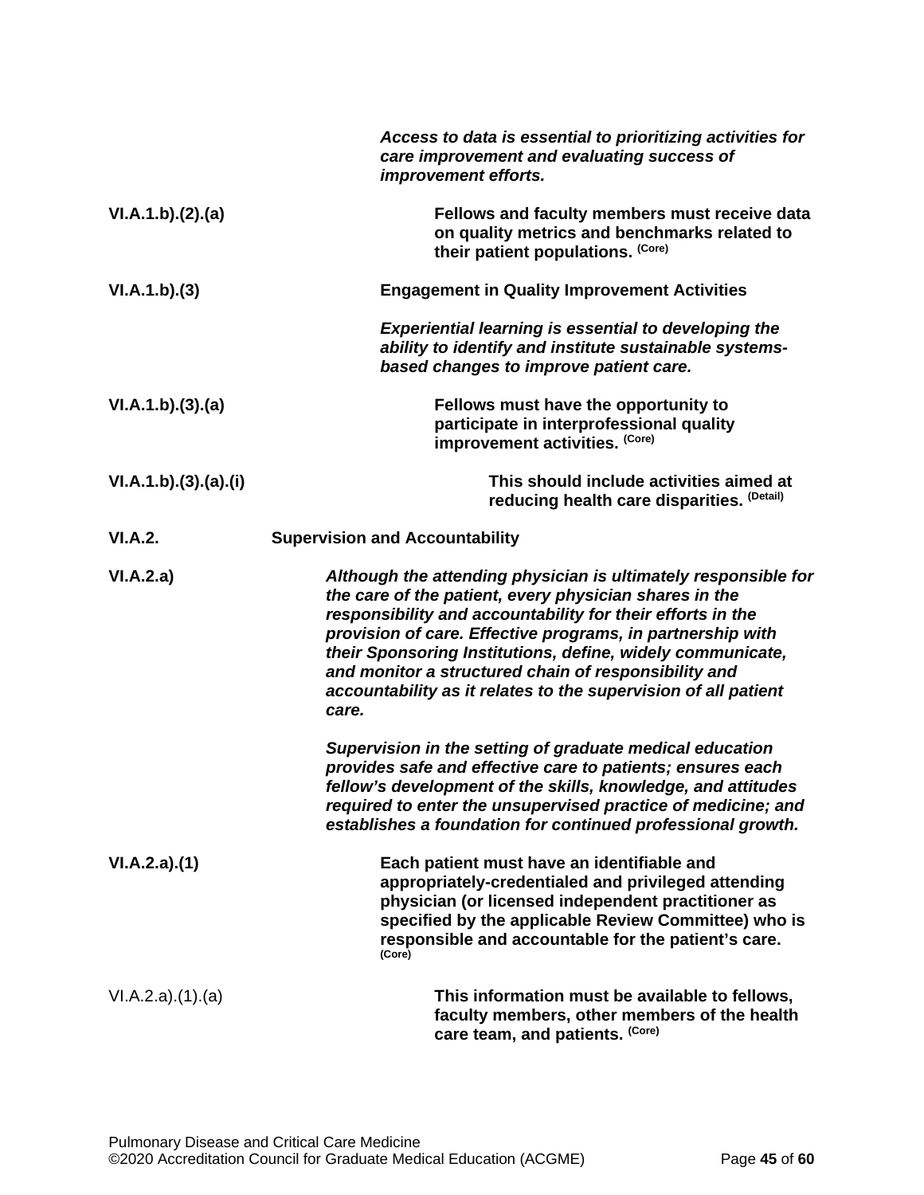*Access to data is essential to prioritizing activities for care improvement and evaluating success of improvement efforts.*

**VI.A.1.b).(2).(a)** **Fellows and faculty members must receive data on quality metrics and benchmarks related to their patient populations.** **(Core)**

**VI.A.1.b).(3)** **Engagement in Quality Improvement Activities**

*Experiential learning is essential to developing the ability to identify and institute sustainable systems-based changes to improve patient care.*

**VI.A.1.b).(3).(a)** **Fellows must have the opportunity to participate in interprofessional quality improvement activities.** **(Core)**

**VI.A.1.b).(3).(a).(i)** **This should include activities aimed at reducing health care disparities.** **(Detail)**

**VI.A.2.** **Supervision and Accountability**

**VI.A.2.a)** ***Although the attending physician is ultimately responsible for the care of the patient, every physician shares in the responsibility and accountability for their efforts in the provision of care. Effective programs, in partnership with their Sponsoring Institutions, define, widely communicate, and monitor a structured chain of responsibility and accountability as it relates to the supervision of all patient care.***

***Supervision in the setting of graduate medical education provides safe and effective care to patients; ensures each fellow's development of the skills, knowledge, and attitudes required to enter the unsupervised practice of medicine; and establishes a foundation for continued professional growth.***

**VI.A.2.a).(1)** **Each patient must have an identifiable and appropriately-credentialed and privileged attending physician (or licensed independent practitioner as specified by the applicable Review Committee) who is responsible and accountable for the patient's care.** **(Core)**

VI.A.2.a).(1).(a) **This information must be available to fellows, faculty members, other members of the health care team, and patients.** **(Core)**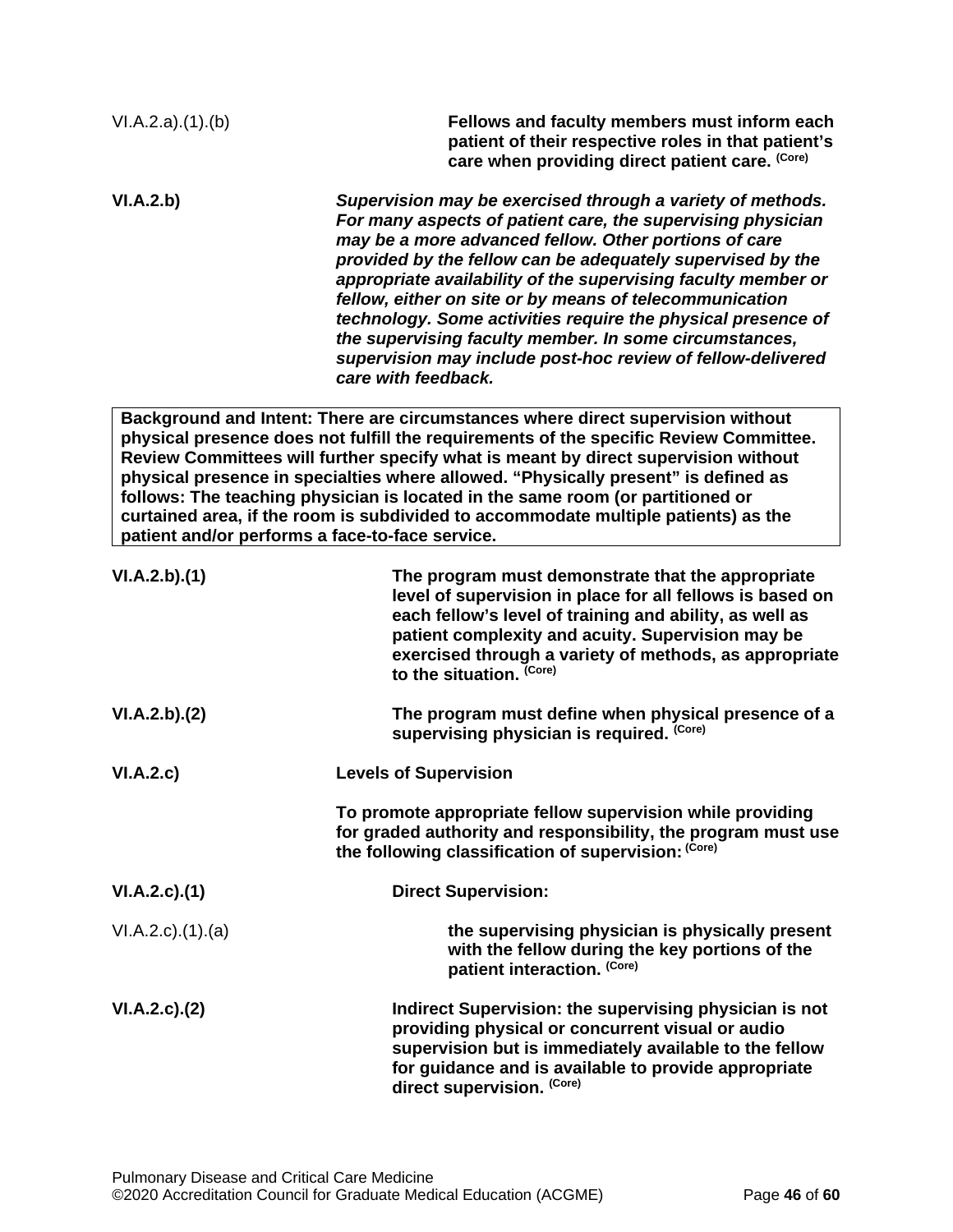VI.A.2.a).(1).(b) **Fellows and faculty members must inform each patient of their respective roles in that patient's care when providing direct patient care.** **(Core)**

**VI.A.2.b)** ***Supervision may be exercised through a variety of methods. For many aspects of patient care, the supervising physician may be a more advanced fellow. Other portions of care provided by the fellow can be adequately supervised by the appropriate availability of the supervising faculty member or fellow, either on site or by means of telecommunication technology. Some activities require the physical presence of the supervising faculty member. In some circumstances, supervision may include post-hoc review of fellow-delivered care with feedback.***

| Background and Intent: There are circumstances where direct supervision without physical presence does not fulfill the requirements of the specific Review Committee. Review Committees will further specify what is meant by direct supervision without physical presence in specialties where allowed. "Physically present" is defined as follows: The teaching physician is located in the same room (or partitioned or curtained area, if the room is subdivided to accommodate multiple patients) as the patient and/or performs a face-to-face service. |
|---|

**VI.A.2.b).(1)** **The program must demonstrate that the appropriate level of supervision in place for all fellows is based on each fellow's level of training and ability, as well as patient complexity and acuity. Supervision may be exercised through a variety of methods, as appropriate to the situation.** **(Core)**

**VI.A.2.b).(2)** **The program must define when physical presence of a supervising physician is required.** **(Core)**

**VI.A.2.c)** **Levels of Supervision**

**To promote appropriate fellow supervision while providing for graded authority and responsibility, the program must use the following classification of supervision:** **(Core)**

**VI.A.2.c).(1)** **Direct Supervision:**

VI.A.2.c).(1).(a) **the supervising physician is physically present with the fellow during the key portions of the patient interaction.** **(Core)**

**VI.A.2.c).(2)** **Indirect Supervision: the supervising physician is not providing physical or concurrent visual or audio supervision but is immediately available to the fellow for guidance and is available to provide appropriate direct supervision.** **(Core)**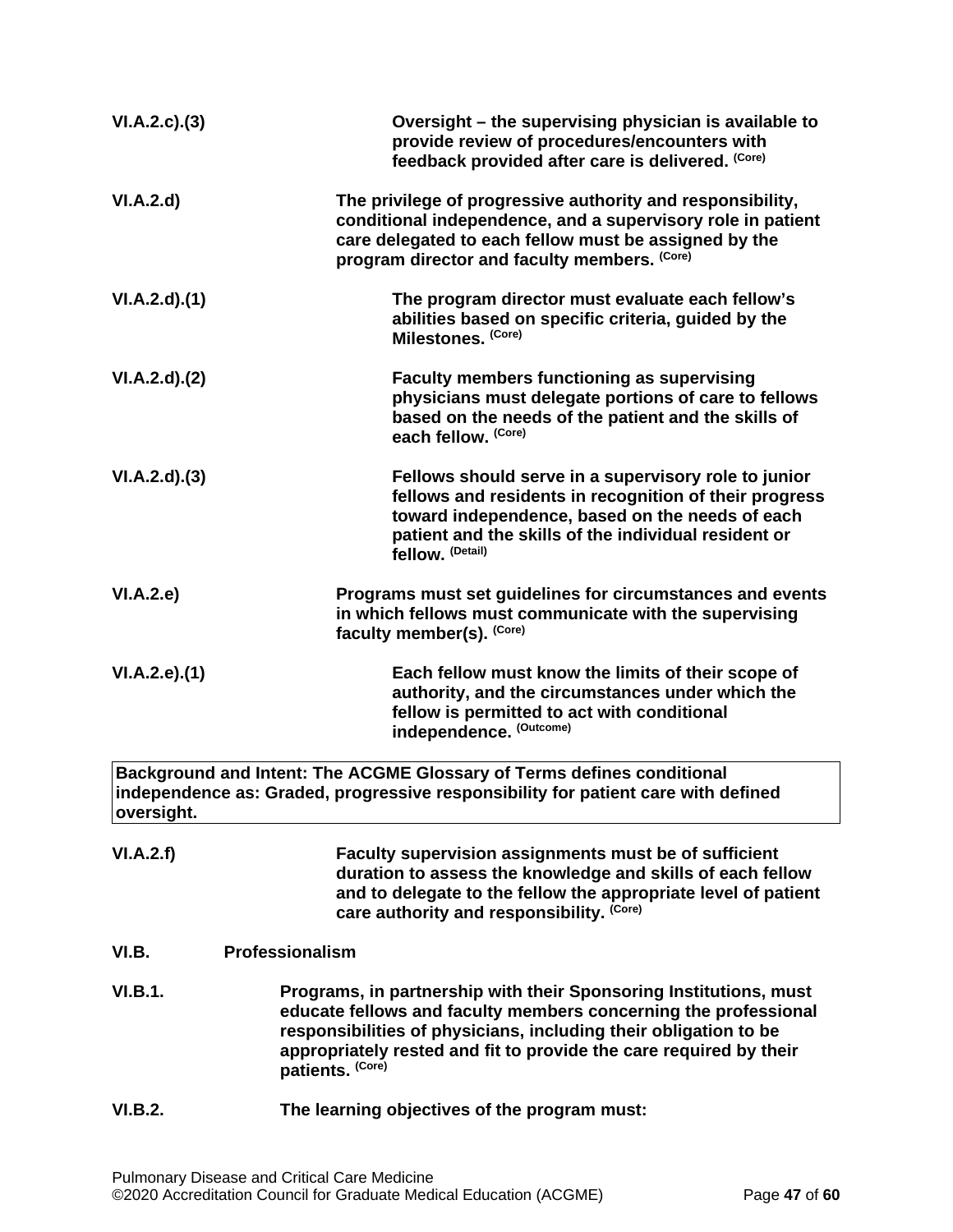**VI.A.2.c).(3)** **Oversight – the supervising physician is available to provide review of procedures/encounters with feedback provided after care is delivered.** (Core)

**VI.A.2.d)** **The privilege of progressive authority and responsibility, conditional independence, and a supervisory role in patient care delegated to each fellow must be assigned by the program director and faculty members.** (Core)

**VI.A.2.d).(1)** **The program director must evaluate each fellow's abilities based on specific criteria, guided by the Milestones.** (Core)

**VI.A.2.d).(2)** **Faculty members functioning as supervising physicians must delegate portions of care to fellows based on the needs of the patient and the skills of each fellow.** (Core)

**VI.A.2.d).(3)** **Fellows should serve in a supervisory role to junior fellows and residents in recognition of their progress toward independence, based on the needs of each patient and the skills of the individual resident or fellow.** (Detail)

**VI.A.2.e)** **Programs must set guidelines for circumstances and events in which fellows must communicate with the supervising faculty member(s).** (Core)

**VI.A.2.e).(1)** **Each fellow must know the limits of their scope of authority, and the circumstances under which the fellow is permitted to act with conditional independence.** (Outcome)

| Background and Intent: The ACGME Glossary of Terms defines conditional independence as: Graded, progressive responsibility for patient care with defined oversight. |
|---|

**VI.A.2.f)** **Faculty supervision assignments must be of sufficient duration to assess the knowledge and skills of each fellow and to delegate to the fellow the appropriate level of patient care authority and responsibility.** (Core)

## VI.B. Professionalism

**VI.B.1.** **Programs, in partnership with their Sponsoring Institutions, must educate fellows and faculty members concerning the professional responsibilities of physicians, including their obligation to be appropriately rested and fit to provide the care required by their patients.** (Core)

**VI.B.2.** **The learning objectives of the program must:**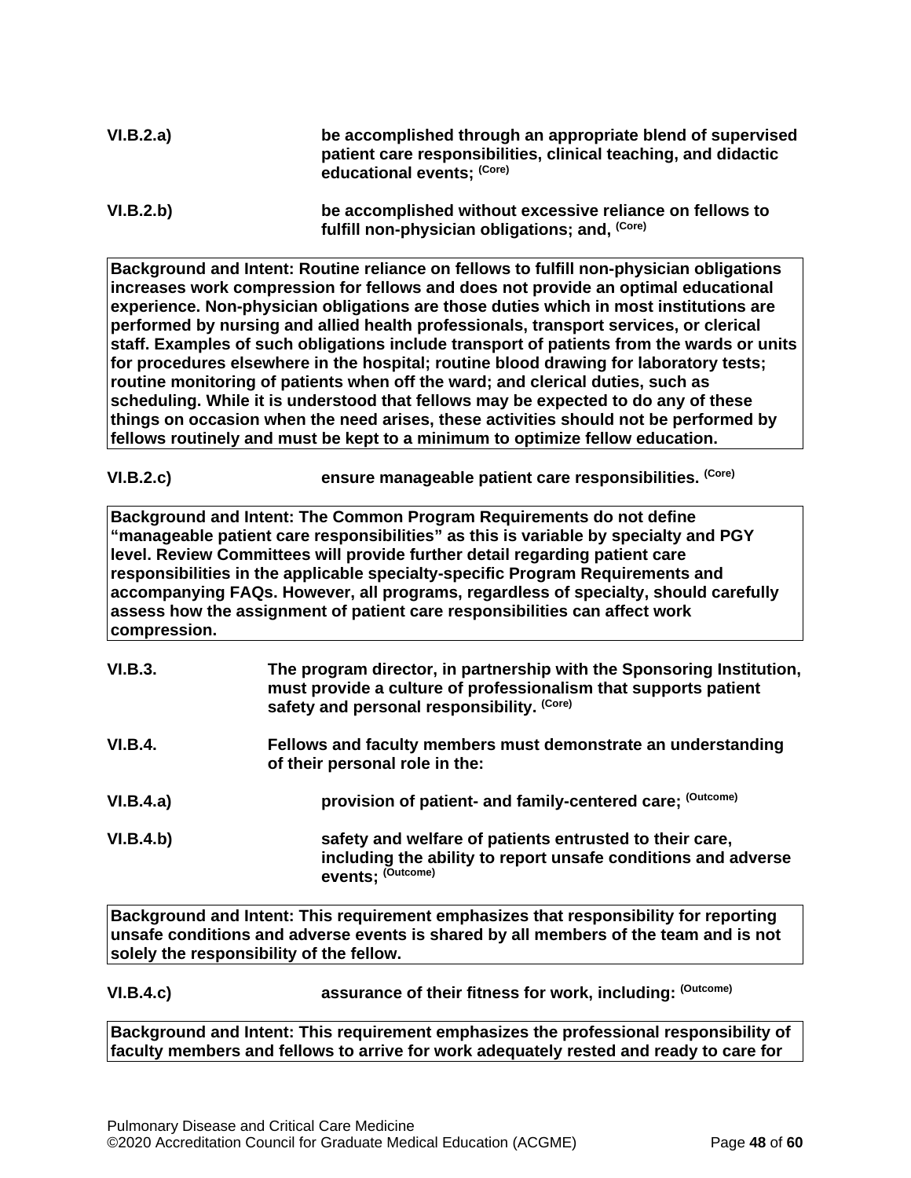**VI.B.2.a)** **be accomplished through an appropriate blend of supervised patient care responsibilities, clinical teaching, and didactic educational events;** (Core)

**VI.B.2.b)** **be accomplished without excessive reliance on fellows to fulfill non-physician obligations; and,** (Core)

**Background and Intent: Routine reliance on fellows to fulfill non-physician obligations increases work compression for fellows and does not provide an optimal educational experience. Non-physician obligations are those duties which in most institutions are performed by nursing and allied health professionals, transport services, or clerical staff. Examples of such obligations include transport of patients from the wards or units for procedures elsewhere in the hospital; routine blood drawing for laboratory tests; routine monitoring of patients when off the ward; and clerical duties, such as scheduling. While it is understood that fellows may be expected to do any of these things on occasion when the need arises, these activities should not be performed by fellows routinely and must be kept to a minimum to optimize fellow education.**

**VI.B.2.c)** **ensure manageable patient care responsibilities.** (Core)

**Background and Intent: The Common Program Requirements do not define "manageable patient care responsibilities" as this is variable by specialty and PGY level. Review Committees will provide further detail regarding patient care responsibilities in the applicable specialty-specific Program Requirements and accompanying FAQs. However, all programs, regardless of specialty, should carefully assess how the assignment of patient care responsibilities can affect work compression.**

**VI.B.3.** **The program director, in partnership with the Sponsoring Institution, must provide a culture of professionalism that supports patient safety and personal responsibility.** (Core)

**VI.B.4.** **Fellows and faculty members must demonstrate an understanding of their personal role in the:**

**VI.B.4.a)** **provision of patient- and family-centered care;** (Outcome)

**VI.B.4.b)** **safety and welfare of patients entrusted to their care, including the ability to report unsafe conditions and adverse events;** (Outcome)

**Background and Intent: This requirement emphasizes that responsibility for reporting unsafe conditions and adverse events is shared by all members of the team and is not solely the responsibility of the fellow.**

**VI.B.4.c)** **assurance of their fitness for work, including:** (Outcome)

**Background and Intent: This requirement emphasizes the professional responsibility of faculty members and fellows to arrive for work adequately rested and ready to care for**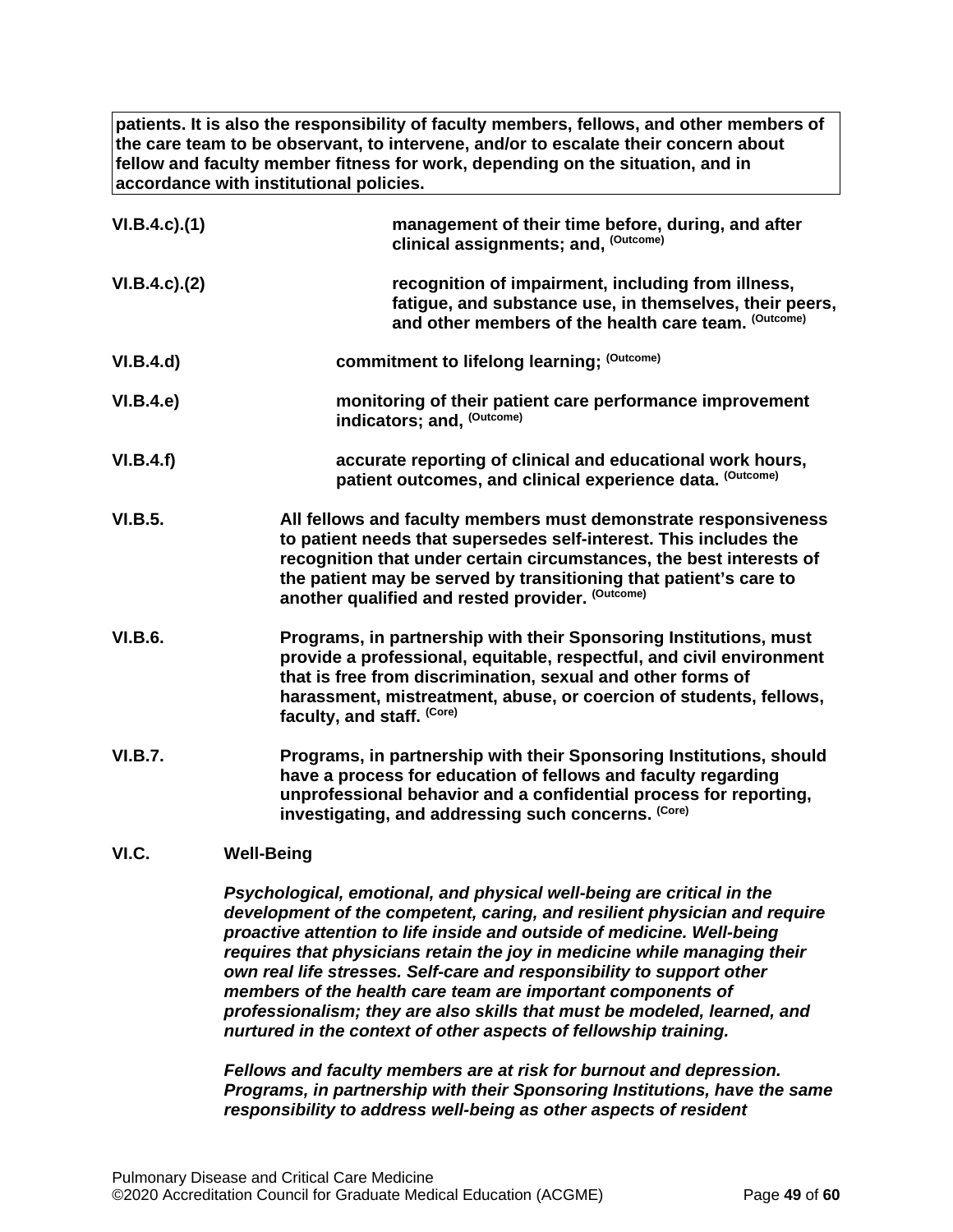**patients. It is also the responsibility of faculty members, fellows, and other members of the care team to be observant, to intervene, and/or to escalate their concern about fellow and faculty member fitness for work, depending on the situation, and in accordance with institutional policies.**

**VI.B.4.c).(1)** **management of their time before, during, and after clinical assignments; and,** **(Outcome)**

**VI.B.4.c).(2)** **recognition of impairment, including from illness, fatigue, and substance use, in themselves, their peers, and other members of the health care team.** **(Outcome)**

**VI.B.4.d)** **commitment to lifelong learning;** **(Outcome)**

**VI.B.4.e)** **monitoring of their patient care performance improvement indicators; and,** **(Outcome)**

**VI.B.4.f)** **accurate reporting of clinical and educational work hours, patient outcomes, and clinical experience data.** **(Outcome)**

**VI.B.5.** **All fellows and faculty members must demonstrate responsiveness to patient needs that supersedes self-interest. This includes the recognition that under certain circumstances, the best interests of the patient may be served by transitioning that patient's care to another qualified and rested provider.** **(Outcome)**

**VI.B.6.** **Programs, in partnership with their Sponsoring Institutions, must provide a professional, equitable, respectful, and civil environment that is free from discrimination, sexual and other forms of harassment, mistreatment, abuse, or coercion of students, fellows, faculty, and staff.** **(Core)**

**VI.B.7.** **Programs, in partnership with their Sponsoring Institutions, should have a process for education of fellows and faculty regarding unprofessional behavior and a confidential process for reporting, investigating, and addressing such concerns.** **(Core)**

## VI.C. Well-Being

***Psychological, emotional, and physical well-being are critical in the development of the competent, caring, and resilient physician and require proactive attention to life inside and outside of medicine. Well-being requires that physicians retain the joy in medicine while managing their own real life stresses. Self-care and responsibility to support other members of the health care team are important components of professionalism; they are also skills that must be modeled, learned, and nurtured in the context of other aspects of fellowship training.***

***Fellows and faculty members are at risk for burnout and depression. Programs, in partnership with their Sponsoring Institutions, have the same responsibility to address well-being as other aspects of resident***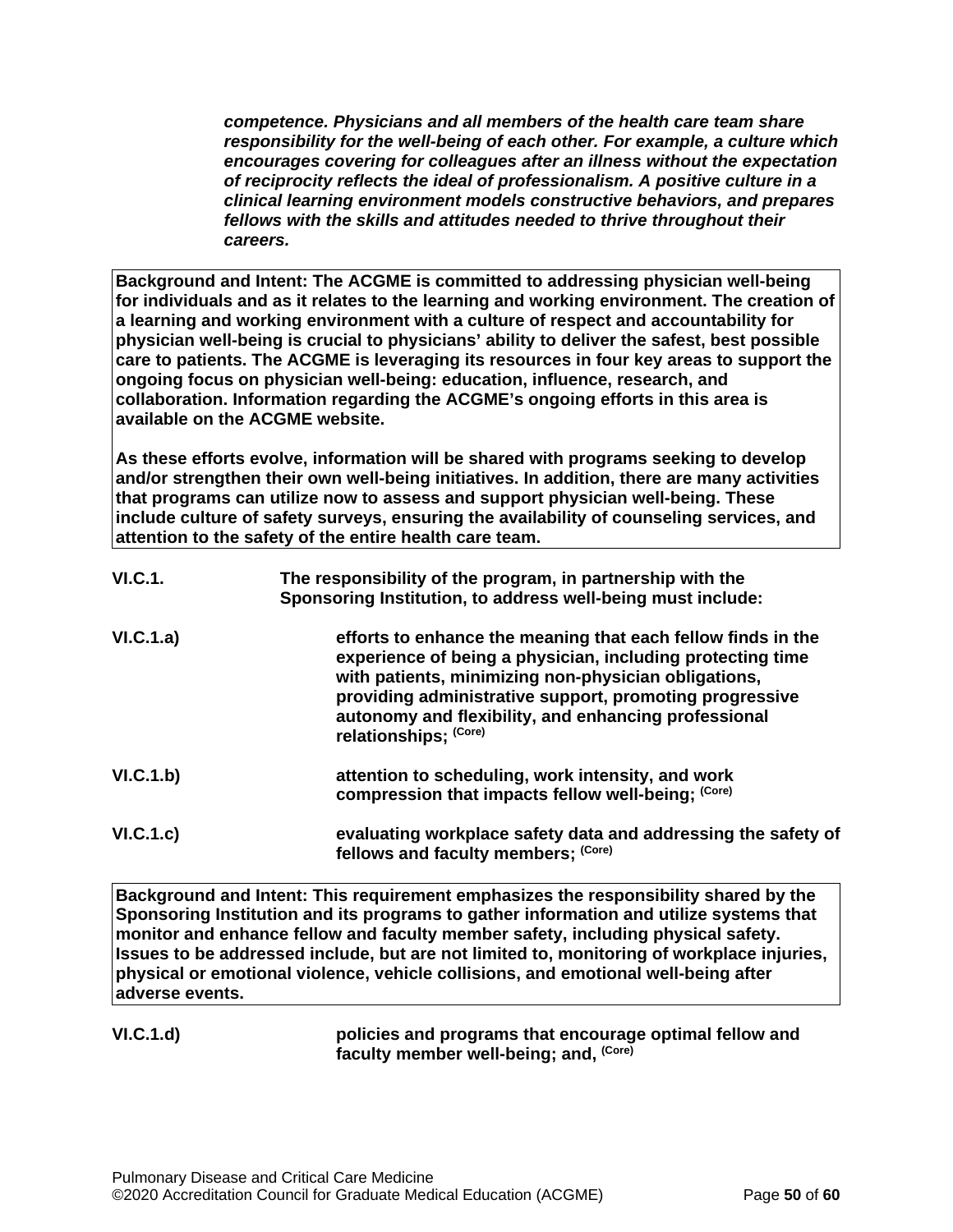***competence. Physicians and all members of the health care team share responsibility for the well-being of each other. For example, a culture which encourages covering for colleagues after an illness without the expectation of reciprocity reflects the ideal of professionalism. A positive culture in a clinical learning environment models constructive behaviors, and prepares fellows with the skills and attitudes needed to thrive throughout their careers.***

> **Background and Intent: The ACGME is committed to addressing physician well-being for individuals and as it relates to the learning and working environment. The creation of a learning and working environment with a culture of respect and accountability for physician well-being is crucial to physicians' ability to deliver the safest, best possible care to patients. The ACGME is leveraging its resources in four key areas to support the ongoing focus on physician well-being: education, influence, research, and collaboration. Information regarding the ACGME's ongoing efforts in this area is available on the ACGME website.**
>
> **As these efforts evolve, information will be shared with programs seeking to develop and/or strengthen their own well-being initiatives. In addition, there are many activities that programs can utilize now to assess and support physician well-being. These include culture of safety surveys, ensuring the availability of counseling services, and attention to the safety of the entire health care team.**

**VI.C.1.** **The responsibility of the program, in partnership with the Sponsoring Institution, to address well-being must include:**

**VI.C.1.a)** **efforts to enhance the meaning that each fellow finds in the experience of being a physician, including protecting time with patients, minimizing non-physician obligations, providing administrative support, promoting progressive autonomy and flexibility, and enhancing professional relationships; (Core)**

**VI.C.1.b)** **attention to scheduling, work intensity, and work compression that impacts fellow well-being; (Core)**

**VI.C.1.c)** **evaluating workplace safety data and addressing the safety of fellows and faculty members; (Core)**

> **Background and Intent: This requirement emphasizes the responsibility shared by the Sponsoring Institution and its programs to gather information and utilize systems that monitor and enhance fellow and faculty member safety, including physical safety. Issues to be addressed include, but are not limited to, monitoring of workplace injuries, physical or emotional violence, vehicle collisions, and emotional well-being after adverse events.**

**VI.C.1.d)** **policies and programs that encourage optimal fellow and faculty member well-being; and, (Core)**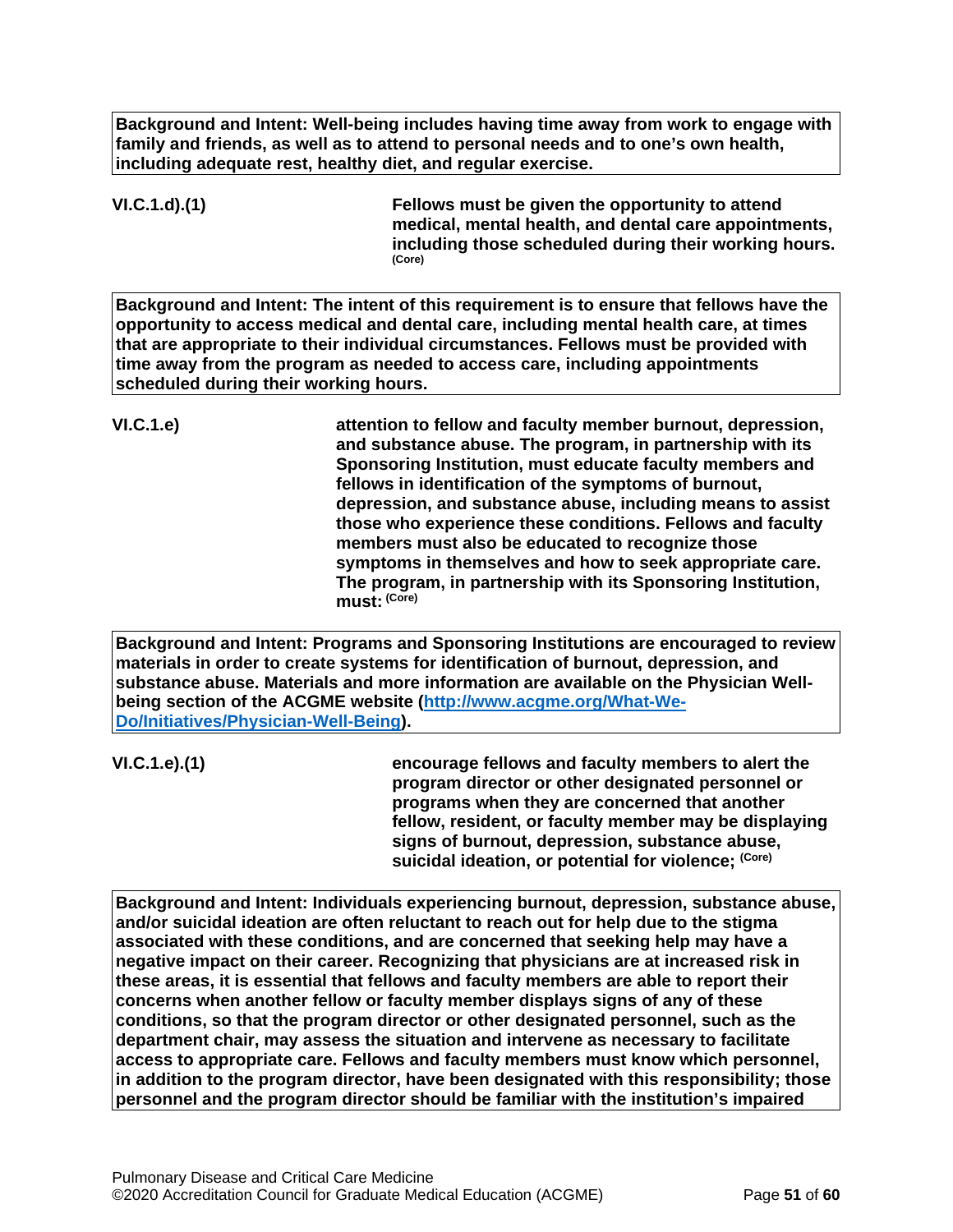**Background and Intent: Well-being includes having time away from work to engage with family and friends, as well as to attend to personal needs and to one's own health, including adequate rest, healthy diet, and regular exercise.**

**VI.C.1.d).(1)** **Fellows must be given the opportunity to attend medical, mental health, and dental care appointments, including those scheduled during their working hours.** **(Core)**

**Background and Intent: The intent of this requirement is to ensure that fellows have the opportunity to access medical and dental care, including mental health care, at times that are appropriate to their individual circumstances. Fellows must be provided with time away from the program as needed to access care, including appointments scheduled during their working hours.**

**VI.C.1.e)** **attention to fellow and faculty member burnout, depression, and substance abuse. The program, in partnership with its Sponsoring Institution, must educate faculty members and fellows in identification of the symptoms of burnout, depression, and substance abuse, including means to assist those who experience these conditions. Fellows and faculty members must also be educated to recognize those symptoms in themselves and how to seek appropriate care. The program, in partnership with its Sponsoring Institution, must:** **(Core)**

**Background and Intent: Programs and Sponsoring Institutions are encouraged to review materials in order to create systems for identification of burnout, depression, and substance abuse. Materials and more information are available on the Physician Well-being section of the ACGME website ([http://www.acgme.org/What-We-Do/Initiatives/Physician-Well-Being](http://www.acgme.org/What-We-Do/Initiatives/Physician-Well-Being)).**

**VI.C.1.e).(1)** **encourage fellows and faculty members to alert the program director or other designated personnel or programs when they are concerned that another fellow, resident, or faculty member may be displaying signs of burnout, depression, substance abuse, suicidal ideation, or potential for violence;** **(Core)**

**Background and Intent: Individuals experiencing burnout, depression, substance abuse, and/or suicidal ideation are often reluctant to reach out for help due to the stigma associated with these conditions, and are concerned that seeking help may have a negative impact on their career. Recognizing that physicians are at increased risk in these areas, it is essential that fellows and faculty members are able to report their concerns when another fellow or faculty member displays signs of any of these conditions, so that the program director or other designated personnel, such as the department chair, may assess the situation and intervene as necessary to facilitate access to appropriate care. Fellows and faculty members must know which personnel, in addition to the program director, have been designated with this responsibility; those personnel and the program director should be familiar with the institution's impaired**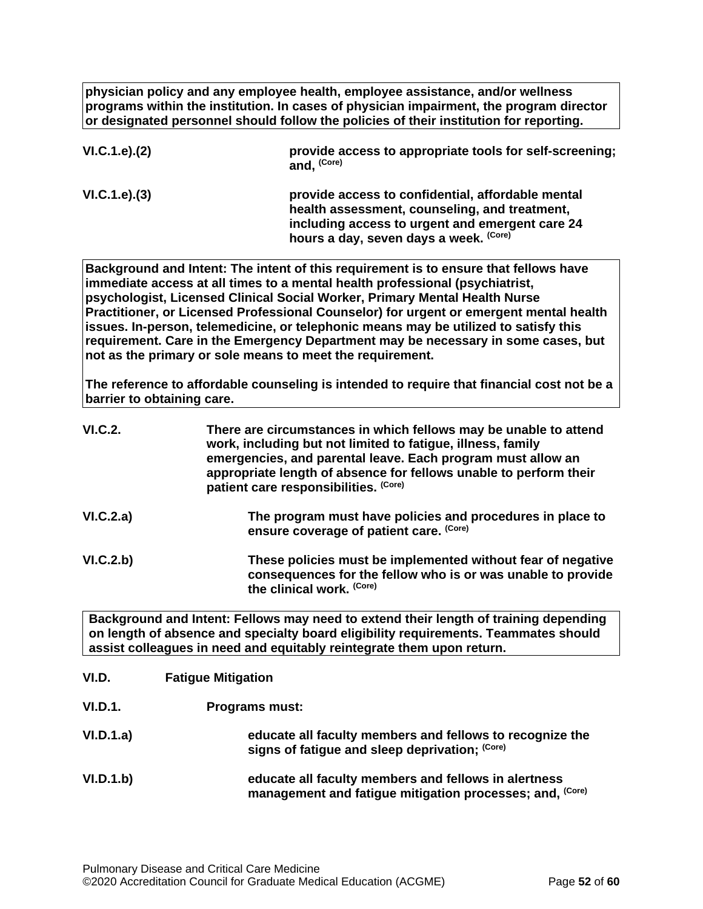**physician policy and any employee health, employee assistance, and/or wellness programs within the institution. In cases of physician impairment, the program director or designated personnel should follow the policies of their institution for reporting.**

**VI.C.1.e).(2)** **provide access to appropriate tools for self-screening; and,** (Core)

**VI.C.1.e).(3)** **provide access to confidential, affordable mental health assessment, counseling, and treatment, including access to urgent and emergent care 24 hours a day, seven days a week.** (Core)

**Background and Intent: The intent of this requirement is to ensure that fellows have immediate access at all times to a mental health professional (psychiatrist, psychologist, Licensed Clinical Social Worker, Primary Mental Health Nurse Practitioner, or Licensed Professional Counselor) for urgent or emergent mental health issues. In-person, telemedicine, or telephonic means may be utilized to satisfy this requirement. Care in the Emergency Department may be necessary in some cases, but not as the primary or sole means to meet the requirement.**

**The reference to affordable counseling is intended to require that financial cost not be a barrier to obtaining care.**

**VI.C.2.** **There are circumstances in which fellows may be unable to attend work, including but not limited to fatigue, illness, family emergencies, and parental leave. Each program must allow an appropriate length of absence for fellows unable to perform their patient care responsibilities.** (Core)

**VI.C.2.a)** **The program must have policies and procedures in place to ensure coverage of patient care.** (Core)

**VI.C.2.b)** **These policies must be implemented without fear of negative consequences for the fellow who is or was unable to provide the clinical work.** (Core)

**Background and Intent: Fellows may need to extend their length of training depending on length of absence and specialty board eligibility requirements. Teammates should assist colleagues in need and equitably reintegrate them upon return.**

**VI.D.** **Fatigue Mitigation**

**VI.D.1.** **Programs must:**

**VI.D.1.a)** **educate all faculty members and fellows to recognize the signs of fatigue and sleep deprivation;** (Core)

**VI.D.1.b)** **educate all faculty members and fellows in alertness management and fatigue mitigation processes; and,** (Core)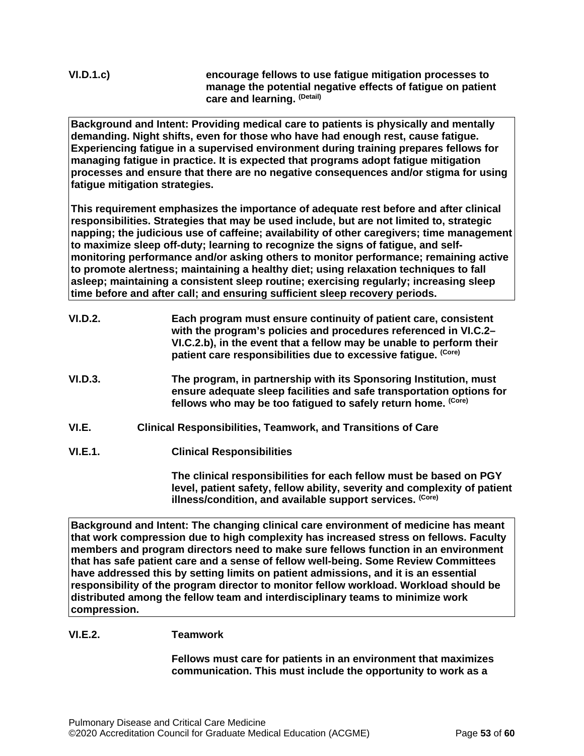**VI.D.1.c)** **encourage fellows to use fatigue mitigation processes to manage the potential negative effects of fatigue on patient care and learning.** (Detail)

> **Background and Intent: Providing medical care to patients is physically and mentally demanding. Night shifts, even for those who have had enough rest, cause fatigue. Experiencing fatigue in a supervised environment during training prepares fellows for managing fatigue in practice. It is expected that programs adopt fatigue mitigation processes and ensure that there are no negative consequences and/or stigma for using fatigue mitigation strategies.**
>
> **This requirement emphasizes the importance of adequate rest before and after clinical responsibilities. Strategies that may be used include, but are not limited to, strategic napping; the judicious use of caffeine; availability of other caregivers; time management to maximize sleep off-duty; learning to recognize the signs of fatigue, and self-monitoring performance and/or asking others to monitor performance; remaining active to promote alertness; maintaining a healthy diet; using relaxation techniques to fall asleep; maintaining a consistent sleep routine; exercising regularly; increasing sleep time before and after call; and ensuring sufficient sleep recovery periods.**

**VI.D.2.** **Each program must ensure continuity of patient care, consistent with the program's policies and procedures referenced in VI.C.2–VI.C.2.b), in the event that a fellow may be unable to perform their patient care responsibilities due to excessive fatigue.** (Core)

**VI.D.3.** **The program, in partnership with its Sponsoring Institution, must ensure adequate sleep facilities and safe transportation options for fellows who may be too fatigued to safely return home.** (Core)

**VI.E.** **Clinical Responsibilities, Teamwork, and Transitions of Care**

**VI.E.1.** **Clinical Responsibilities**

**The clinical responsibilities for each fellow must be based on PGY level, patient safety, fellow ability, severity and complexity of patient illness/condition, and available support services.** (Core)

> **Background and Intent: The changing clinical care environment of medicine has meant that work compression due to high complexity has increased stress on fellows. Faculty members and program directors need to make sure fellows function in an environment that has safe patient care and a sense of fellow well-being. Some Review Committees have addressed this by setting limits on patient admissions, and it is an essential responsibility of the program director to monitor fellow workload. Workload should be distributed among the fellow team and interdisciplinary teams to minimize work compression.**

**VI.E.2.** **Teamwork**

**Fellows must care for patients in an environment that maximizes communication. This must include the opportunity to work as a**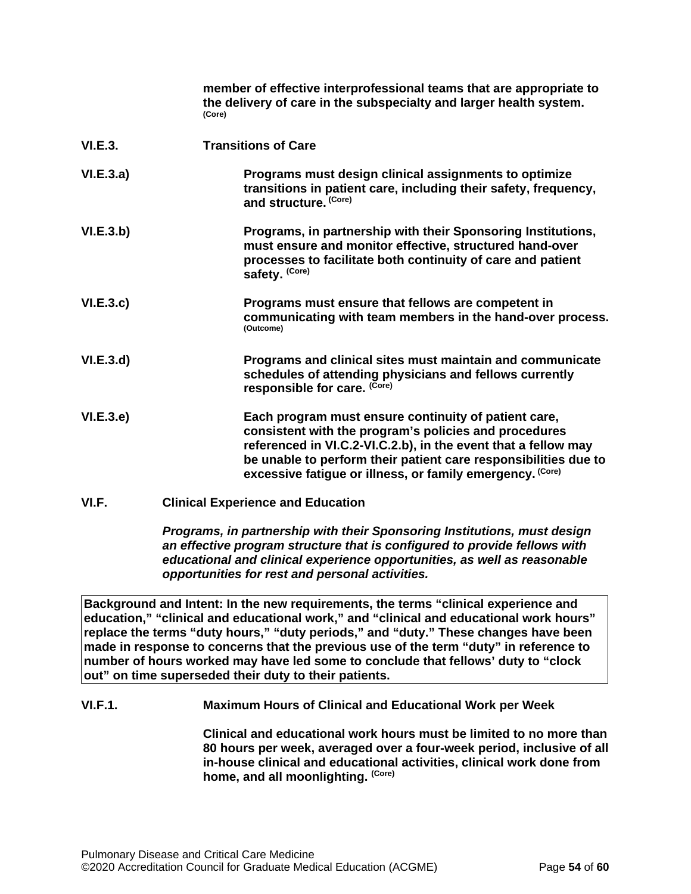**member of effective interprofessional teams that are appropriate to the delivery of care in the subspecialty and larger health system.** (Core)

**VI.E.3.** **Transitions of Care**

**VI.E.3.a)** **Programs must design clinical assignments to optimize transitions in patient care, including their safety, frequency, and structure.** (Core)

**VI.E.3.b)** **Programs, in partnership with their Sponsoring Institutions, must ensure and monitor effective, structured hand-over processes to facilitate both continuity of care and patient safety.** (Core)

**VI.E.3.c)** **Programs must ensure that fellows are competent in communicating with team members in the hand-over process.** (Outcome)

**VI.E.3.d)** **Programs and clinical sites must maintain and communicate schedules of attending physicians and fellows currently responsible for care.** (Core)

**VI.E.3.e)** **Each program must ensure continuity of patient care, consistent with the program's policies and procedures referenced in VI.C.2-VI.C.2.b), in the event that a fellow may be unable to perform their patient care responsibilities due to excessive fatigue or illness, or family emergency.** (Core)

**VI.F.** **Clinical Experience and Education**

***Programs, in partnership with their Sponsoring Institutions, must design an effective program structure that is configured to provide fellows with educational and clinical experience opportunities, as well as reasonable opportunities for rest and personal activities.***

| Background and Intent: In the new requirements, the terms "clinical experience and education," "clinical and educational work," and "clinical and educational work hours" replace the terms "duty hours," "duty periods," and "duty." These changes have been made in response to concerns that the previous use of the term "duty" in reference to number of hours worked may have led some to conclude that fellows' duty to "clock out" on time superseded their duty to their patients. |
|---|

**VI.F.1.** **Maximum Hours of Clinical and Educational Work per Week**

**Clinical and educational work hours must be limited to no more than 80 hours per week, averaged over a four-week period, inclusive of all in-house clinical and educational activities, clinical work done from home, and all moonlighting.** (Core)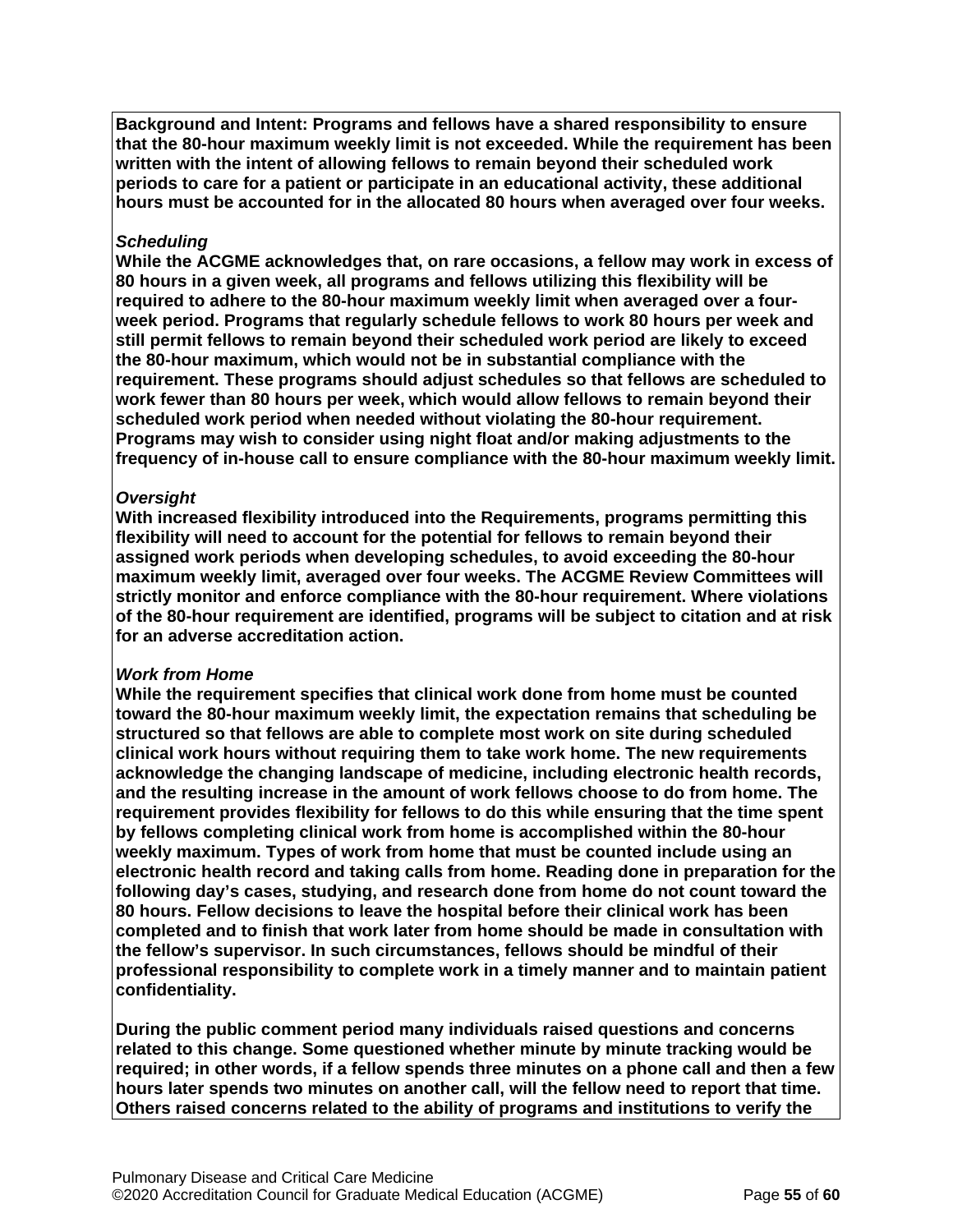**Background and Intent: Programs and fellows have a shared responsibility to ensure that the 80-hour maximum weekly limit is not exceeded. While the requirement has been written with the intent of allowing fellows to remain beyond their scheduled work periods to care for a patient or participate in an educational activity, these additional hours must be accounted for in the allocated 80 hours when averaged over four weeks.**

***Scheduling***

**While the ACGME acknowledges that, on rare occasions, a fellow may work in excess of 80 hours in a given week, all programs and fellows utilizing this flexibility will be required to adhere to the 80-hour maximum weekly limit when averaged over a four-week period. Programs that regularly schedule fellows to work 80 hours per week and still permit fellows to remain beyond their scheduled work period are likely to exceed the 80-hour maximum, which would not be in substantial compliance with the requirement. These programs should adjust schedules so that fellows are scheduled to work fewer than 80 hours per week, which would allow fellows to remain beyond their scheduled work period when needed without violating the 80-hour requirement. Programs may wish to consider using night float and/or making adjustments to the frequency of in-house call to ensure compliance with the 80-hour maximum weekly limit.**

***Oversight***

**With increased flexibility introduced into the Requirements, programs permitting this flexibility will need to account for the potential for fellows to remain beyond their assigned work periods when developing schedules, to avoid exceeding the 80-hour maximum weekly limit, averaged over four weeks. The ACGME Review Committees will strictly monitor and enforce compliance with the 80-hour requirement. Where violations of the 80-hour requirement are identified, programs will be subject to citation and at risk for an adverse accreditation action.**

***Work from Home***

**While the requirement specifies that clinical work done from home must be counted toward the 80-hour maximum weekly limit, the expectation remains that scheduling be structured so that fellows are able to complete most work on site during scheduled clinical work hours without requiring them to take work home. The new requirements acknowledge the changing landscape of medicine, including electronic health records, and the resulting increase in the amount of work fellows choose to do from home. The requirement provides flexibility for fellows to do this while ensuring that the time spent by fellows completing clinical work from home is accomplished within the 80-hour weekly maximum. Types of work from home that must be counted include using an electronic health record and taking calls from home. Reading done in preparation for the following day's cases, studying, and research done from home do not count toward the 80 hours. Fellow decisions to leave the hospital before their clinical work has been completed and to finish that work later from home should be made in consultation with the fellow's supervisor. In such circumstances, fellows should be mindful of their professional responsibility to complete work in a timely manner and to maintain patient confidentiality.**

**During the public comment period many individuals raised questions and concerns related to this change. Some questioned whether minute by minute tracking would be required; in other words, if a fellow spends three minutes on a phone call and then a few hours later spends two minutes on another call, will the fellow need to report that time. Others raised concerns related to the ability of programs and institutions to verify the**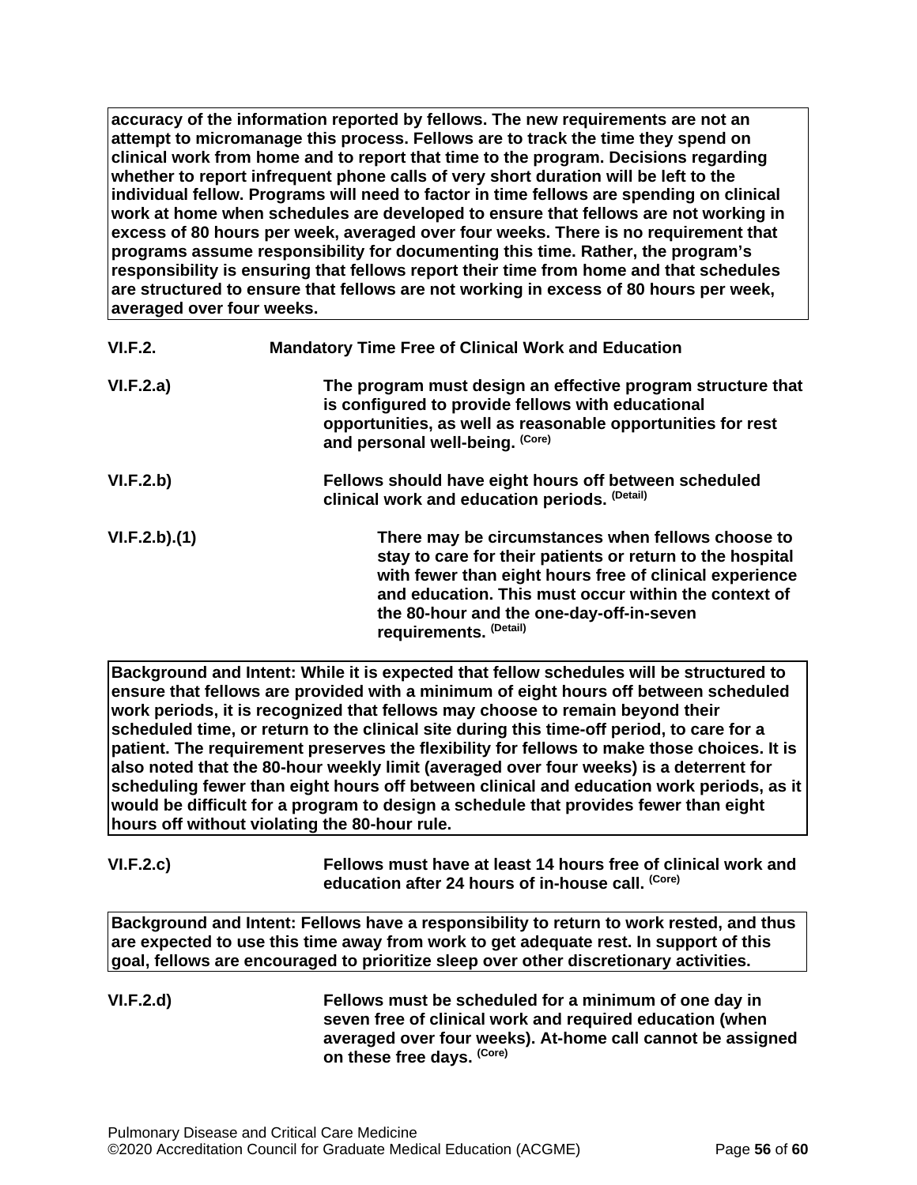**accuracy of the information reported by fellows. The new requirements are not an attempt to micromanage this process. Fellows are to track the time they spend on clinical work from home and to report that time to the program. Decisions regarding whether to report infrequent phone calls of very short duration will be left to the individual fellow. Programs will need to factor in time fellows are spending on clinical work at home when schedules are developed to ensure that fellows are not working in excess of 80 hours per week, averaged over four weeks. There is no requirement that programs assume responsibility for documenting this time. Rather, the program's responsibility is ensuring that fellows report their time from home and that schedules are structured to ensure that fellows are not working in excess of 80 hours per week, averaged over four weeks.**

**VI.F.2.** **Mandatory Time Free of Clinical Work and Education**

**VI.F.2.a)** **The program must design an effective program structure that is configured to provide fellows with educational opportunities, as well as reasonable opportunities for rest and personal well-being.** (Core)

**VI.F.2.b)** **Fellows should have eight hours off between scheduled clinical work and education periods.** (Detail)

**VI.F.2.b).(1)** **There may be circumstances when fellows choose to stay to care for their patients or return to the hospital with fewer than eight hours free of clinical experience and education. This must occur within the context of the 80-hour and the one-day-off-in-seven requirements.** (Detail)

**Background and Intent: While it is expected that fellow schedules will be structured to ensure that fellows are provided with a minimum of eight hours off between scheduled work periods, it is recognized that fellows may choose to remain beyond their scheduled time, or return to the clinical site during this time-off period, to care for a patient. The requirement preserves the flexibility for fellows to make those choices. It is also noted that the 80-hour weekly limit (averaged over four weeks) is a deterrent for scheduling fewer than eight hours off between clinical and education work periods, as it would be difficult for a program to design a schedule that provides fewer than eight hours off without violating the 80-hour rule.**

**VI.F.2.c)** **Fellows must have at least 14 hours free of clinical work and education after 24 hours of in-house call.** (Core)

**Background and Intent: Fellows have a responsibility to return to work rested, and thus are expected to use this time away from work to get adequate rest. In support of this goal, fellows are encouraged to prioritize sleep over other discretionary activities.**

**VI.F.2.d)** **Fellows must be scheduled for a minimum of one day in seven free of clinical work and required education (when averaged over four weeks). At-home call cannot be assigned on these free days.** (Core)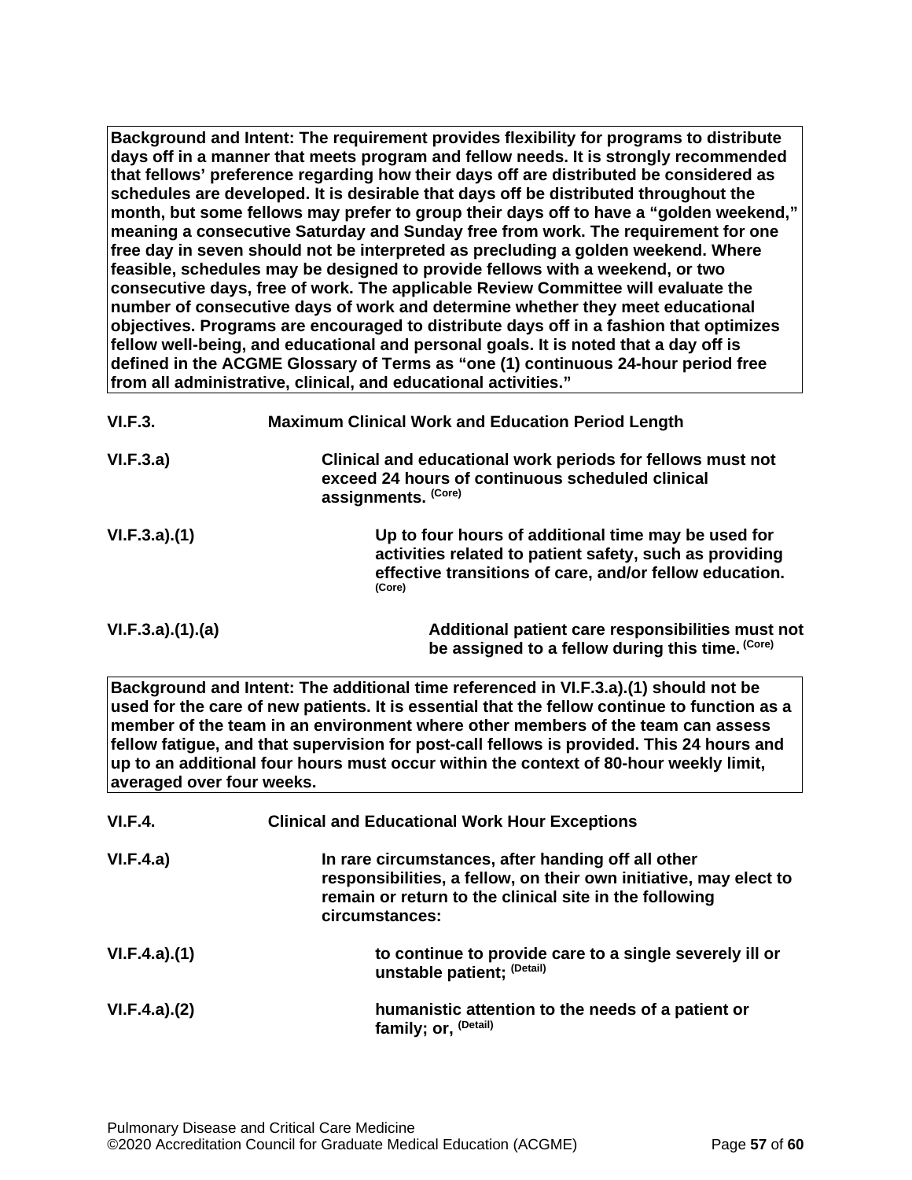**Background and Intent: The requirement provides flexibility for programs to distribute days off in a manner that meets program and fellow needs. It is strongly recommended that fellows' preference regarding how their days off are distributed be considered as schedules are developed. It is desirable that days off be distributed throughout the month, but some fellows may prefer to group their days off to have a "golden weekend," meaning a consecutive Saturday and Sunday free from work. The requirement for one free day in seven should not be interpreted as precluding a golden weekend. Where feasible, schedules may be designed to provide fellows with a weekend, or two consecutive days, free of work. The applicable Review Committee will evaluate the number of consecutive days of work and determine whether they meet educational objectives. Programs are encouraged to distribute days off in a fashion that optimizes fellow well-being, and educational and personal goals. It is noted that a day off is defined in the ACGME Glossary of Terms as "one (1) continuous 24-hour period free from all administrative, clinical, and educational activities."**

**VI.F.3. Maximum Clinical Work and Education Period Length**

**VI.F.3.a) Clinical and educational work periods for fellows must not exceed 24 hours of continuous scheduled clinical assignments.** (Core)

**VI.F.3.a).(1) Up to four hours of additional time may be used for activities related to patient safety, such as providing effective transitions of care, and/or fellow education.** (Core)

**VI.F.3.a).(1).(a) Additional patient care responsibilities must not be assigned to a fellow during this time.** (Core)

**Background and Intent: The additional time referenced in VI.F.3.a).(1) should not be used for the care of new patients. It is essential that the fellow continue to function as a member of the team in an environment where other members of the team can assess fellow fatigue, and that supervision for post-call fellows is provided. This 24 hours and up to an additional four hours must occur within the context of 80-hour weekly limit, averaged over four weeks.**

**VI.F.4. Clinical and Educational Work Hour Exceptions**

**VI.F.4.a) In rare circumstances, after handing off all other responsibilities, a fellow, on their own initiative, may elect to remain or return to the clinical site in the following circumstances:**

**VI.F.4.a).(1) to continue to provide care to a single severely ill or unstable patient;** (Detail)

**VI.F.4.a).(2) humanistic attention to the needs of a patient or family; or,** (Detail)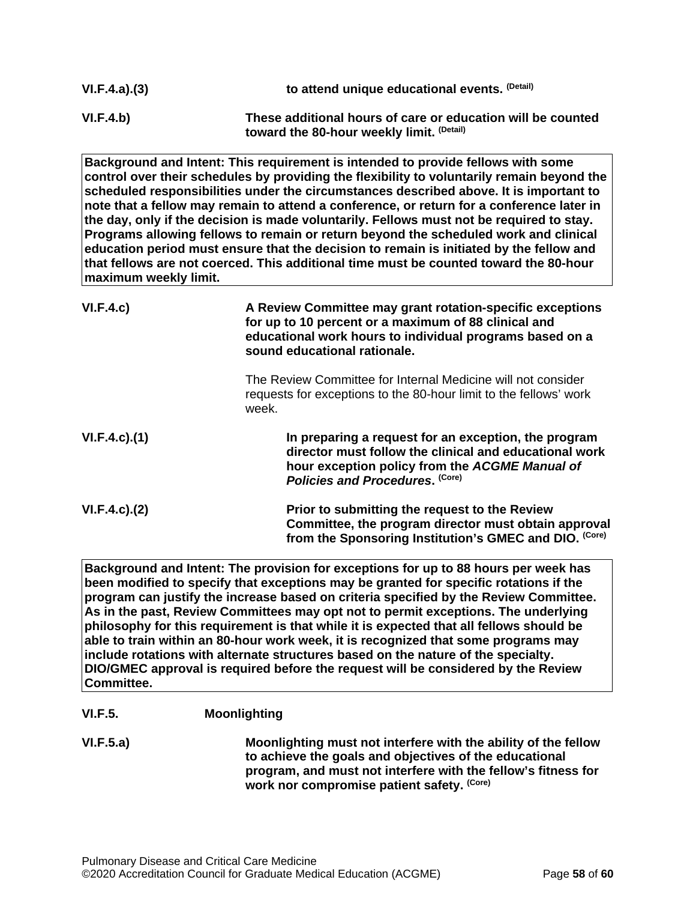VI.F.4.a).(3) **to attend unique educational events.** (Detail)

VI.F.4.b) **These additional hours of care or education will be counted toward the 80-hour weekly limit.** (Detail)

**Background and Intent: This requirement is intended to provide fellows with some control over their schedules by providing the flexibility to voluntarily remain beyond the scheduled responsibilities under the circumstances described above. It is important to note that a fellow may remain to attend a conference, or return for a conference later in the day, only if the decision is made voluntarily. Fellows must not be required to stay. Programs allowing fellows to remain or return beyond the scheduled work and clinical education period must ensure that the decision to remain is initiated by the fellow and that fellows are not coerced. This additional time must be counted toward the 80-hour maximum weekly limit.**

VI.F.4.c) **A Review Committee may grant rotation-specific exceptions for up to 10 percent or a maximum of 88 clinical and educational work hours to individual programs based on a sound educational rationale.**

The Review Committee for Internal Medicine will not consider requests for exceptions to the 80-hour limit to the fellows' work week.

VI.F.4.c).(1) **In preparing a request for an exception, the program director must follow the clinical and educational work hour exception policy from the *ACGME Manual of Policies and Procedures*.** (Core)

VI.F.4.c).(2) **Prior to submitting the request to the Review Committee, the program director must obtain approval from the Sponsoring Institution's GMEC and DIO.** (Core)

**Background and Intent: The provision for exceptions for up to 88 hours per week has been modified to specify that exceptions may be granted for specific rotations if the program can justify the increase based on criteria specified by the Review Committee. As in the past, Review Committees may opt not to permit exceptions. The underlying philosophy for this requirement is that while it is expected that all fellows should be able to train within an 80-hour work week, it is recognized that some programs may include rotations with alternate structures based on the nature of the specialty. DIO/GMEC approval is required before the request will be considered by the Review Committee.**

VI.F.5. **Moonlighting**

VI.F.5.a) **Moonlighting must not interfere with the ability of the fellow to achieve the goals and objectives of the educational program, and must not interfere with the fellow's fitness for work nor compromise patient safety.** (Core)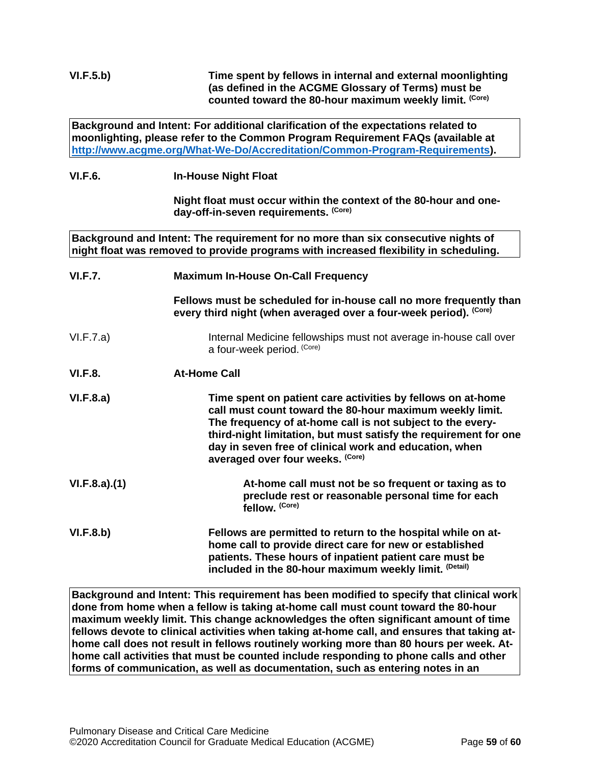**VI.F.5.b)** **Time spent by fellows in internal and external moonlighting (as defined in the ACGME Glossary of Terms) must be counted toward the 80-hour maximum weekly limit.** **(Core)**

> **Background and Intent: For additional clarification of the expectations related to moonlighting, please refer to the Common Program Requirement FAQs (available at [http://www.acgme.org/What-We-Do/Accreditation/Common-Program-Requirements](http://www.acgme.org/What-We-Do/Accreditation/Common-Program-Requirements)).**

**VI.F.6.** **In-House Night Float**

**Night float must occur within the context of the 80-hour and one-day-off-in-seven requirements.** **(Core)**

> **Background and Intent: The requirement for no more than six consecutive nights of night float was removed to provide programs with increased flexibility in scheduling.**

**VI.F.7.** **Maximum In-House On-Call Frequency**

**Fellows must be scheduled for in-house call no more frequently than every third night (when averaged over a four-week period).** **(Core)**

VI.F.7.a) Internal Medicine fellowships must not average in-house call over a four-week period. (Core)

**VI.F.8.** **At-Home Call**

**VI.F.8.a)** **Time spent on patient care activities by fellows on at-home call must count toward the 80-hour maximum weekly limit. The frequency of at-home call is not subject to the every-third-night limitation, but must satisfy the requirement for one day in seven free of clinical work and education, when averaged over four weeks.** **(Core)**

**VI.F.8.a).(1)** **At-home call must not be so frequent or taxing as to preclude rest or reasonable personal time for each fellow.** **(Core)**

**VI.F.8.b)** **Fellows are permitted to return to the hospital while on at-home call to provide direct care for new or established patients. These hours of inpatient patient care must be included in the 80-hour maximum weekly limit.** **(Detail)**

> **Background and Intent: This requirement has been modified to specify that clinical work done from home when a fellow is taking at-home call must count toward the 80-hour maximum weekly limit. This change acknowledges the often significant amount of time fellows devote to clinical activities when taking at-home call, and ensures that taking at-home call does not result in fellows routinely working more than 80 hours per week. At-home call activities that must be counted include responding to phone calls and other forms of communication, as well as documentation, such as entering notes in an**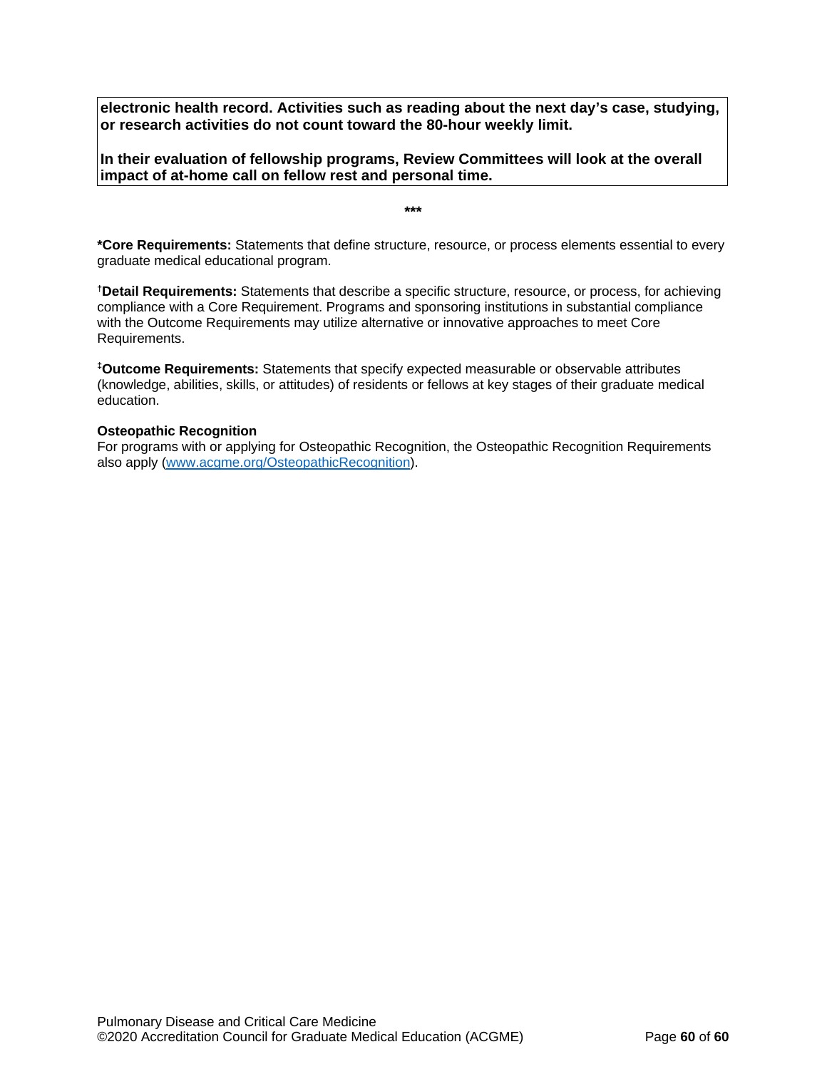**electronic health record. Activities such as reading about the next day's case, studying, or research activities do not count toward the 80-hour weekly limit.**

**In their evaluation of fellowship programs, Review Committees will look at the overall impact of at-home call on fellow rest and personal time.**

***

***Core Requirements:** Statements that define structure, resource, or process elements essential to every graduate medical educational program.

[†]**Detail Requirements:** Statements that describe a specific structure, resource, or process, for achieving compliance with a Core Requirement. Programs and sponsoring institutions in substantial compliance with the Outcome Requirements may utilize alternative or innovative approaches to meet Core Requirements.

[‡]**Outcome Requirements:** Statements that specify expected measurable or observable attributes (knowledge, abilities, skills, or attitudes) of residents or fellows at key stages of their graduate medical education.

**Osteopathic Recognition**
For programs with or applying for Osteopathic Recognition, the Osteopathic Recognition Requirements also apply (www.acgme.org/OsteopathicRecognition).